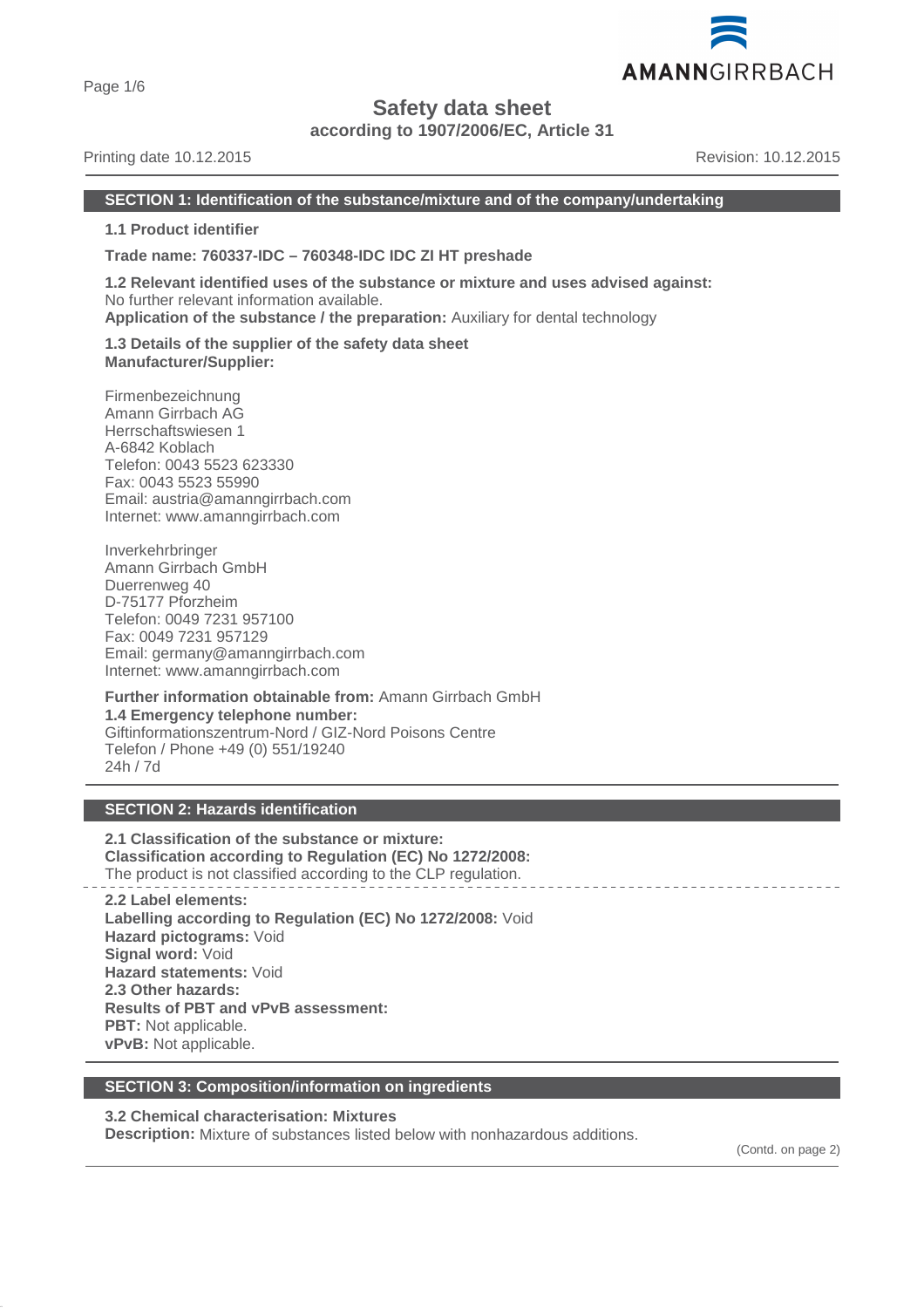# Safety data sheet

**according to 1907/2006/EC, Article 31**

Printing date 10.12.2015 Revision: 10.12.2015

## SECTION 1: Identification of the substance/mixture and of the company/undertaking

**1.1 Product identifier**

**Trade name: 760337-IDC – 760348-IDC IDC ZI HT preshade**

**1.2 Relevant identified uses of the substance or mixture and uses advised against:**
No further relevant information available.
**Application of the substance / the preparation:** Auxiliary for dental technology

**1.3 Details of the supplier of the safety data sheet**
**Manufacturer/Supplier:**

Firmenbezeichnung
Amann Girrbach AG
Herrschaftswiesen 1
A-6842 Koblach
Telefon: 0043 5523 623330
Fax: 0043 5523 55990
Email: austria@amanngirrbach.com
Internet: www.amanngirrbach.com

Inverkehrbringer
Amann Girrbach GmbH
Duerrenweg 40
D-75177 Pforzheim
Telefon: 0049 7231 957100
Fax: 0049 7231 957129
Email: germany@amanngirrbach.com
Internet: www.amanngirrbach.com

**Further information obtainable from:** Amann Girrbach GmbH
**1.4 Emergency telephone number:**
Giftinformationszentrum-Nord / GIZ-Nord Poisons Centre
Telefon / Phone +49 (0) 551/19240
24h / 7d

## SECTION 2: Hazards identification

**2.1 Classification of the substance or mixture:**
**Classification according to Regulation (EC) No 1272/2008:**
The product is not classified according to the CLP regulation.

**2.2 Label elements:**
**Labelling according to Regulation (EC) No 1272/2008:** Void
**Hazard pictograms:** Void
**Signal word:** Void
**Hazard statements:** Void
**2.3 Other hazards:**
**Results of PBT and vPvB assessment:**
**PBT:** Not applicable.
**vPvB:** Not applicable.

## SECTION 3: Composition/information on ingredients

**3.2 Chemical characterisation: Mixtures**
**Description:** Mixture of substances listed below with nonhazardous additions.

(Contd. on page 2)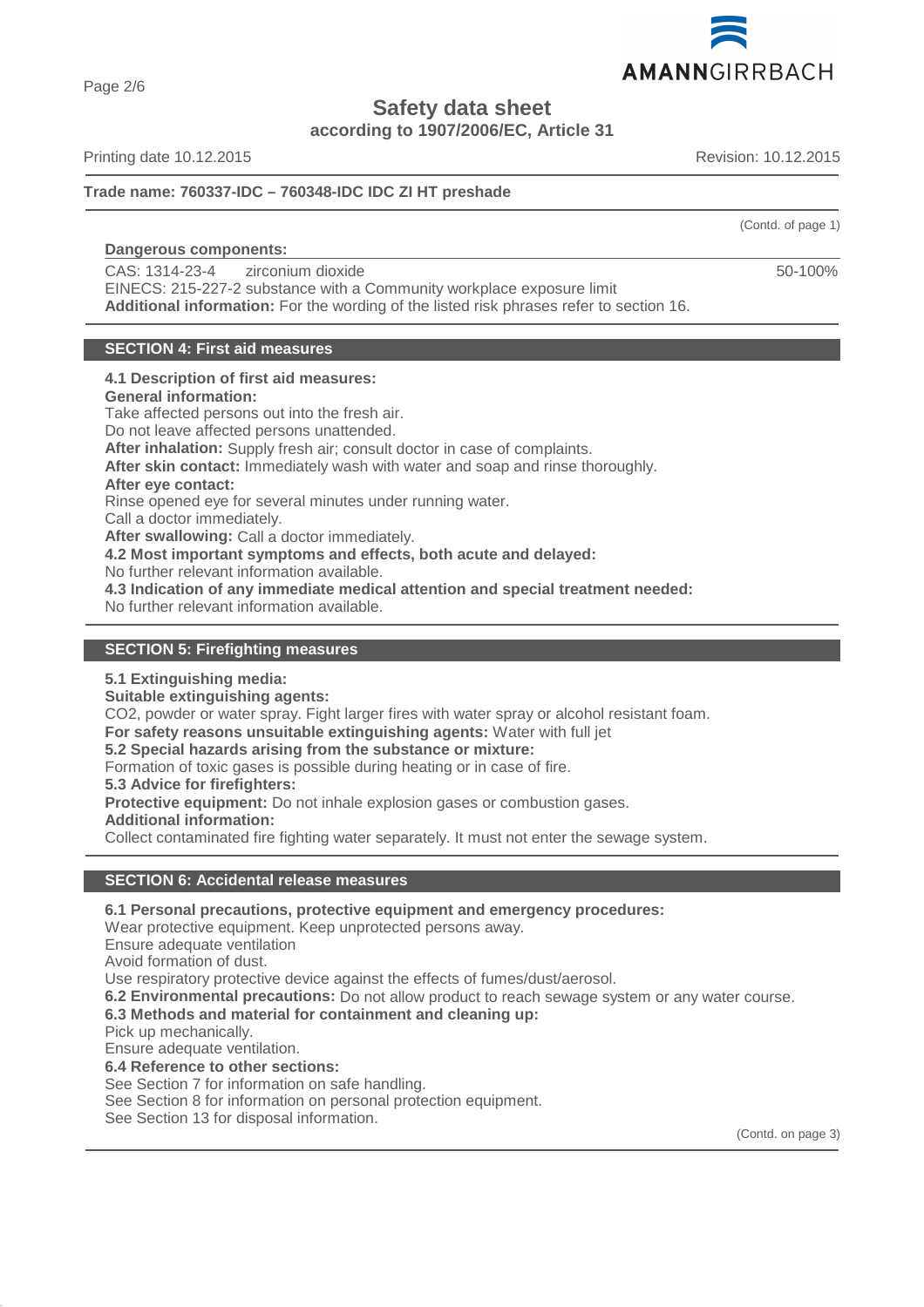**Safety data sheet**
**according to 1907/2006/EC, Article 31**

Printing date 10.12.2015 Revision: 10.12.2015

**Trade name: 760337-IDC – 760348-IDC IDC ZI HT preshade**

(Contd. of page 1)

**Dangerous components:**

| | | |
|---|---|---|
| CAS: 1314-23-4 | zirconium dioxide | 50-100% |
| EINECS: 215-227-2 | substance with a Community workplace exposure limit | |

**Additional information:** For the wording of the listed risk phrases refer to section 16.

## SECTION 4: First aid measures

**4.1 Description of first aid measures:**
**General information:**
Take affected persons out into the fresh air.
Do not leave affected persons unattended.
**After inhalation:** Supply fresh air; consult doctor in case of complaints.
**After skin contact:** Immediately wash with water and soap and rinse thoroughly.
**After eye contact:**
Rinse opened eye for several minutes under running water.
Call a doctor immediately.
**After swallowing:** Call a doctor immediately.
**4.2 Most important symptoms and effects, both acute and delayed:**
No further relevant information available.
**4.3 Indication of any immediate medical attention and special treatment needed:**
No further relevant information available.

## SECTION 5: Firefighting measures

**5.1 Extinguishing media:**
**Suitable extinguishing agents:**
CO2, powder or water spray. Fight larger fires with water spray or alcohol resistant foam.
**For safety reasons unsuitable extinguishing agents:** Water with full jet
**5.2 Special hazards arising from the substance or mixture:**
Formation of toxic gases is possible during heating or in case of fire.
**5.3 Advice for firefighters:**
**Protective equipment:** Do not inhale explosion gases or combustion gases.
**Additional information:**
Collect contaminated fire fighting water separately. It must not enter the sewage system.

## SECTION 6: Accidental release measures

**6.1 Personal precautions, protective equipment and emergency procedures:**
Wear protective equipment. Keep unprotected persons away.
Ensure adequate ventilation
Avoid formation of dust.
Use respiratory protective device against the effects of fumes/dust/aerosol.
**6.2 Environmental precautions:** Do not allow product to reach sewage system or any water course.
**6.3 Methods and material for containment and cleaning up:**
Pick up mechanically.
Ensure adequate ventilation.
**6.4 Reference to other sections:**
See Section 7 for information on safe handling.
See Section 8 for information on personal protection equipment.
See Section 13 for disposal information.

(Contd. on page 3)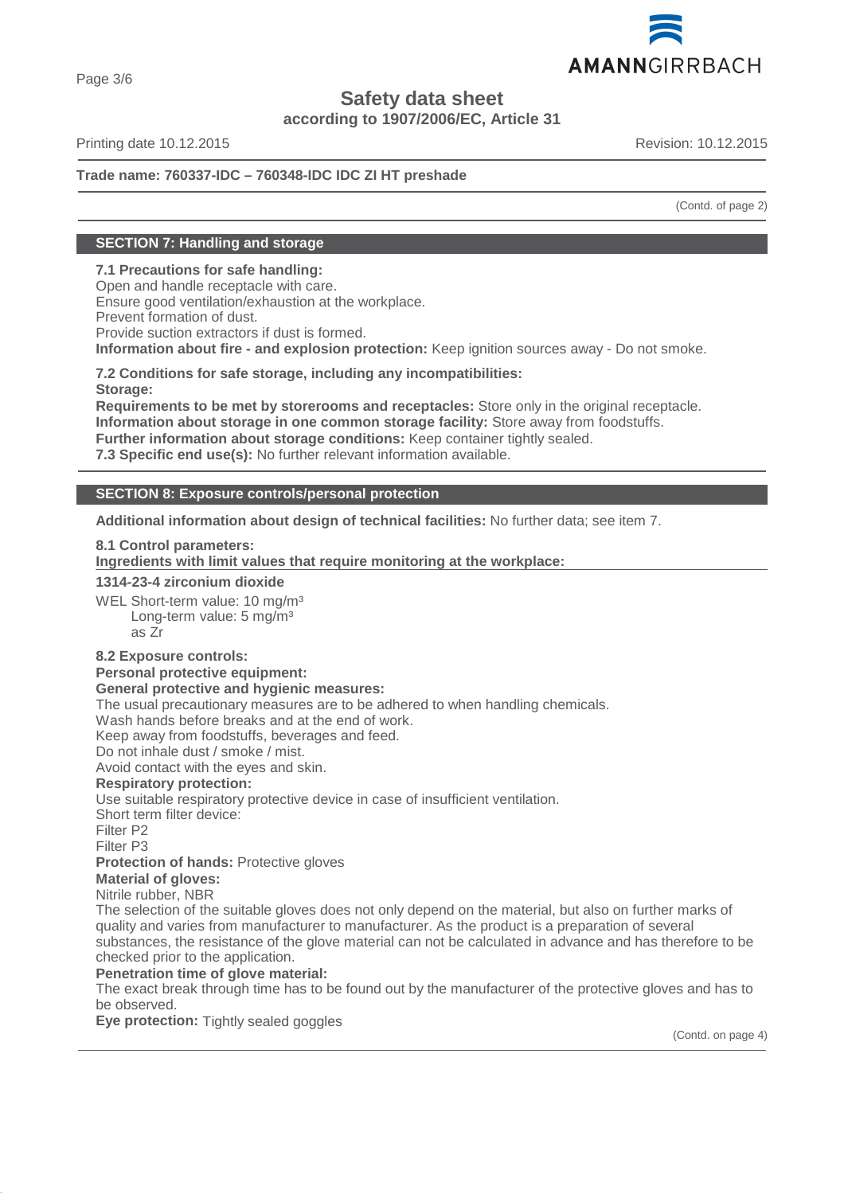**Safety data sheet**
**according to 1907/2006/EC, Article 31**

Printing date 10.12.2015 Revision: 10.12.2015

**Trade name: 760337-IDC – 760348-IDC IDC ZI HT preshade**

(Contd. of page 2)

## SECTION 7: Handling and storage

**7.1 Precautions for safe handling:**
Open and handle receptacle with care.
Ensure good ventilation/exhaustion at the workplace.
Prevent formation of dust.
Provide suction extractors if dust is formed.
**Information about fire - and explosion protection:** Keep ignition sources away - Do not smoke.

**7.2 Conditions for safe storage, including any incompatibilities:**
**Storage:**
**Requirements to be met by storerooms and receptacles:** Store only in the original receptacle.
**Information about storage in one common storage facility:** Store away from foodstuffs.
**Further information about storage conditions:** Keep container tightly sealed.
**7.3 Specific end use(s):** No further relevant information available.

## SECTION 8: Exposure controls/personal protection

**Additional information about design of technical facilities:** No further data; see item 7.

**8.1 Control parameters:**
**Ingredients with limit values that require monitoring at the workplace:**

**1314-23-4 zirconium dioxide**

WEL Short-term value: 10 mg/m³
Long-term value: 5 mg/m³
as Zr

**8.2 Exposure controls:**
**Personal protective equipment:**
**General protective and hygienic measures:**
The usual precautionary measures are to be adhered to when handling chemicals.
Wash hands before breaks and at the end of work.
Keep away from foodstuffs, beverages and feed.
Do not inhale dust / smoke / mist.
Avoid contact with the eyes and skin.
**Respiratory protection:**
Use suitable respiratory protective device in case of insufficient ventilation.
Short term filter device:
Filter P2
Filter P3
**Protection of hands:** Protective gloves
**Material of gloves:**
Nitrile rubber, NBR
The selection of the suitable gloves does not only depend on the material, but also on further marks of quality and varies from manufacturer to manufacturer. As the product is a preparation of several substances, the resistance of the glove material can not be calculated in advance and has therefore to be checked prior to the application.
**Penetration time of glove material:**
The exact break through time has to be found out by the manufacturer of the protective gloves and has to be observed.
**Eye protection:** Tightly sealed goggles

(Contd. on page 4)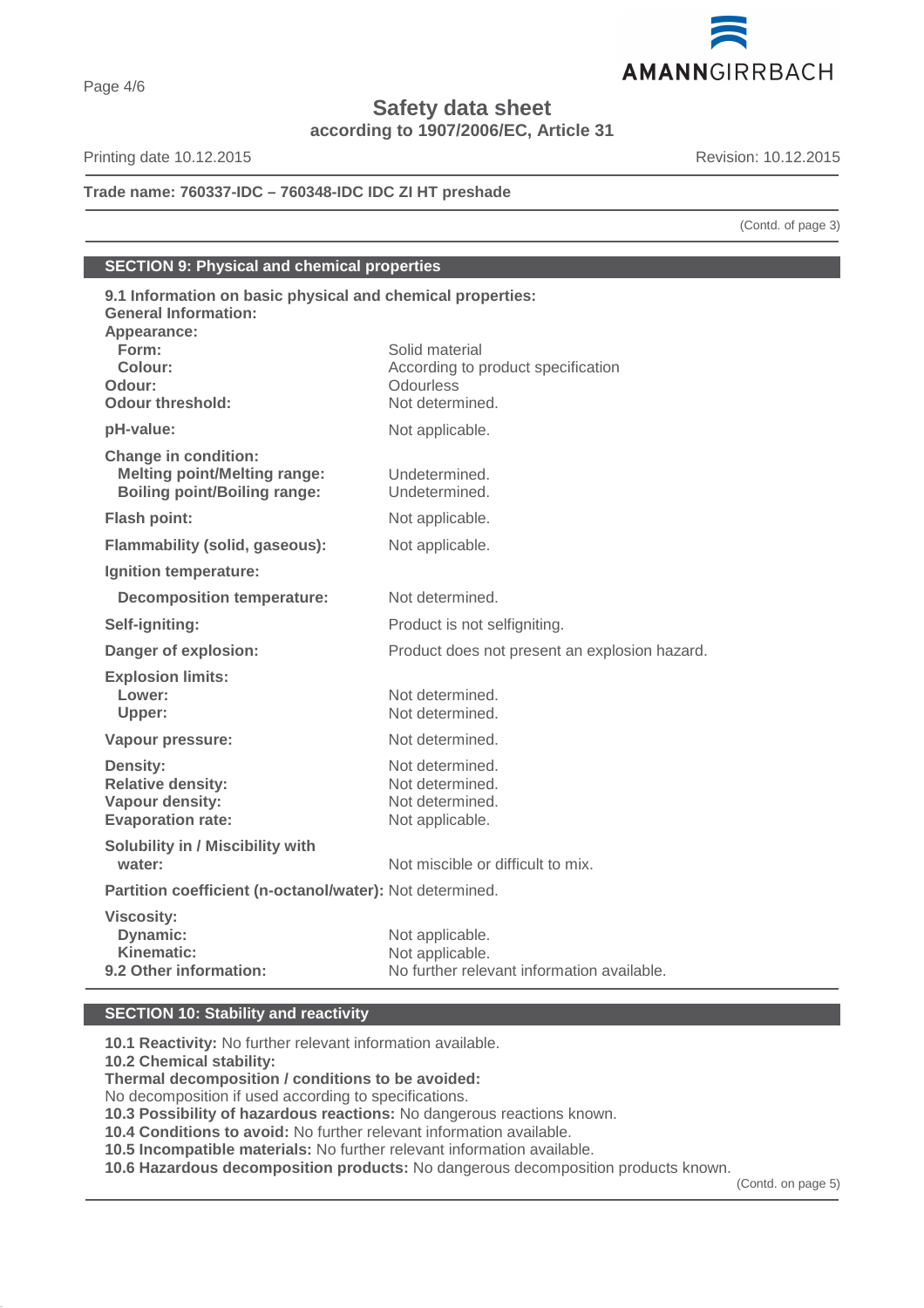**Trade name: 760337-IDC – 760348-IDC IDC ZI HT preshade**

(Contd. of page 3)

## SECTION 9: Physical and chemical properties

**9.1 Information on basic physical and chemical properties:**

**General Information:**

**Appearance:**

| | |
|---|---|
| **Form:** | Solid material |
| **Colour:** | According to product specification |
| **Odour:** | Odourless |
| **Odour threshold:** | Not determined. |
| **pH-value:** | Not applicable. |
| **Change in condition:** | |
| **Melting point/Melting range:** | Undetermined. |
| **Boiling point/Boiling range:** | Undetermined. |
| **Flash point:** | Not applicable. |
| **Flammability (solid, gaseous):** | Not applicable. |
| **Ignition temperature:** | |
| **Decomposition temperature:** | Not determined. |
| **Self-igniting:** | Product is not selfigniting. |
| **Danger of explosion:** | Product does not present an explosion hazard. |
| **Explosion limits:** | |
| **Lower:** | Not determined. |
| **Upper:** | Not determined. |
| **Vapour pressure:** | Not determined. |
| **Density:** | Not determined. |
| **Relative density:** | Not determined. |
| **Vapour density:** | Not determined. |
| **Evaporation rate:** | Not applicable. |
| **Solubility in / Miscibility with water:** | Not miscible or difficult to mix. |
| **Partition coefficient (n-octanol/water):** | Not determined. |
| **Viscosity:** | |
| **Dynamic:** | Not applicable. |
| **Kinematic:** | Not applicable. |
| **9.2 Other information:** | No further relevant information available. |

## SECTION 10: Stability and reactivity

**10.1 Reactivity:** No further relevant information available.

**10.2 Chemical stability:**

**Thermal decomposition / conditions to be avoided:**

No decomposition if used according to specifications.

**10.3 Possibility of hazardous reactions:** No dangerous reactions known.

**10.4 Conditions to avoid:** No further relevant information available.

**10.5 Incompatible materials:** No further relevant information available.

**10.6 Hazardous decomposition products:** No dangerous decomposition products known.

(Contd. on page 5)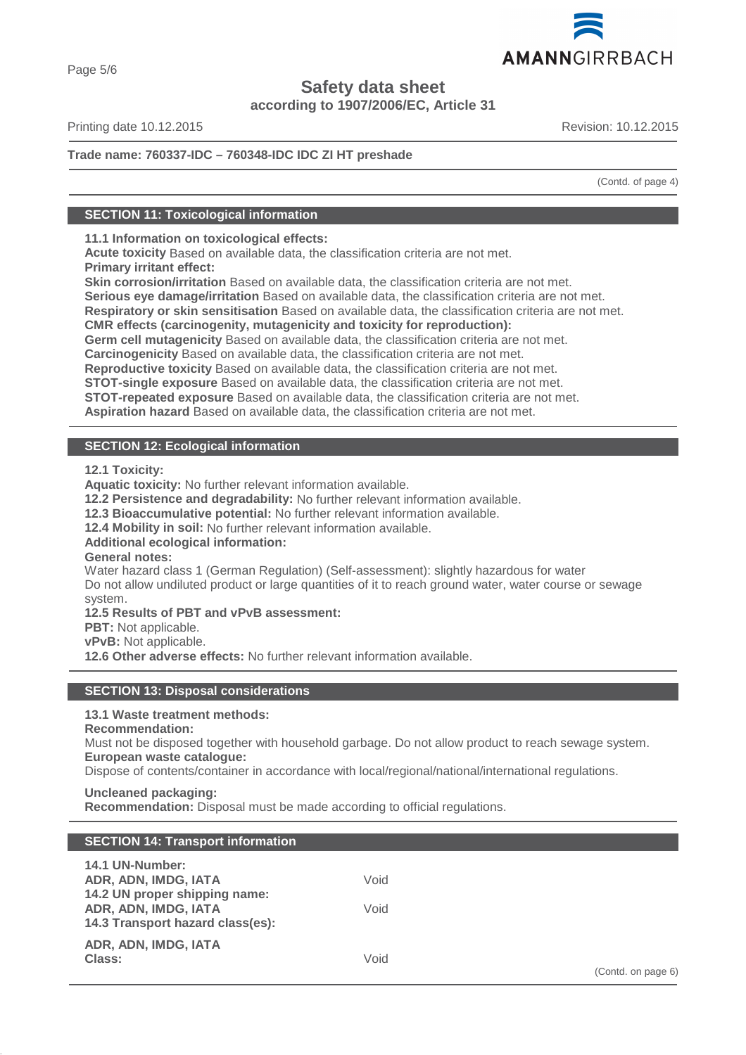**Trade name: 760337-IDC – 760348-IDC IDC ZI HT preshade**

(Contd. of page 4)

## SECTION 11: Toxicological information

**11.1 Information on toxicological effects:**
**Acute toxicity** Based on available data, the classification criteria are not met.
**Primary irritant effect:**
**Skin corrosion/irritation** Based on available data, the classification criteria are not met.
**Serious eye damage/irritation** Based on available data, the classification criteria are not met.
**Respiratory or skin sensitisation** Based on available data, the classification criteria are not met.
**CMR effects (carcinogenity, mutagenicity and toxicity for reproduction):**
**Germ cell mutagenicity** Based on available data, the classification criteria are not met.
**Carcinogenicity** Based on available data, the classification criteria are not met.
**Reproductive toxicity** Based on available data, the classification criteria are not met.
**STOT-single exposure** Based on available data, the classification criteria are not met.
**STOT-repeated exposure** Based on available data, the classification criteria are not met.
**Aspiration hazard** Based on available data, the classification criteria are not met.

## SECTION 12: Ecological information

**12.1 Toxicity:**
**Aquatic toxicity:** No further relevant information available.
**12.2 Persistence and degradability:** No further relevant information available.
**12.3 Bioaccumulative potential:** No further relevant information available.
**12.4 Mobility in soil:** No further relevant information available.
**Additional ecological information:**
**General notes:**
Water hazard class 1 (German Regulation) (Self-assessment): slightly hazardous for water
Do not allow undiluted product or large quantities of it to reach ground water, water course or sewage system.
**12.5 Results of PBT and vPvB assessment:**
**PBT:** Not applicable.
**vPvB:** Not applicable.
**12.6 Other adverse effects:** No further relevant information available.

## SECTION 13: Disposal considerations

**13.1 Waste treatment methods:**
**Recommendation:**
Must not be disposed together with household garbage. Do not allow product to reach sewage system.
**European waste catalogue:**
Dispose of contents/container in accordance with local/regional/national/international regulations.

**Uncleaned packaging:**
**Recommendation:** Disposal must be made according to official regulations.

## SECTION 14: Transport information

| | |
|---|---|
| **14.1 UN-Number:** | |
| **ADR, ADN, IMDG, IATA** | Void |
| **14.2 UN proper shipping name:** | |
| **ADR, ADN, IMDG, IATA** | Void |
| **14.3 Transport hazard class(es):** | |
| **ADR, ADN, IMDG, IATA** | |
| **Class:** | Void |

(Contd. on page 6)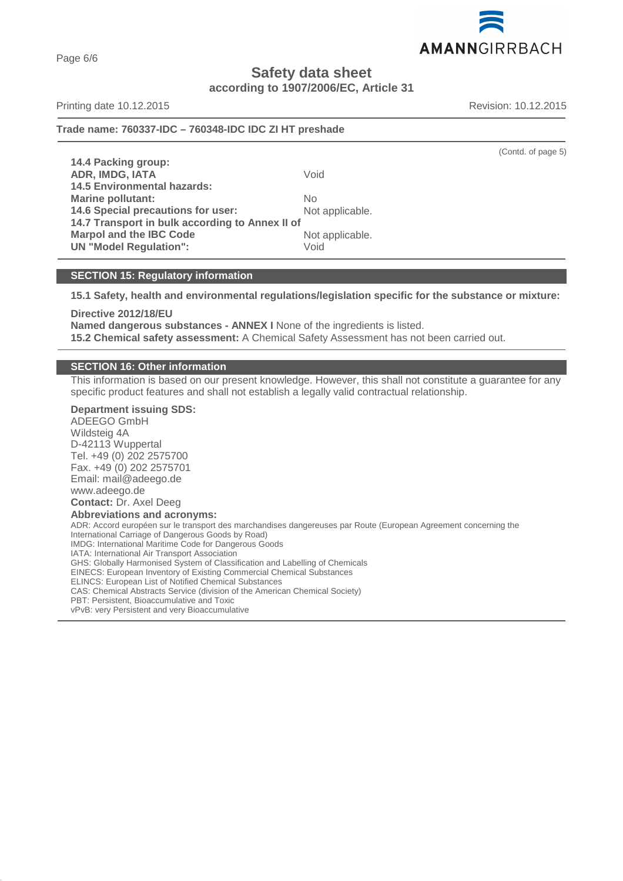**Safety data sheet**
**according to 1907/2006/EC, Article 31**

Printing date 10.12.2015 Revision: 10.12.2015

**Trade name: 760337-IDC – 760348-IDC IDC ZI HT preshade**

(Contd. of page 5)

**14.4 Packing group:**
**ADR, IMDG, IATA** Void
**14.5 Environmental hazards:**
**Marine pollutant:** No
**14.6 Special precautions for user:** Not applicable.
**14.7 Transport in bulk according to Annex II of Marpol and the IBC Code** Not applicable.
**UN "Model Regulation":** Void

## SECTION 15: Regulatory information

**15.1 Safety, health and environmental regulations/legislation specific for the substance or mixture:**

**Directive 2012/18/EU**
**Named dangerous substances - ANNEX I** None of the ingredients is listed.
**15.2 Chemical safety assessment:** A Chemical Safety Assessment has not been carried out.

## SECTION 16: Other information

This information is based on our present knowledge. However, this shall not constitute a guarantee for any specific product features and shall not establish a legally valid contractual relationship.

**Department issuing SDS:**
ADEEGO GmbH
Wildsteig 4A
D-42113 Wuppertal
Tel. +49 (0) 202 2575700
Fax. +49 (0) 202 2575701
Email: mail@adeego.de
www.adeego.de
**Contact:** Dr. Axel Deeg
**Abbreviations and acronyms:**
ADR: Accord européen sur le transport des marchandises dangereuses par Route (European Agreement concerning the International Carriage of Dangerous Goods by Road)
IMDG: International Maritime Code for Dangerous Goods
IATA: International Air Transport Association
GHS: Globally Harmonised System of Classification and Labelling of Chemicals
EINECS: European Inventory of Existing Commercial Chemical Substances
ELINCS: European List of Notified Chemical Substances
CAS: Chemical Abstracts Service (division of the American Chemical Society)
PBT: Persistent, Bioaccumulative and Toxic
vPvB: very Persistent and very Bioaccumulative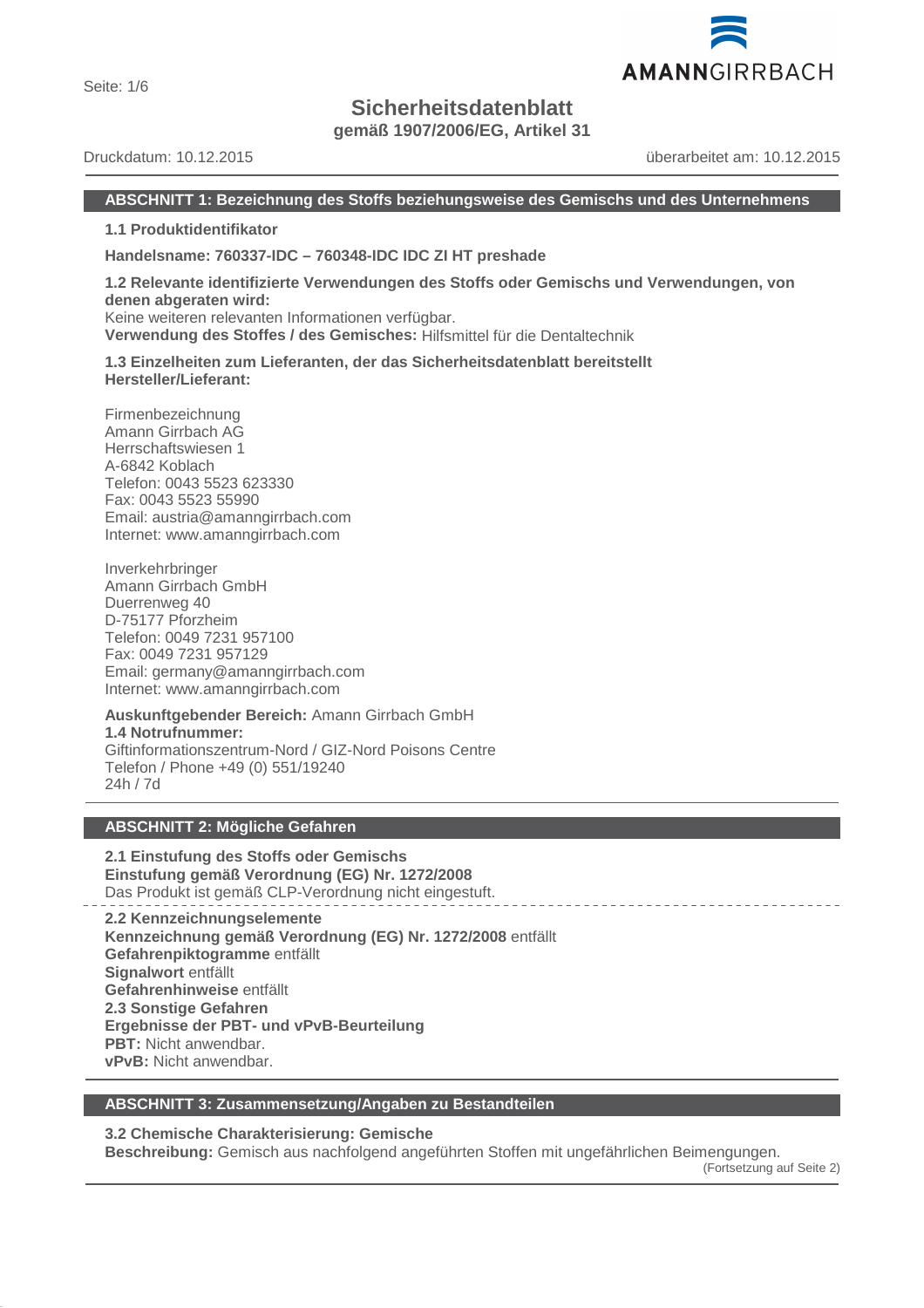# Sicherheitsdatenblatt

**gemäß 1907/2006/EG, Artikel 31**

Druckdatum: 10.12.2015 überarbeitet am: 10.12.2015

## ABSCHNITT 1: Bezeichnung des Stoffs beziehungsweise des Gemischs und des Unternehmens

**1.1 Produktidentifikator**

**Handelsname: 760337-IDC – 760348-IDC IDC ZI HT preshade**

**1.2 Relevante identifizierte Verwendungen des Stoffs oder Gemischs und Verwendungen, von denen abgeraten wird:**
Keine weiteren relevanten Informationen verfügbar.
**Verwendung des Stoffes / des Gemisches:** Hilfsmittel für die Dentaltechnik

**1.3 Einzelheiten zum Lieferanten, der das Sicherheitsdatenblatt bereitstellt**
**Hersteller/Lieferant:**

Firmenbezeichnung
Amann Girrbach AG
Herrschaftswiesen 1
A-6842 Koblach
Telefon: 0043 5523 623330
Fax: 0043 5523 55990
Email: austria@amanngirrbach.com
Internet: www.amanngirrbach.com

Inverkehrbringer
Amann Girrbach GmbH
Duerrenweg 40
D-75177 Pforzheim
Telefon: 0049 7231 957100
Fax: 0049 7231 957129
Email: germany@amanngirrbach.com
Internet: www.amanngirrbach.com

**Auskunftgebender Bereich:** Amann Girrbach GmbH
**1.4 Notrufnummer:**
Giftinformationszentrum-Nord / GIZ-Nord Poisons Centre
Telefon / Phone +49 (0) 551/19240
24h / 7d

## ABSCHNITT 2: Mögliche Gefahren

**2.1 Einstufung des Stoffs oder Gemischs**
**Einstufung gemäß Verordnung (EG) Nr. 1272/2008**
Das Produkt ist gemäß CLP-Verordnung nicht eingestuft.

**2.2 Kennzeichnungselemente**
**Kennzeichnung gemäß Verordnung (EG) Nr. 1272/2008** entfällt
**Gefahrenpiktogramme** entfällt
**Signalwort** entfällt
**Gefahrenhinweise** entfällt
**2.3 Sonstige Gefahren**
**Ergebnisse der PBT- und vPvB-Beurteilung**
**PBT:** Nicht anwendbar.
**vPvB:** Nicht anwendbar.

## ABSCHNITT 3: Zusammensetzung/Angaben zu Bestandteilen

**3.2 Chemische Charakterisierung: Gemische**
**Beschreibung:** Gemisch aus nachfolgend angeführten Stoffen mit ungefährlichen Beimengungen.

(Fortsetzung auf Seite 2)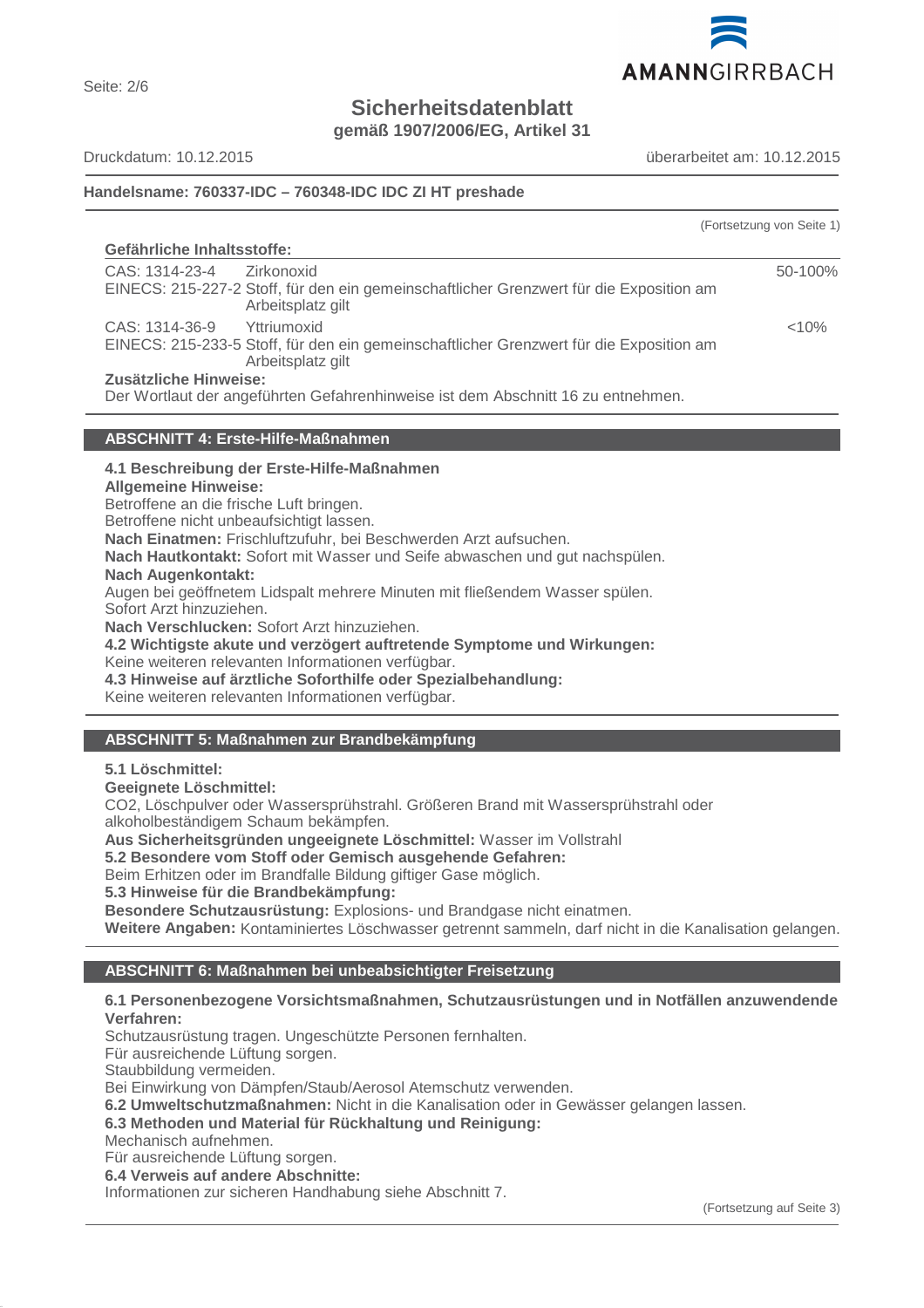**Sicherheitsdatenblatt**
**gemäß 1907/2006/EG, Artikel 31**

Druckdatum: 10.12.2015 überarbeitet am: 10.12.2015

**Handelsname: 760337-IDC – 760348-IDC IDC ZI HT preshade**

(Fortsetzung von Seite 1)

**Gefährliche Inhaltsstoffe:**

| | | |
|---|---|---|
| CAS: 1314-23-4<br>EINECS: 215-227-2 | Zirkonoxid<br>Stoff, für den ein gemeinschaftlicher Grenzwert für die Exposition am Arbeitsplatz gilt | 50-100% |
| CAS: 1314-36-9<br>EINECS: 215-233-5 | Yttriumoxid<br>Stoff, für den ein gemeinschaftlicher Grenzwert für die Exposition am Arbeitsplatz gilt | <10% |

**Zusätzliche Hinweise:**
Der Wortlaut der angeführten Gefahrenhinweise ist dem Abschnitt 16 zu entnehmen.

## ABSCHNITT 4: Erste-Hilfe-Maßnahmen

**4.1 Beschreibung der Erste-Hilfe-Maßnahmen**
**Allgemeine Hinweise:**
Betroffene an die frische Luft bringen.
Betroffene nicht unbeaufsichtigt lassen.
**Nach Einatmen:** Frischluftzufuhr, bei Beschwerden Arzt aufsuchen.
**Nach Hautkontakt:** Sofort mit Wasser und Seife abwaschen und gut nachspülen.
**Nach Augenkontakt:**
Augen bei geöffnetem Lidspalt mehrere Minuten mit fließendem Wasser spülen.
Sofort Arzt hinzuziehen.
**Nach Verschlucken:** Sofort Arzt hinzuziehen.
**4.2 Wichtigste akute und verzögert auftretende Symptome und Wirkungen:**
Keine weiteren relevanten Informationen verfügbar.
**4.3 Hinweise auf ärztliche Soforthilfe oder Spezialbehandlung:**
Keine weiteren relevanten Informationen verfügbar.

## ABSCHNITT 5: Maßnahmen zur Brandbekämpfung

**5.1 Löschmittel:**
**Geeignete Löschmittel:**
CO2, Löschpulver oder Wassersprühstrahl. Größeren Brand mit Wassersprühstrahl oder alkoholbeständigem Schaum bekämpfen.
**Aus Sicherheitsgründen ungeeignete Löschmittel:** Wasser im Vollstrahl
**5.2 Besondere vom Stoff oder Gemisch ausgehende Gefahren:**
Beim Erhitzen oder im Brandfalle Bildung giftiger Gase möglich.
**5.3 Hinweise für die Brandbekämpfung:**
**Besondere Schutzausrüstung:** Explosions- und Brandgase nicht einatmen.
**Weitere Angaben:** Kontaminiertes Löschwasser getrennt sammeln, darf nicht in die Kanalisation gelangen.

## ABSCHNITT 6: Maßnahmen bei unbeabsichtigter Freisetzung

**6.1 Personenbezogene Vorsichtsmaßnahmen, Schutzausrüstungen und in Notfällen anzuwendende Verfahren:**
Schutzausrüstung tragen. Ungeschützte Personen fernhalten.
Für ausreichende Lüftung sorgen.
Staubbildung vermeiden.
Bei Einwirkung von Dämpfen/Staub/Aerosol Atemschutz verwenden.
**6.2 Umweltschutzmaßnahmen:** Nicht in die Kanalisation oder in Gewässer gelangen lassen.
**6.3 Methoden und Material für Rückhaltung und Reinigung:**
Mechanisch aufnehmen.
Für ausreichende Lüftung sorgen.
**6.4 Verweis auf andere Abschnitte:**
Informationen zur sicheren Handhabung siehe Abschnitt 7.

(Fortsetzung auf Seite 3)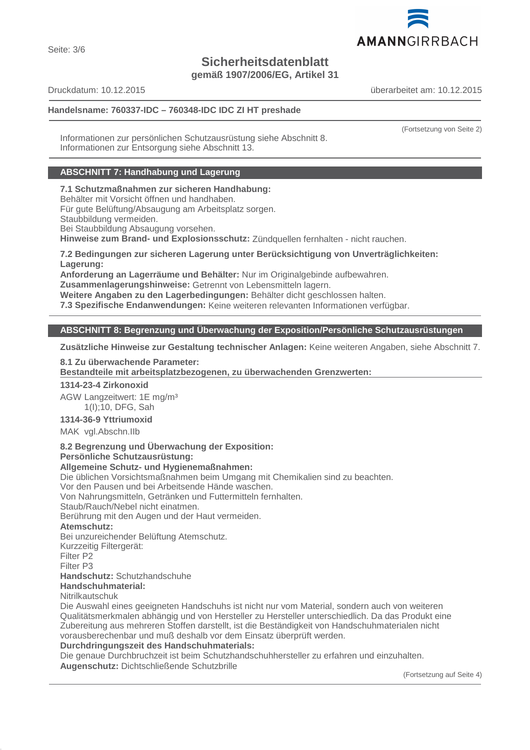(Fortsetzung von Seite 2)

Informationen zur persönlichen Schutzausrüstung siehe Abschnitt 8.
Informationen zur Entsorgung siehe Abschnitt 13.

## ABSCHNITT 7: Handhabung und Lagerung

**7.1 Schutzmaßnahmen zur sicheren Handhabung:**
Behälter mit Vorsicht öffnen und handhaben.
Für gute Belüftung/Absaugung am Arbeitsplatz sorgen.
Staubbildung vermeiden.
Bei Staubbildung Absaugung vorsehen.
**Hinweise zum Brand- und Explosionsschutz:** Zündquellen fernhalten - nicht rauchen.

**7.2 Bedingungen zur sicheren Lagerung unter Berücksichtigung von Unverträglichkeiten:**
**Lagerung:**
**Anforderung an Lagerräume und Behälter:** Nur im Originalgebinde aufbewahren.
**Zusammenlagerungshinweise:** Getrennt von Lebensmitteln lagern.
**Weitere Angaben zu den Lagerbedingungen:** Behälter dicht geschlossen halten.
**7.3 Spezifische Endanwendungen:** Keine weiteren relevanten Informationen verfügbar.

## ABSCHNITT 8: Begrenzung und Überwachung der Exposition/Persönliche Schutzausrüstungen

**Zusätzliche Hinweise zur Gestaltung technischer Anlagen:** Keine weiteren Angaben, siehe Abschnitt 7.

**8.1 Zu überwachende Parameter:**
**Bestandteile mit arbeitsplatzbezogenen, zu überwachenden Grenzwerten:**

**1314-23-4 Zirkonoxid**
AGW Langzeitwert: 1E mg/m³
1(I);10, DFG, Sah

**1314-36-9 Yttriumoxid**
MAK vgl.Abschn.IIb

**8.2 Begrenzung und Überwachung der Exposition:**
**Persönliche Schutzausrüstung:**
**Allgemeine Schutz- und Hygienemaßnahmen:**
Die üblichen Vorsichtsmaßnahmen beim Umgang mit Chemikalien sind zu beachten.
Vor den Pausen und bei Arbeitsende Hände waschen.
Von Nahrungsmitteln, Getränken und Futtermitteln fernhalten.
Staub/Rauch/Nebel nicht einatmen.
Berührung mit den Augen und der Haut vermeiden.
**Atemschutz:**
Bei unzureichender Belüftung Atemschutz.
Kurzzeitig Filtergerät:
Filter P2
Filter P3
**Handschutz:** Schutzhandschuhe
**Handschuhmaterial:**
Nitrilkautschuk
Die Auswahl eines geeigneten Handschuhs ist nicht nur vom Material, sondern auch von weiteren Qualitätsmerkmalen abhängig und von Hersteller zu Hersteller unterschiedlich. Da das Produkt eine Zubereitung aus mehreren Stoffen darstellt, ist die Beständigkeit von Handschuhmaterialen nicht vorausberechenbar und muß deshalb vor dem Einsatz überprüft werden.
**Durchdringungszeit des Handschuhmaterials:**
Die genaue Durchbruchzeit ist beim Schutzhandschuhhersteller zu erfahren und einzuhalten.
**Augenschutz:** Dichtschließende Schutzbrille

(Fortsetzung auf Seite 4)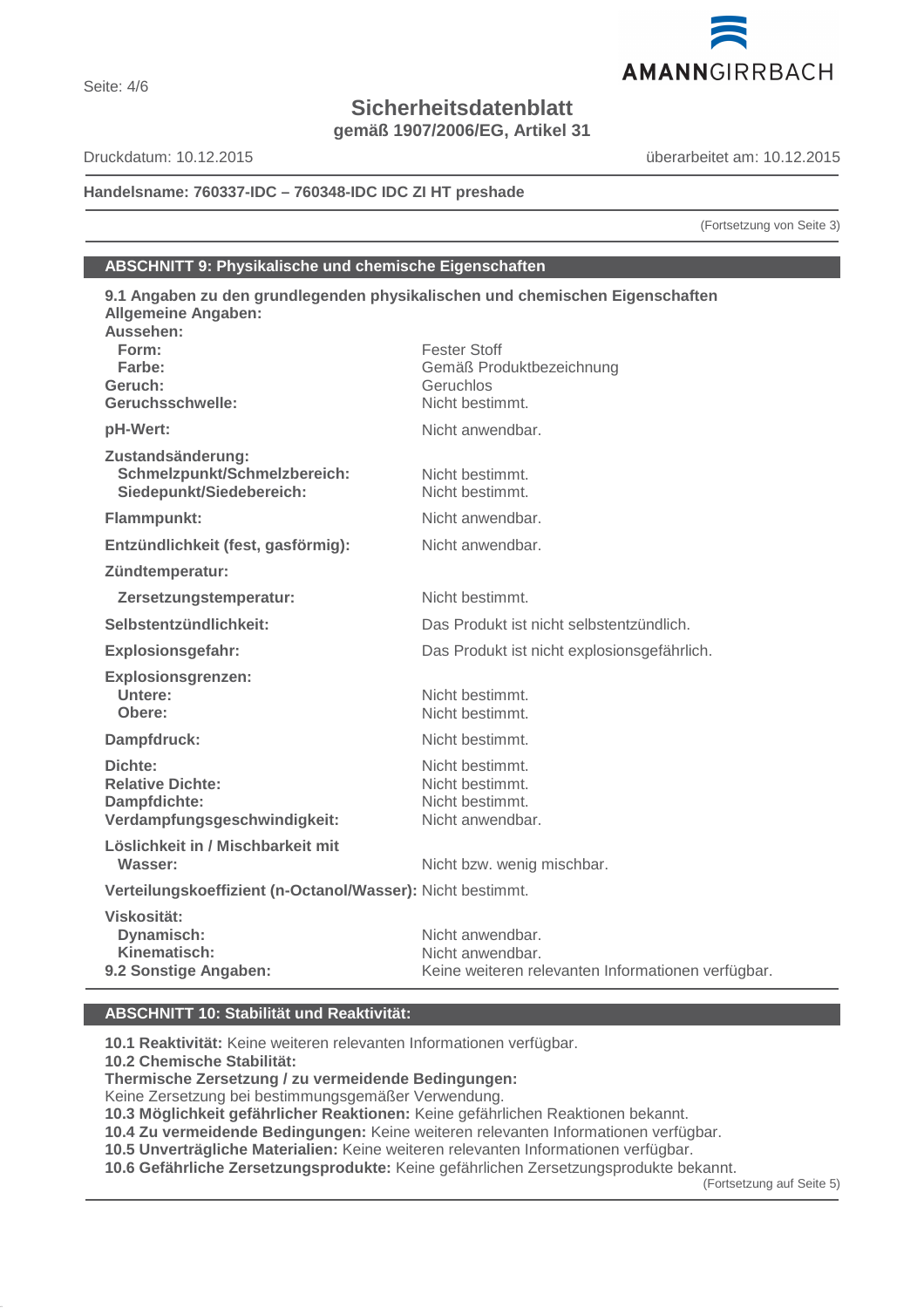Handelsname: **760337-IDC – 760348-IDC IDC ZI HT preshade**

(Fortsetzung von Seite 3)

## ABSCHNITT 9: Physikalische und chemische Eigenschaften

**9.1 Angaben zu den grundlegenden physikalischen und chemischen Eigenschaften**

**Allgemeine Angaben:**

| | |
|---|---|
| **Aussehen:** | |
| **Form:** | Fester Stoff |
| **Farbe:** | Gemäß Produktbezeichnung |
| **Geruch:** | Geruchlos |
| **Geruchsschwelle:** | Nicht bestimmt. |
| **pH-Wert:** | Nicht anwendbar. |
| **Zustandsänderung:** | |
| **Schmelzpunkt/Schmelzbereich:** | Nicht bestimmt. |
| **Siedepunkt/Siedebereich:** | Nicht bestimmt. |
| **Flammpunkt:** | Nicht anwendbar. |
| **Entzündlichkeit (fest, gasförmig):** | Nicht anwendbar. |
| **Zündtemperatur:** | |
| **Zersetzungstemperatur:** | Nicht bestimmt. |
| **Selbstentzündlichkeit:** | Das Produkt ist nicht selbstentzündlich. |
| **Explosionsgefahr:** | Das Produkt ist nicht explosionsgefährlich. |
| **Explosionsgrenzen:** | |
| **Untere:** | Nicht bestimmt. |
| **Obere:** | Nicht bestimmt. |
| **Dampfdruck:** | Nicht bestimmt. |
| **Dichte:** | Nicht bestimmt. |
| **Relative Dichte:** | Nicht bestimmt. |
| **Dampfdichte:** | Nicht bestimmt. |
| **Verdampfungsgeschwindigkeit:** | Nicht anwendbar. |
| **Löslichkeit in / Mischbarkeit mit Wasser:** | Nicht bzw. wenig mischbar. |
| **Verteilungskoeffizient (n-Octanol/Wasser):** | Nicht bestimmt. |
| **Viskosität:** | |
| **Dynamisch:** | Nicht anwendbar. |
| **Kinematisch:** | Nicht anwendbar. |
| **9.2 Sonstige Angaben:** | Keine weiteren relevanten Informationen verfügbar. |

## ABSCHNITT 10: Stabilität und Reaktivität:

**10.1 Reaktivität:** Keine weiteren relevanten Informationen verfügbar.
**10.2 Chemische Stabilität:**
**Thermische Zersetzung / zu vermeidende Bedingungen:**
Keine Zersetzung bei bestimmungsgemäßer Verwendung.
**10.3 Möglichkeit gefährlicher Reaktionen:** Keine gefährlichen Reaktionen bekannt.
**10.4 Zu vermeidende Bedingungen:** Keine weiteren relevanten Informationen verfügbar.
**10.5 Unverträgliche Materialien:** Keine weiteren relevanten Informationen verfügbar.
**10.6 Gefährliche Zersetzungsprodukte:** Keine gefährlichen Zersetzungsprodukte bekannt.

(Fortsetzung auf Seite 5)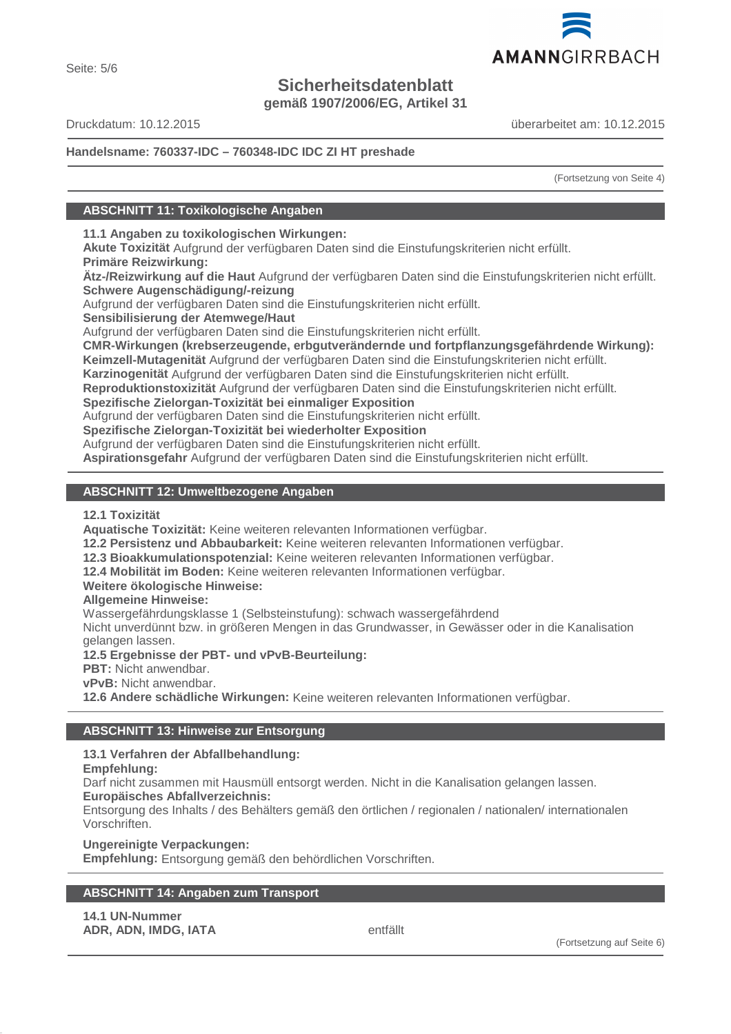(Fortsetzung von Seite 4)

## ABSCHNITT 11: Toxikologische Angaben

**11.1 Angaben zu toxikologischen Wirkungen:**
**Akute Toxizität** Aufgrund der verfügbaren Daten sind die Einstufungskriterien nicht erfüllt.
**Primäre Reizwirkung:**
**Ätz-/Reizwirkung auf die Haut** Aufgrund der verfügbaren Daten sind die Einstufungskriterien nicht erfüllt.
**Schwere Augenschädigung/-reizung**
Aufgrund der verfügbaren Daten sind die Einstufungskriterien nicht erfüllt.
**Sensibilisierung der Atemwege/Haut**
Aufgrund der verfügbaren Daten sind die Einstufungskriterien nicht erfüllt.
**CMR-Wirkungen (krebserzeugende, erbgutverändernde und fortpflanzungsgefährdende Wirkung):**
**Keimzell-Mutagenität** Aufgrund der verfügbaren Daten sind die Einstufungskriterien nicht erfüllt.
**Karzinogenität** Aufgrund der verfügbaren Daten sind die Einstufungskriterien nicht erfüllt.
**Reproduktionstoxizität** Aufgrund der verfügbaren Daten sind die Einstufungskriterien nicht erfüllt.
**Spezifische Zielorgan-Toxizität bei einmaliger Exposition**
Aufgrund der verfügbaren Daten sind die Einstufungskriterien nicht erfüllt.
**Spezifische Zielorgan-Toxizität bei wiederholter Exposition**
Aufgrund der verfügbaren Daten sind die Einstufungskriterien nicht erfüllt.
**Aspirationsgefahr** Aufgrund der verfügbaren Daten sind die Einstufungskriterien nicht erfüllt.

## ABSCHNITT 12: Umweltbezogene Angaben

**12.1 Toxizität**
**Aquatische Toxizität:** Keine weiteren relevanten Informationen verfügbar.
**12.2 Persistenz und Abbaubarkeit:** Keine weiteren relevanten Informationen verfügbar.
**12.3 Bioakkumulationspotenzial:** Keine weiteren relevanten Informationen verfügbar.
**12.4 Mobilität im Boden:** Keine weiteren relevanten Informationen verfügbar.
**Weitere ökologische Hinweise:**
**Allgemeine Hinweise:**
Wassergefährdungsklasse 1 (Selbsteinstufung): schwach wassergefährdend
Nicht unverdünnt bzw. in größeren Mengen in das Grundwasser, in Gewässer oder in die Kanalisation gelangen lassen.
**12.5 Ergebnisse der PBT- und vPvB-Beurteilung:**
**PBT:** Nicht anwendbar.
**vPvB:** Nicht anwendbar.
**12.6 Andere schädliche Wirkungen:** Keine weiteren relevanten Informationen verfügbar.

## ABSCHNITT 13: Hinweise zur Entsorgung

**13.1 Verfahren der Abfallbehandlung:**
**Empfehlung:**
Darf nicht zusammen mit Hausmüll entsorgt werden. Nicht in die Kanalisation gelangen lassen.
**Europäisches Abfallverzeichnis:**
Entsorgung des Inhalts / des Behälters gemäß den örtlichen / regionalen / nationalen/ internationalen Vorschriften.

**Ungereinigte Verpackungen:**
**Empfehlung:** Entsorgung gemäß den behördlichen Vorschriften.

## ABSCHNITT 14: Angaben zum Transport

**14.1 UN-Nummer**
**ADR, ADN, IMDG, IATA** entfällt

(Fortsetzung auf Seite 6)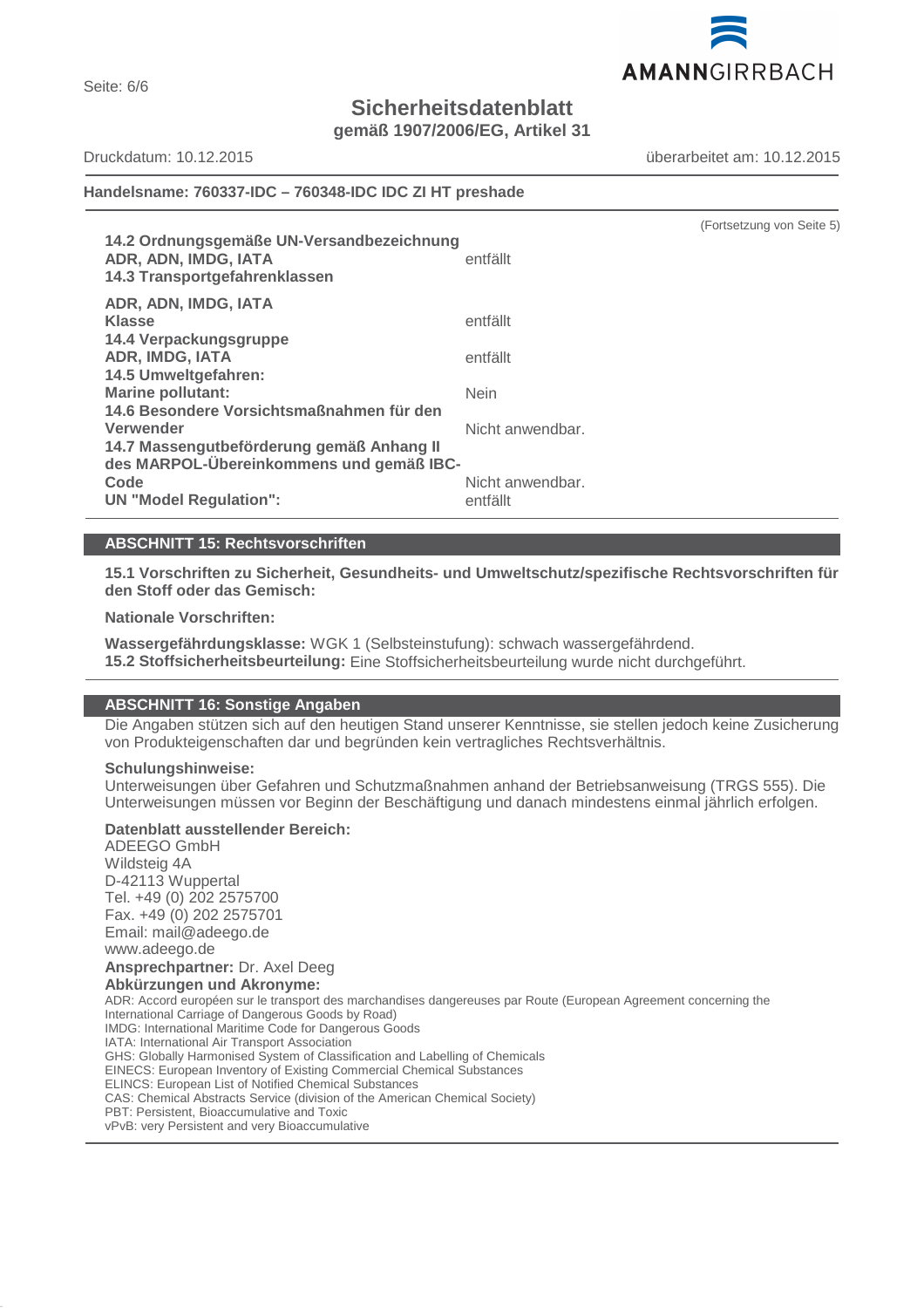**Sicherheitsdatenblatt**
**gemäß 1907/2006/EG, Artikel 31**

Druckdatum: 10.12.2015 überarbeitet am: 10.12.2015

**Handelsname: 760337-IDC – 760348-IDC IDC ZI HT preshade**

(Fortsetzung von Seite 5)

| | |
|---|---|
| **14.2 Ordnungsgemäße UN-Versandbezeichnung** | |
| **ADR, ADN, IMDG, IATA** | entfällt |
| **14.3 Transportgefahrenklassen** | |
| **ADR, ADN, IMDG, IATA** | |
| **Klasse** | entfällt |
| **14.4 Verpackungsgruppe** | |
| **ADR, IMDG, IATA** | entfällt |
| **14.5 Umweltgefahren:** | |
| **Marine pollutant:** | Nein |
| **14.6 Besondere Vorsichtsmaßnahmen für den Verwender** | Nicht anwendbar. |
| **14.7 Massengutbeförderung gemäß Anhang II des MARPOL-Übereinkommens und gemäß IBC-Code** | Nicht anwendbar. |
| **UN "Model Regulation":** | entfällt |

## ABSCHNITT 15: Rechtsvorschriften

**15.1 Vorschriften zu Sicherheit, Gesundheits- und Umweltschutz/spezifische Rechtsvorschriften für den Stoff oder das Gemisch:**

**Nationale Vorschriften:**

**Wassergefährdungsklasse:** WGK 1 (Selbsteinstufung): schwach wassergefährdend.
**15.2 Stoffsicherheitsbeurteilung:** Eine Stoffsicherheitsbeurteilung wurde nicht durchgeführt.

## ABSCHNITT 16: Sonstige Angaben

Die Angaben stützen sich auf den heutigen Stand unserer Kenntnisse, sie stellen jedoch keine Zusicherung von Produkteigenschaften dar und begründen kein vertragliches Rechtsverhältnis.

**Schulungshinweise:**
Unterweisungen über Gefahren und Schutzmaßnahmen anhand der Betriebsanweisung (TRGS 555). Die Unterweisungen müssen vor Beginn der Beschäftigung und danach mindestens einmal jährlich erfolgen.

**Datenblatt ausstellender Bereich:**
ADEEGO GmbH
Wildsteig 4A
D-42113 Wuppertal
Tel. +49 (0) 202 2575700
Fax. +49 (0) 202 2575701
Email: mail@adeego.de
www.adeego.de
**Ansprechpartner:** Dr. Axel Deeg
**Abkürzungen und Akronyme:**
ADR: Accord européen sur le transport des marchandises dangereuses par Route (European Agreement concerning the International Carriage of Dangerous Goods by Road)
IMDG: International Maritime Code for Dangerous Goods
IATA: International Air Transport Association
GHS: Globally Harmonised System of Classification and Labelling of Chemicals
EINECS: European Inventory of Existing Commercial Chemical Substances
ELINCS: European List of Notified Chemical Substances
CAS: Chemical Abstracts Service (division of the American Chemical Society)
PBT: Persistent, Bioaccumulative and Toxic
vPvB: very Persistent and very Bioaccumulative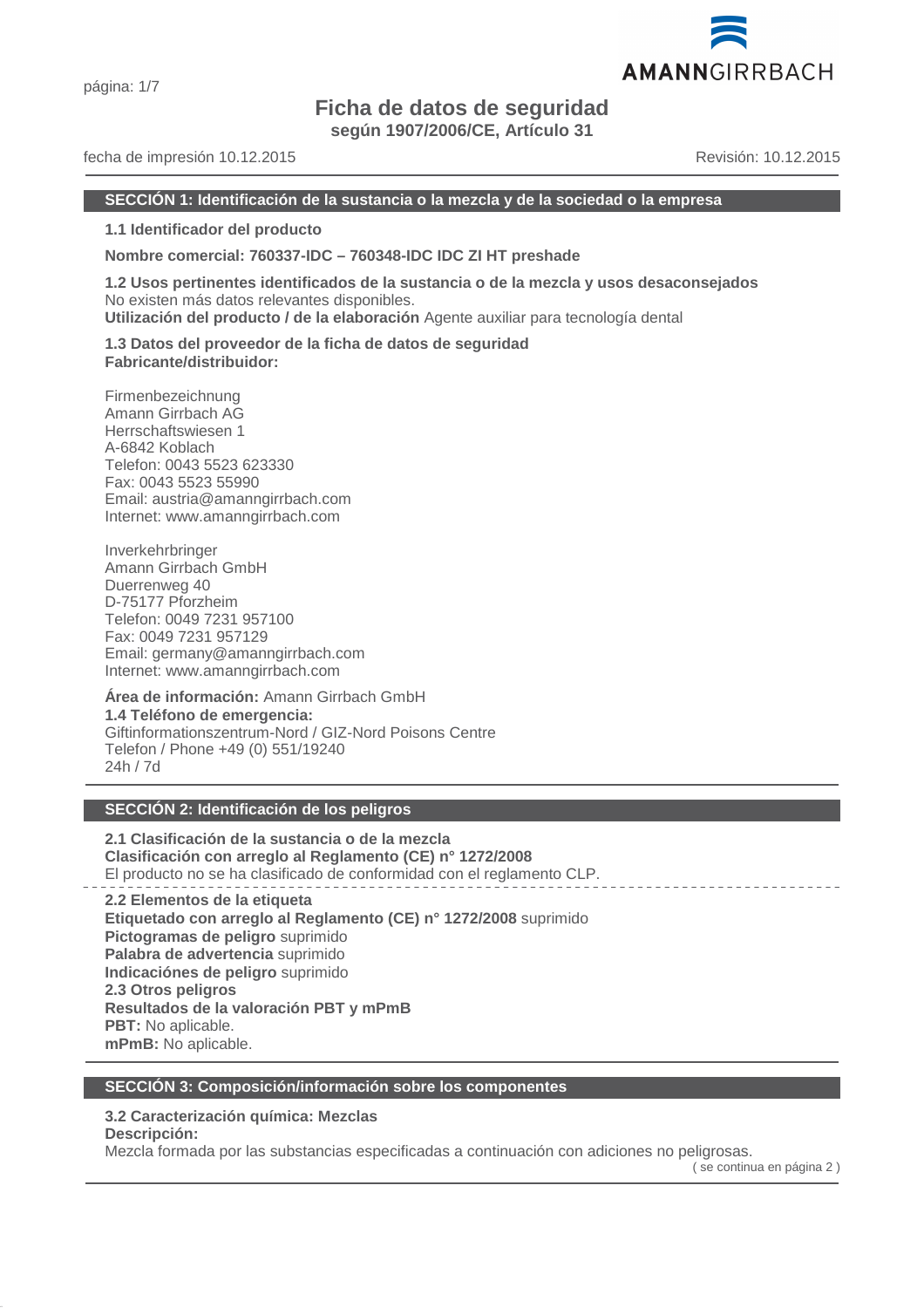# Ficha de datos de seguridad

**según 1907/2006/CE, Artículo 31**

fecha de impresión 10.12.2015 Revisión: 10.12.2015

## SECCIÓN 1: Identificación de la sustancia o la mezcla y de la sociedad o la empresa

**1.1 Identificador del producto**

**Nombre comercial: 760337-IDC – 760348-IDC IDC ZI HT preshade**

**1.2 Usos pertinentes identificados de la sustancia o de la mezcla y usos desaconsejados**
No existen más datos relevantes disponibles.
**Utilización del producto / de la elaboración** Agente auxiliar para tecnología dental

**1.3 Datos del proveedor de la ficha de datos de seguridad**
**Fabricante/distribuidor:**

Firmenbezeichnung
Amann Girrbach AG
Herrschaftswiesen 1
A-6842 Koblach
Telefon: 0043 5523 623330
Fax: 0043 5523 55990
Email: austria@amanngirrbach.com
Internet: www.amanngirrbach.com

Inverkehrbringer
Amann Girrbach GmbH
Duerrenweg 40
D-75177 Pforzheim
Telefon: 0049 7231 957100
Fax: 0049 7231 957129
Email: germany@amanngirrbach.com
Internet: www.amanngirrbach.com

**Área de información:** Amann Girrbach GmbH
**1.4 Teléfono de emergencia:**
Giftinformationszentrum-Nord / GIZ-Nord Poisons Centre
Telefon / Phone +49 (0) 551/19240
24h / 7d

## SECCIÓN 2: Identificación de los peligros

**2.1 Clasificación de la sustancia o de la mezcla**
**Clasificación con arreglo al Reglamento (CE) n° 1272/2008**
El producto no se ha clasificado de conformidad con el reglamento CLP.

**2.2 Elementos de la etiqueta**
**Etiquetado con arreglo al Reglamento (CE) n° 1272/2008** suprimido
**Pictogramas de peligro** suprimido
**Palabra de advertencia** suprimido
**Indicaciónes de peligro** suprimido
**2.3 Otros peligros**
**Resultados de la valoración PBT y mPmB**
**PBT:** No aplicable.
**mPmB:** No aplicable.

## SECCIÓN 3: Composición/información sobre los componentes

**3.2 Caracterización química: Mezclas**
**Descripción:**
Mezcla formada por las substancias especificadas a continuación con adiciones no peligrosas.

( se continua en página 2 )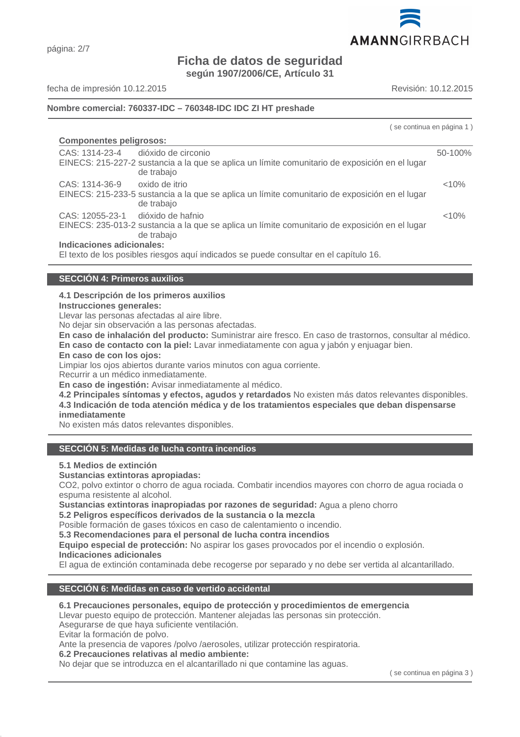**Nombre comercial: 760337-IDC – 760348-IDC IDC ZI HT preshade**

( se continua en página 1 )

**Componentes peligrosos:**

| | | |
|---|---|---|
| CAS: 1314-23-4<br>EINECS: 215-227-2 | dióxido de circonio<br>sustancia a la que se aplica un límite comunitario de exposición en el lugar de trabajo | 50-100% |
| CAS: 1314-36-9<br>EINECS: 215-233-5 | oxido de itrio<br>sustancia a la que se aplica un límite comunitario de exposición en el lugar de trabajo | <10% |
| CAS: 12055-23-1<br>EINECS: 235-013-2 | dióxido de hafnio<br>sustancia a la que se aplica un límite comunitario de exposición en el lugar de trabajo | <10% |

**Indicaciones adicionales:**
El texto de los posibles riesgos aquí indicados se puede consultar en el capítulo 16.

## SECCIÓN 4: Primeros auxilios

**4.1 Descripción de los primeros auxilios**
**Instrucciones generales:**
Llevar las personas afectadas al aire libre.
No dejar sin observación a las personas afectadas.
**En caso de inhalación del producto:** Suministrar aire fresco. En caso de trastornos, consultar al médico.
**En caso de contacto con la piel:** Lavar inmediatamente con agua y jabón y enjuagar bien.
**En caso de con los ojos:**
Limpiar los ojos abiertos durante varios minutos con agua corriente.
Recurrir a un médico inmediatamente.
**En caso de ingestión:** Avisar inmediatamente al médico.
**4.2 Principales síntomas y efectos, agudos y retardados** No existen más datos relevantes disponibles.
**4.3 Indicación de toda atención médica y de los tratamientos especiales que deban dispensarse inmediatamente**
No existen más datos relevantes disponibles.

## SECCIÓN 5: Medidas de lucha contra incendios

**5.1 Medios de extinción**
**Sustancias extintoras apropiadas:**
$CO_2$, polvo extintor o chorro de agua rociada. Combatir incendios mayores con chorro de agua rociada o espuma resistente al alcohol.
**Sustancias extintoras inapropiadas por razones de seguridad:** Agua a pleno chorro
**5.2 Peligros específicos derivados de la sustancia o la mezcla**
Posible formación de gases tóxicos en caso de calentamiento o incendio.
**5.3 Recomendaciones para el personal de lucha contra incendios**
**Equipo especial de protección:** No aspirar los gases provocados por el incendio o explosión.
**Indicaciones adicionales**
El agua de extinción contaminada debe recogerse por separado y no debe ser vertida al alcantarillado.

## SECCIÓN 6: Medidas en caso de vertido accidental

**6.1 Precauciones personales, equipo de protección y procedimientos de emergencia**
Llevar puesto equipo de protección. Mantener alejadas las personas sin protección.
Asegurarse de que haya suficiente ventilación.
Evitar la formación de polvo.
Ante la presencia de vapores /polvo /aerosoles, utilizar protección respiratoria.
**6.2 Precauciones relativas al medio ambiente:**
No dejar que se introduzca en el alcantarillado ni que contamine las aguas.

( se continua en página 3 )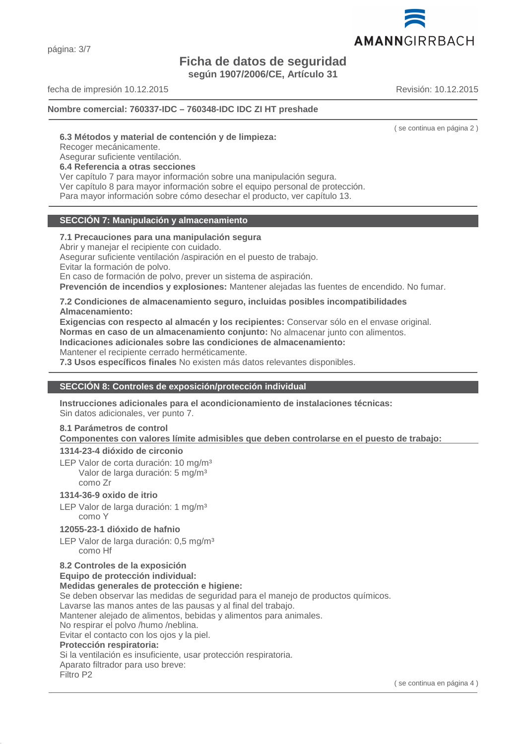**Nombre comercial: 760337-IDC – 760348-IDC IDC ZI HT preshade**

( se continua en página 2 )

**6.3 Métodos y material de contención y de limpieza:**
Recoger mecánicamente.
Asegurar suficiente ventilación.
**6.4 Referencia a otras secciones**
Ver capítulo 7 para mayor información sobre una manipulación segura.
Ver capítulo 8 para mayor información sobre el equipo personal de protección.
Para mayor información sobre cómo desechar el producto, ver capítulo 13.

## SECCIÓN 7: Manipulación y almacenamiento

**7.1 Precauciones para una manipulación segura**
Abrir y manejar el recipiente con cuidado.
Asegurar suficiente ventilación /aspiración en el puesto de trabajo.
Evitar la formación de polvo.
En caso de formación de polvo, prever un sistema de aspiración.
**Prevención de incendios y explosiones:** Mantener alejadas las fuentes de encendido. No fumar.

**7.2 Condiciones de almacenamiento seguro, incluidas posibles incompatibilidades**
**Almacenamiento:**
**Exigencias con respecto al almacén y los recipientes:** Conservar sólo en el envase original.
**Normas en caso de un almacenamiento conjunto:** No almacenar junto con alimentos.
**Indicaciones adicionales sobre las condiciones de almacenamiento:**
Mantener el recipiente cerrado herméticamente.
**7.3 Usos específicos finales** No existen más datos relevantes disponibles.

## SECCIÓN 8: Controles de exposición/protección individual

**Instrucciones adicionales para el acondicionamiento de instalaciones técnicas:**
Sin datos adicionales, ver punto 7.

**8.1 Parámetros de control**
**Componentes con valores límite admisibles que deben controlarse en el puesto de trabajo:**

**1314-23-4 dióxido de circonio**
LEP Valor de corta duración: 10 mg/m³
Valor de larga duración: 5 mg/m³
como Zr

**1314-36-9 oxido de itrio**
LEP Valor de larga duración: 1 mg/m³
como Y

**12055-23-1 dióxido de hafnio**
LEP Valor de larga duración: 0,5 mg/m³
como Hf

**8.2 Controles de la exposición**
**Equipo de protección individual:**
**Medidas generales de protección e higiene:**
Se deben observar las medidas de seguridad para el manejo de productos químicos.
Lavarse las manos antes de las pausas y al final del trabajo.
Mantener alejado de alimentos, bebidas y alimentos para animales.
No respirar el polvo /humo /neblina.
Evitar el contacto con los ojos y la piel.
**Protección respiratoria:**
Si la ventilación es insuficiente, usar protección respiratoria.
Aparato filtrador para uso breve:
Filtro P2

( se continua en página 4 )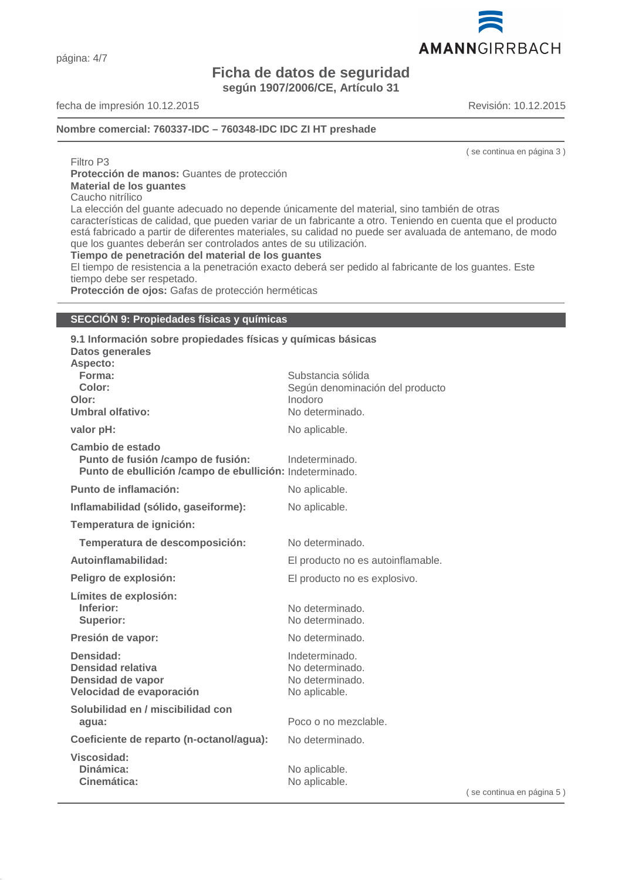**Nombre comercial: 760337-IDC – 760348-IDC IDC ZI HT preshade**

( se continua en página 3 )

Filtro P3

**Protección de manos:** Guantes de protección

**Material de los guantes**

Caucho nitrílico

La elección del guante adecuado no depende únicamente del material, sino también de otras características de calidad, que pueden variar de un fabricante a otro. Teniendo en cuenta que el producto está fabricado a partir de diferentes materiales, su calidad no puede ser avaluada de antemano, de modo que los guantes deberán ser controlados antes de su utilización.

**Tiempo de penetración del material de los guantes**

El tiempo de resistencia a la penetración exacto deberá ser pedido al fabricante de los guantes. Este tiempo debe ser respetado.

**Protección de ojos:** Gafas de protección herméticas

## SECCIÓN 9: Propiedades físicas y químicas

**9.1 Información sobre propiedades físicas y químicas básicas**

**Datos generales**

| | |
|---|---|
| **Aspecto:** | |
| **Forma:** | Substancia sólida |
| **Color:** | Según denominación del producto |
| **Olor:** | Inodoro |
| **Umbral olfativo:** | No determinado. |
| **valor pH:** | No aplicable. |
| **Cambio de estado** | |
| **Punto de fusión /campo de fusión:** | Indeterminado. |
| **Punto de ebullición /campo de ebullición:** | Indeterminado. |
| **Punto de inflamación:** | No aplicable. |
| **Inflamabilidad (sólido, gaseiforme):** | No aplicable. |
| **Temperatura de ignición:** | |
| **Temperatura de descomposición:** | No determinado. |
| **Autoinflamabilidad:** | El producto no es autoinflamable. |
| **Peligro de explosión:** | El producto no es explosivo. |
| **Límites de explosión:** | |
| **Inferior:** | No determinado. |
| **Superior:** | No determinado. |
| **Presión de vapor:** | No determinado. |
| **Densidad:** | Indeterminado. |
| **Densidad relativa** | No determinado. |
| **Densidad de vapor** | No determinado. |
| **Velocidad de evaporación** | No aplicable. |
| **Solubilidad en / miscibilidad con agua:** | Poco o no mezclable. |
| **Coeficiente de reparto (n-octanol/agua):** | No determinado. |
| **Viscosidad:** | |
| **Dinámica:** | No aplicable. |
| **Cinemática:** | No aplicable. |

( se continua en página 5 )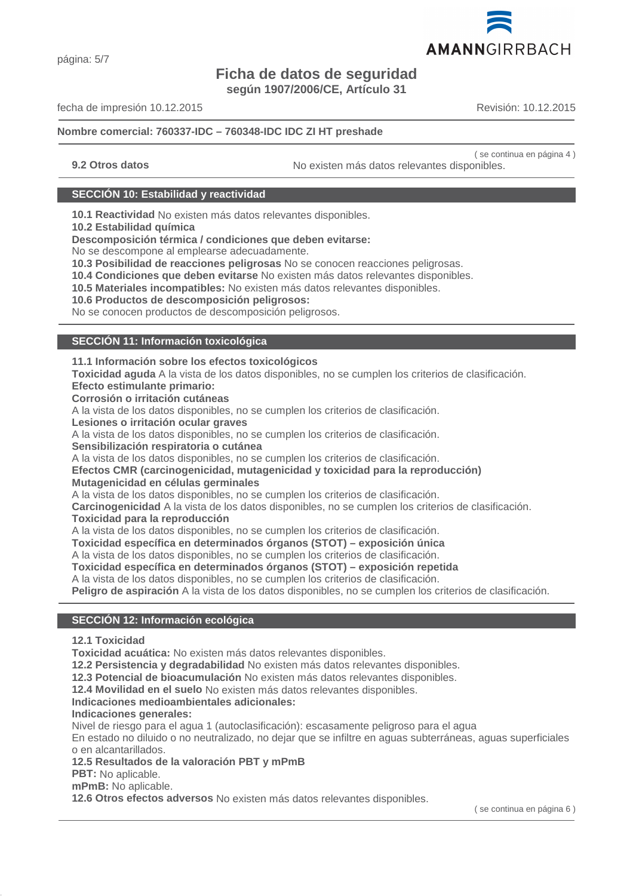**9.2 Otros datos** No existen más datos relevantes disponibles.

## SECCIÓN 10: Estabilidad y reactividad

**10.1 Reactividad** No existen más datos relevantes disponibles.
**10.2 Estabilidad química**
**Descomposición térmica / condiciones que deben evitarse:**
No se descompone al emplearse adecuadamente.
**10.3 Posibilidad de reacciones peligrosas** No se conocen reacciones peligrosas.
**10.4 Condiciones que deben evitarse** No existen más datos relevantes disponibles.
**10.5 Materiales incompatibles:** No existen más datos relevantes disponibles.
**10.6 Productos de descomposición peligrosos:**
No se conocen productos de descomposición peligrosos.

## SECCIÓN 11: Información toxicológica

**11.1 Información sobre los efectos toxicológicos**
**Toxicidad aguda** A la vista de los datos disponibles, no se cumplen los criterios de clasificación.
**Efecto estimulante primario:**
**Corrosión o irritación cutáneas**
A la vista de los datos disponibles, no se cumplen los criterios de clasificación.
**Lesiones o irritación ocular graves**
A la vista de los datos disponibles, no se cumplen los criterios de clasificación.
**Sensibilización respiratoria o cutánea**
A la vista de los datos disponibles, no se cumplen los criterios de clasificación.
**Efectos CMR (carcinogenicidad, mutagenicidad y toxicidad para la reproducción)**
**Mutagenicidad en células germinales**
A la vista de los datos disponibles, no se cumplen los criterios de clasificación.
**Carcinogenicidad** A la vista de los datos disponibles, no se cumplen los criterios de clasificación.
**Toxicidad para la reproducción**
A la vista de los datos disponibles, no se cumplen los criterios de clasificación.
**Toxicidad específica en determinados órganos (STOT) – exposición única**
A la vista de los datos disponibles, no se cumplen los criterios de clasificación.
**Toxicidad específica en determinados órganos (STOT) – exposición repetida**
A la vista de los datos disponibles, no se cumplen los criterios de clasificación.
**Peligro de aspiración** A la vista de los datos disponibles, no se cumplen los criterios de clasificación.

## SECCIÓN 12: Información ecológica

**12.1 Toxicidad**
**Toxicidad acuática:** No existen más datos relevantes disponibles.
**12.2 Persistencia y degradabilidad** No existen más datos relevantes disponibles.
**12.3 Potencial de bioacumulación** No existen más datos relevantes disponibles.
**12.4 Movilidad en el suelo** No existen más datos relevantes disponibles.
**Indicaciones medioambientales adicionales:**
**Indicaciones generales:**
Nivel de riesgo para el agua 1 (autoclasificación): escasamente peligroso para el agua
En estado no diluido o no neutralizado, no dejar que se infiltre en aguas subterráneas, aguas superficiales o en alcantarillados.
**12.5 Resultados de la valoración PBT y mPmB**
**PBT:** No aplicable.
**mPmB:** No aplicable.
**12.6 Otros efectos adversos** No existen más datos relevantes disponibles.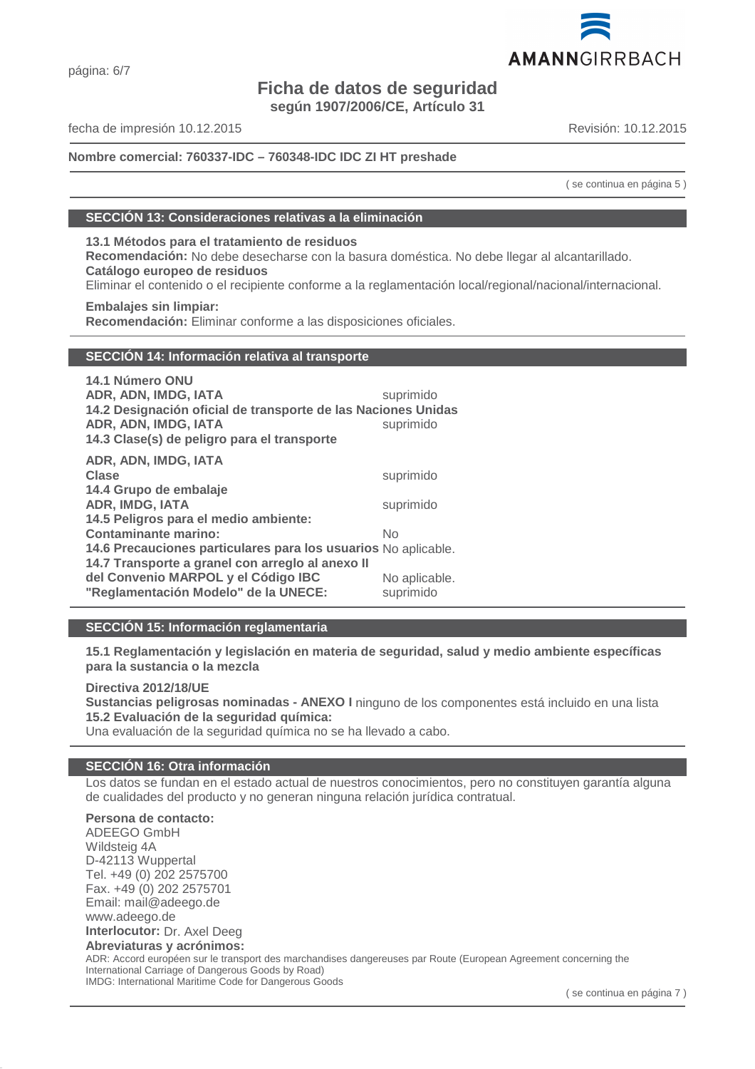**Nombre comercial: 760337-IDC – 760348-IDC IDC ZI HT preshade**

( se continua en página 5 )

## SECCIÓN 13: Consideraciones relativas a la eliminación

**13.1 Métodos para el tratamiento de residuos**
**Recomendación:** No debe desecharse con la basura doméstica. No debe llegar al alcantarillado.
**Catálogo europeo de residuos**
Eliminar el contenido o el recipiente conforme a la reglamentación local/regional/nacional/internacional.

**Embalajes sin limpiar:**
**Recomendación:** Eliminar conforme a las disposiciones oficiales.

## SECCIÓN 14: Información relativa al transporte

**14.1 Número ONU**
**ADR, ADN, IMDG, IATA** suprimido
**14.2 Designación oficial de transporte de las Naciones Unidas**
**ADR, ADN, IMDG, IATA** suprimido
**14.3 Clase(s) de peligro para el transporte**

**ADR, ADN, IMDG, IATA**
**Clase** suprimido
**14.4 Grupo de embalaje**
**ADR, IMDG, IATA** suprimido
**14.5 Peligros para el medio ambiente:**
**Contaminante marino:** No
**14.6 Precauciones particulares para los usuarios** No aplicable.
**14.7 Transporte a granel con arreglo al anexo II del Convenio MARPOL y el Código IBC** No aplicable.
**"Reglamentación Modelo" de la UNECE:** suprimido

## SECCIÓN 15: Información reglamentaria

**15.1 Reglamentación y legislación en materia de seguridad, salud y medio ambiente específicas para la sustancia o la mezcla**

**Directiva 2012/18/UE**
**Sustancias peligrosas nominadas - ANEXO I** ninguno de los componentes está incluido en una lista
**15.2 Evaluación de la seguridad química:**
Una evaluación de la seguridad química no se ha llevado a cabo.

## SECCIÓN 16: Otra información

Los datos se fundan en el estado actual de nuestros conocimientos, pero no constituyen garantía alguna de cualidades del producto y no generan ninguna relación jurídica contratual.

**Persona de contacto:**
ADEEGO GmbH
Wildsteig 4A
D-42113 Wuppertal
Tel. +49 (0) 202 2575700
Fax. +49 (0) 202 2575701
Email: mail@adeego.de
www.adeego.de
**Interlocutor:** Dr. Axel Deeg
**Abreviaturas y acrónimos:**
ADR: Accord européen sur le transport des marchandises dangereuses par Route (European Agreement concerning the International Carriage of Dangerous Goods by Road)
IMDG: International Maritime Code for Dangerous Goods

( se continua en página 7 )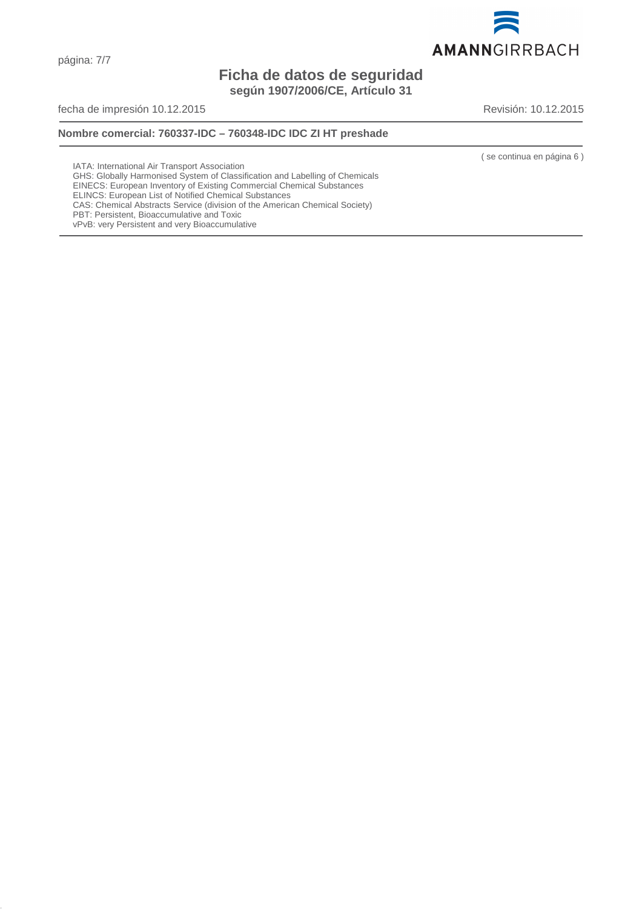IATA: International Air Transport Association
GHS: Globally Harmonised System of Classification and Labelling of Chemicals
EINECS: European Inventory of Existing Commercial Chemical Substances
ELINCS: European List of Notified Chemical Substances
CAS: Chemical Abstracts Service (division of the American Chemical Society)
PBT: Persistent, Bioaccumulative and Toxic
vPvB: very Persistent and very Bioaccumulative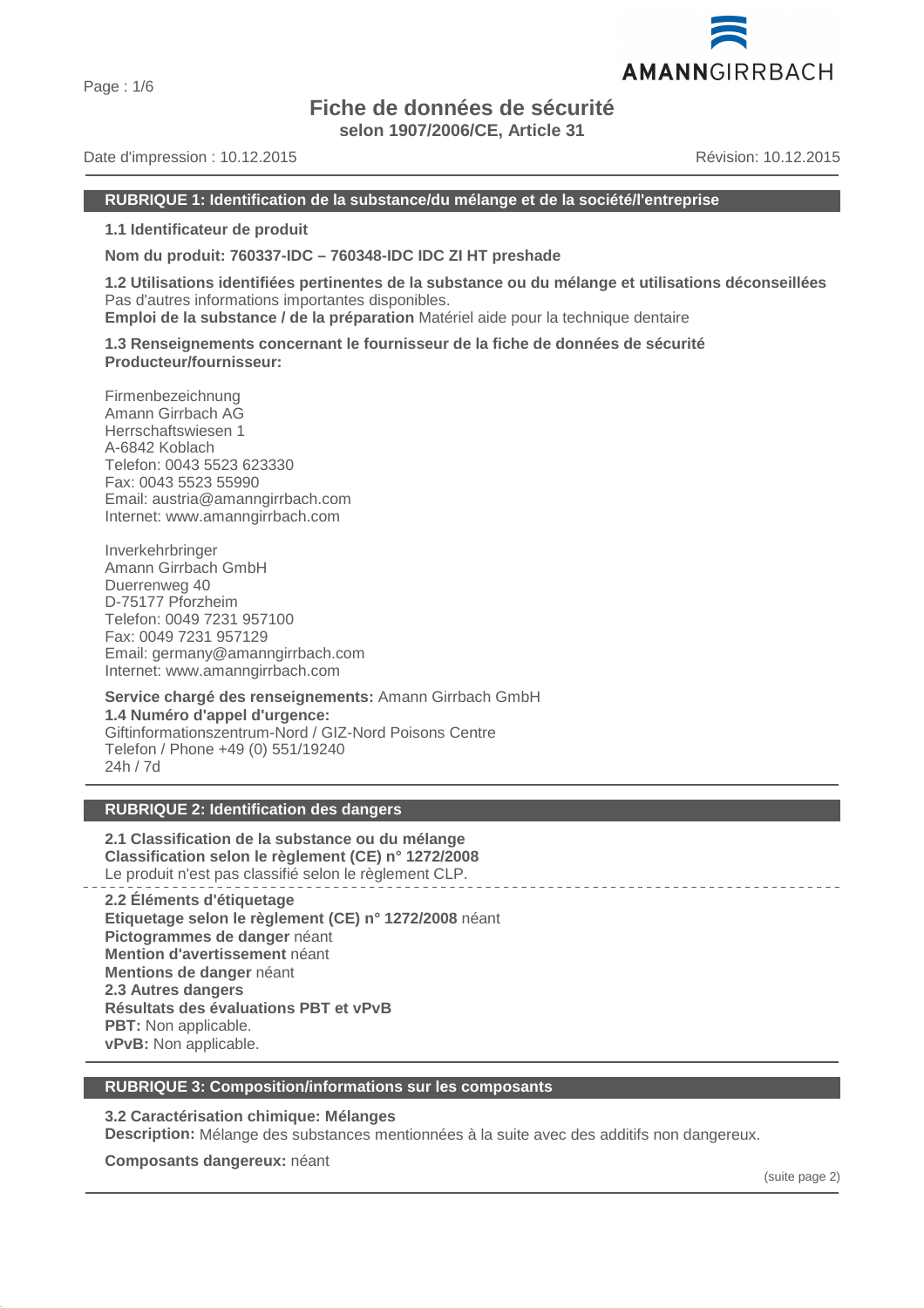# Fiche de données de sécurité

**selon 1907/2006/CE, Article 31**

Date d'impression : 10.12.2015 Révision: 10.12.2015

## RUBRIQUE 1: Identification de la substance/du mélange et de la société/l'entreprise

**1.1 Identificateur de produit**

**Nom du produit: 760337-IDC – 760348-IDC IDC ZI HT preshade**

**1.2 Utilisations identifiées pertinentes de la substance ou du mélange et utilisations déconseillées**
Pas d'autres informations importantes disponibles.
**Emploi de la substance / de la préparation** Matériel aide pour la technique dentaire

**1.3 Renseignements concernant le fournisseur de la fiche de données de sécurité**
**Producteur/fournisseur:**

Firmenbezeichnung
Amann Girrbach AG
Herrschaftswiesen 1
A-6842 Koblach
Telefon: 0043 5523 623330
Fax: 0043 5523 55990
Email: austria@amanngirrbach.com
Internet: www.amanngirrbach.com

Inverkehrbringer
Amann Girrbach GmbH
Duerrenweg 40
D-75177 Pforzheim
Telefon: 0049 7231 957100
Fax: 0049 7231 957129
Email: germany@amanngirrbach.com
Internet: www.amanngirrbach.com

**Service chargé des renseignements:** Amann Girrbach GmbH
**1.4 Numéro d'appel d'urgence:**
Giftinformationszentrum-Nord / GIZ-Nord Poisons Centre
Telefon / Phone +49 (0) 551/19240
24h / 7d

## RUBRIQUE 2: Identification des dangers

**2.1 Classification de la substance ou du mélange**
**Classification selon le règlement (CE) n° 1272/2008**
Le produit n'est pas classifié selon le règlement CLP.

**2.2 Éléments d'étiquetage**
**Etiquetage selon le règlement (CE) n° 1272/2008** néant
**Pictogrammes de danger** néant
**Mention d'avertissement** néant
**Mentions de danger** néant
**2.3 Autres dangers**
**Résultats des évaluations PBT et vPvB**
**PBT:** Non applicable.
**vPvB:** Non applicable.

## RUBRIQUE 3: Composition/informations sur les composants

**3.2 Caractérisation chimique: Mélanges**
**Description:** Mélange des substances mentionnées à la suite avec des additifs non dangereux.

**Composants dangereux:** néant

(suite page 2)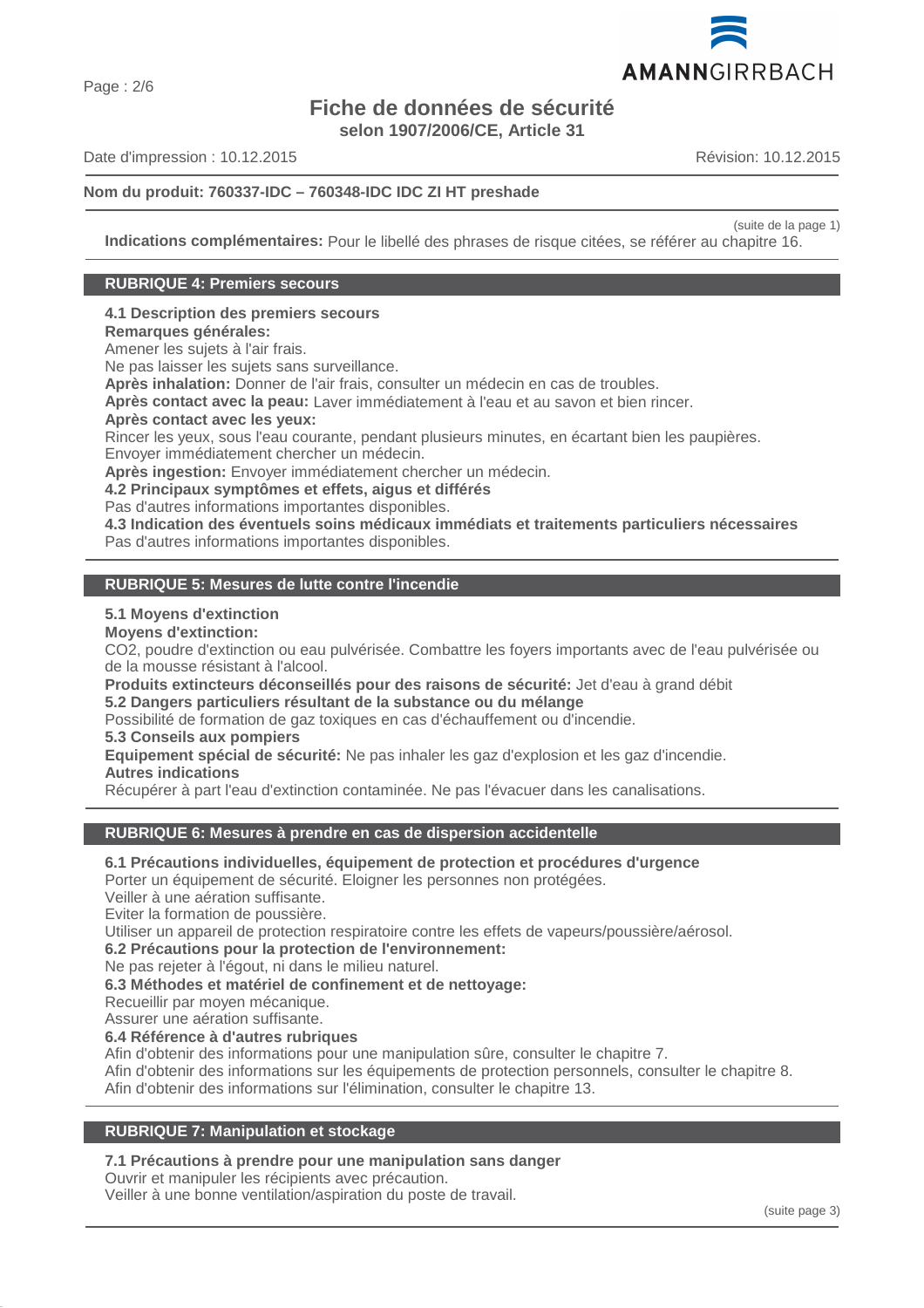(suite de la page 1)

**Indications complémentaires:** Pour le libellé des phrases de risque citées, se référer au chapitre 16.

## RUBRIQUE 4: Premiers secours

**4.1 Description des premiers secours**

**Remarques générales:**
Amener les sujets à l'air frais.
Ne pas laisser les sujets sans surveillance.

**Après inhalation:** Donner de l'air frais, consulter un médecin en cas de troubles.

**Après contact avec la peau:** Laver immédiatement à l'eau et au savon et bien rincer.

**Après contact avec les yeux:**
Rincer les yeux, sous l'eau courante, pendant plusieurs minutes, en écartant bien les paupières.
Envoyer immédiatement chercher un médecin.

**Après ingestion:** Envoyer immédiatement chercher un médecin.

**4.2 Principaux symptômes et effets, aigus et différés**
Pas d'autres informations importantes disponibles.

**4.3 Indication des éventuels soins médicaux immédiats et traitements particuliers nécessaires**
Pas d'autres informations importantes disponibles.

## RUBRIQUE 5: Mesures de lutte contre l'incendie

**5.1 Moyens d'extinction**

**Moyens d'extinction:**
$CO_2$, poudre d'extinction ou eau pulvérisée. Combattre les foyers importants avec de l'eau pulvérisée ou de la mousse résistant à l'alcool.

**Produits extincteurs déconseillés pour des raisons de sécurité:** Jet d'eau à grand débit

**5.2 Dangers particuliers résultant de la substance ou du mélange**
Possibilité de formation de gaz toxiques en cas d'échauffement ou d'incendie.

**5.3 Conseils aux pompiers**

**Equipement spécial de sécurité:** Ne pas inhaler les gaz d'explosion et les gaz d'incendie.

**Autres indications**
Récupérer à part l'eau d'extinction contaminée. Ne pas l'évacuer dans les canalisations.

## RUBRIQUE 6: Mesures à prendre en cas de dispersion accidentelle

**6.1 Précautions individuelles, équipement de protection et procédures d'urgence**
Porter un équipement de sécurité. Eloigner les personnes non protégées.
Veiller à une aération suffisante.
Eviter la formation de poussière.
Utiliser un appareil de protection respiratoire contre les effets de vapeurs/poussière/aérosol.

**6.2 Précautions pour la protection de l'environnement:**
Ne pas rejeter à l'égout, ni dans le milieu naturel.

**6.3 Méthodes et matériel de confinement et de nettoyage:**
Recueillir par moyen mécanique.
Assurer une aération suffisante.

**6.4 Référence à d'autres rubriques**
Afin d'obtenir des informations pour une manipulation sûre, consulter le chapitre 7.
Afin d'obtenir des informations sur les équipements de protection personnels, consulter le chapitre 8.
Afin d'obtenir des informations sur l'élimination, consulter le chapitre 13.

## RUBRIQUE 7: Manipulation et stockage

**7.1 Précautions à prendre pour une manipulation sans danger**
Ouvrir et manipuler les récipients avec précaution.
Veiller à une bonne ventilation/aspiration du poste de travail.

(suite page 3)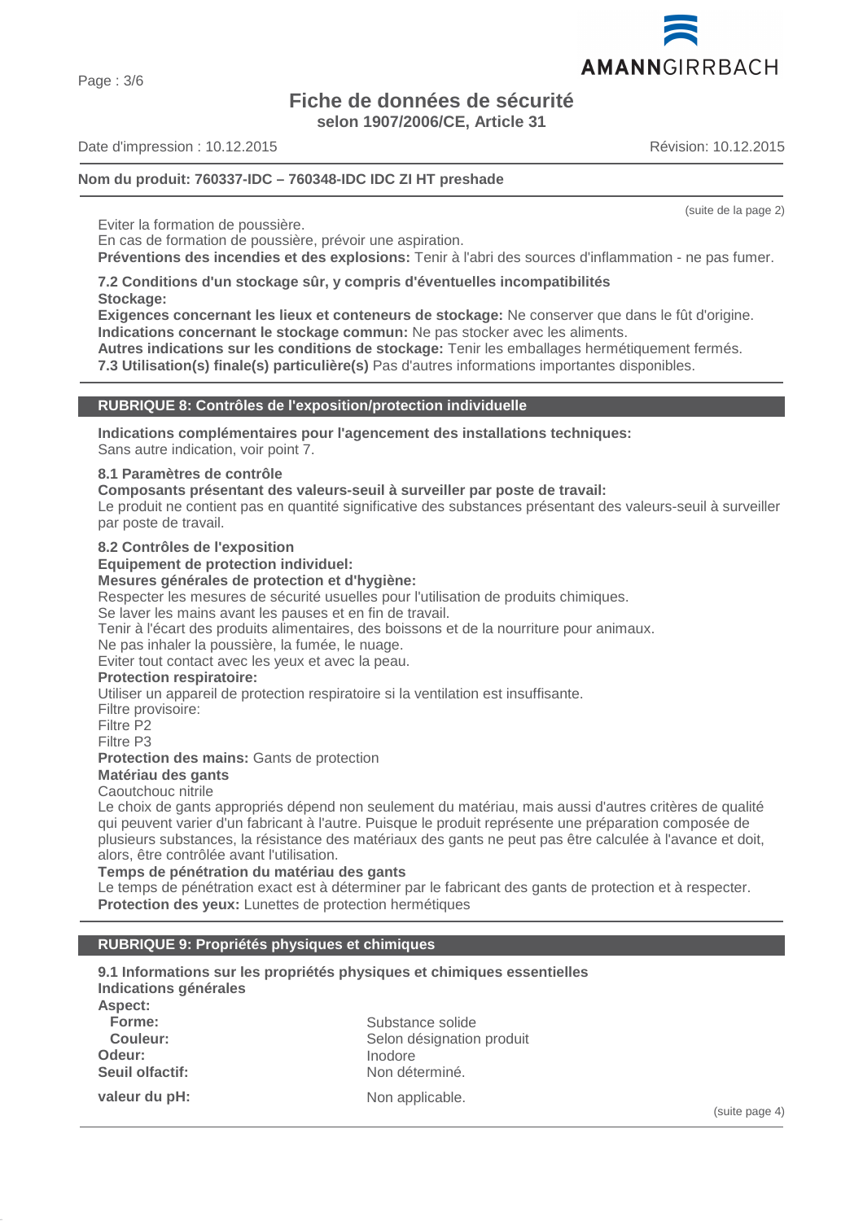(suite de la page 2)

Eviter la formation de poussière.
En cas de formation de poussière, prévoir une aspiration.
**Préventions des incendies et des explosions:** Tenir à l'abri des sources d'inflammation - ne pas fumer.

**7.2 Conditions d'un stockage sûr, y compris d'éventuelles incompatibilités**
**Stockage:**
**Exigences concernant les lieux et conteneurs de stockage:** Ne conserver que dans le fût d'origine.
**Indications concernant le stockage commun:** Ne pas stocker avec les aliments.
**Autres indications sur les conditions de stockage:** Tenir les emballages hermétiquement fermés.
**7.3 Utilisation(s) finale(s) particulière(s)** Pas d'autres informations importantes disponibles.

## RUBRIQUE 8: Contrôles de l'exposition/protection individuelle

**Indications complémentaires pour l'agencement des installations techniques:**
Sans autre indication, voir point 7.

**8.1 Paramètres de contrôle**
**Composants présentant des valeurs-seuil à surveiller par poste de travail:**
Le produit ne contient pas en quantité significative des substances présentant des valeurs-seuil à surveiller par poste de travail.

**8.2 Contrôles de l'exposition**
**Equipement de protection individuel:**
**Mesures générales de protection et d'hygiène:**
Respecter les mesures de sécurité usuelles pour l'utilisation de produits chimiques.
Se laver les mains avant les pauses et en fin de travail.
Tenir à l'écart des produits alimentaires, des boissons et de la nourriture pour animaux.
Ne pas inhaler la poussière, la fumée, le nuage.
Eviter tout contact avec les yeux et avec la peau.
**Protection respiratoire:**
Utiliser un appareil de protection respiratoire si la ventilation est insuffisante.
Filtre provisoire:
Filtre P2
Filtre P3
**Protection des mains:** Gants de protection
**Matériau des gants**
Caoutchouc nitrile
Le choix de gants appropriés dépend non seulement du matériau, mais aussi d'autres critères de qualité qui peuvent varier d'un fabricant à l'autre. Puisque le produit représente une préparation composée de plusieurs substances, la résistance des matériaux des gants ne peut pas être calculée à l'avance et doit, alors, être contrôlée avant l'utilisation.
**Temps de pénétration du matériau des gants**
Le temps de pénétration exact est à déterminer par le fabricant des gants de protection et à respecter.
**Protection des yeux:** Lunettes de protection hermétiques

## RUBRIQUE 9: Propriétés physiques et chimiques

**9.1 Informations sur les propriétés physiques et chimiques essentielles**
**Indications générales**

| | |
|---|---|
| **Aspect:** | |
| **Forme:** | Substance solide |
| **Couleur:** | Selon désignation produit |
| **Odeur:** | Inodore |
| **Seuil olfactif:** | Non déterminé. |
| **valeur du pH:** | Non applicable. |

(suite page 4)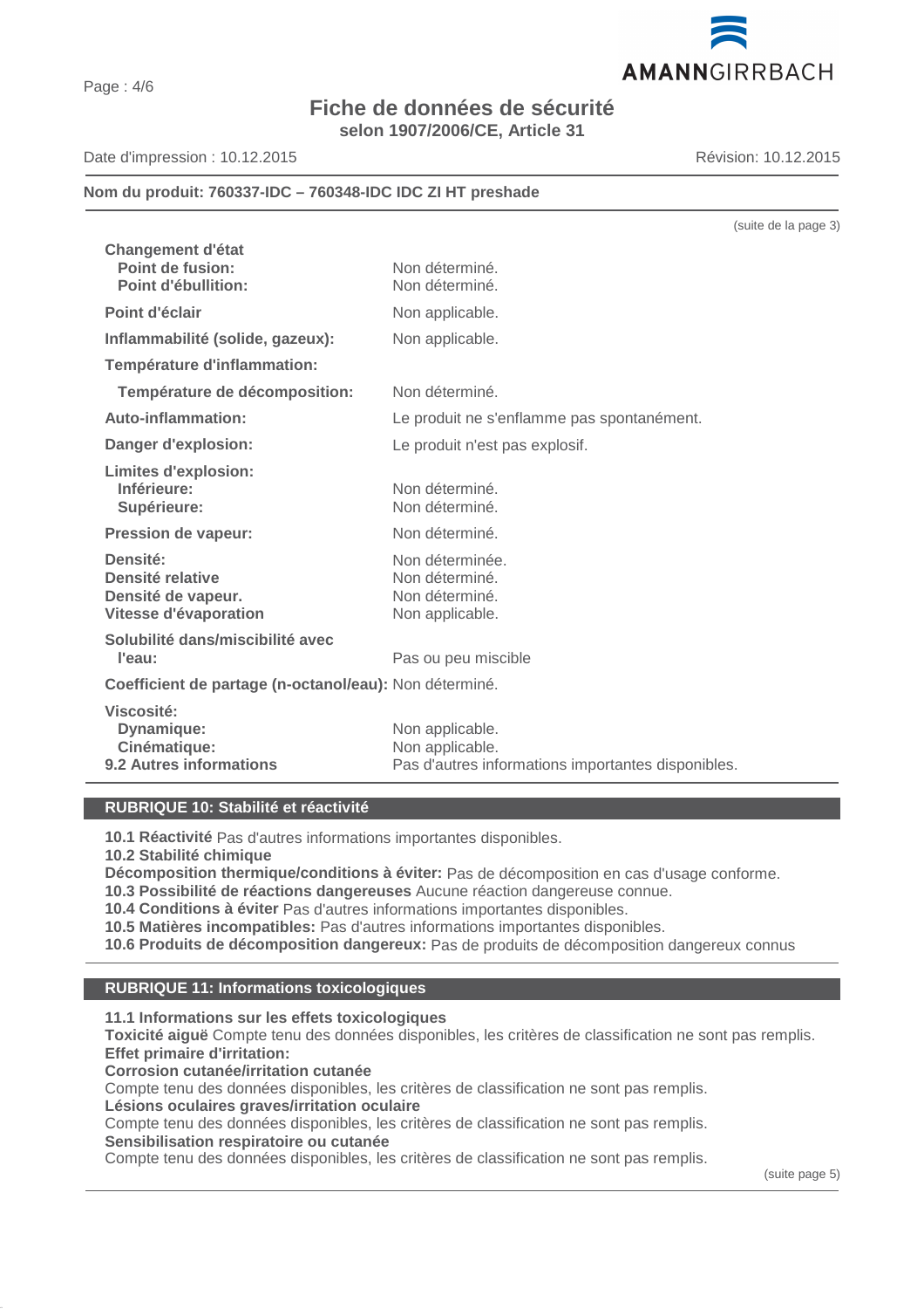(suite de la page 3)

| | |
|---|---|
| **Changement d'état** | |
| **Point de fusion:** | Non déterminé. |
| **Point d'ébullition:** | Non déterminé. |
| **Point d'éclair** | Non applicable. |
| **Inflammabilité (solide, gazeux):** | Non applicable. |
| **Température d'inflammation:** | |
| **Température de décomposition:** | Non déterminé. |
| **Auto-inflammation:** | Le produit ne s'enflamme pas spontanément. |
| **Danger d'explosion:** | Le produit n'est pas explosif. |
| **Limites d'explosion:** | |
| **Inférieure:** | Non déterminé. |
| **Supérieure:** | Non déterminé. |
| **Pression de vapeur:** | Non déterminé. |
| **Densité:** | Non déterminée. |
| **Densité relative** | Non déterminé. |
| **Densité de vapeur.** | Non déterminé. |
| **Vitesse d'évaporation** | Non applicable. |
| **Solubilité dans/miscibilité avec l'eau:** | Pas ou peu miscible |
| **Coefficient de partage (n-octanol/eau):** | Non déterminé. |
| **Viscosité:** | |
| **Dynamique:** | Non applicable. |
| **Cinématique:** | Non applicable. |
| **9.2 Autres informations** | Pas d'autres informations importantes disponibles. |

## RUBRIQUE 10: Stabilité et réactivité

**10.1 Réactivité** Pas d'autres informations importantes disponibles.
**10.2 Stabilité chimique**
**Décomposition thermique/conditions à éviter:** Pas de décomposition en cas d'usage conforme.
**10.3 Possibilité de réactions dangereuses** Aucune réaction dangereuse connue.
**10.4 Conditions à éviter** Pas d'autres informations importantes disponibles.
**10.5 Matières incompatibles:** Pas d'autres informations importantes disponibles.
**10.6 Produits de décomposition dangereux:** Pas de produits de décomposition dangereux connus

## RUBRIQUE 11: Informations toxicologiques

**11.1 Informations sur les effets toxicologiques**
**Toxicité aiguë** Compte tenu des données disponibles, les critères de classification ne sont pas remplis.
**Effet primaire d'irritation:**
**Corrosion cutanée/irritation cutanée**
Compte tenu des données disponibles, les critères de classification ne sont pas remplis.
**Lésions oculaires graves/irritation oculaire**
Compte tenu des données disponibles, les critères de classification ne sont pas remplis.
**Sensibilisation respiratoire ou cutanée**
Compte tenu des données disponibles, les critères de classification ne sont pas remplis.

(suite page 5)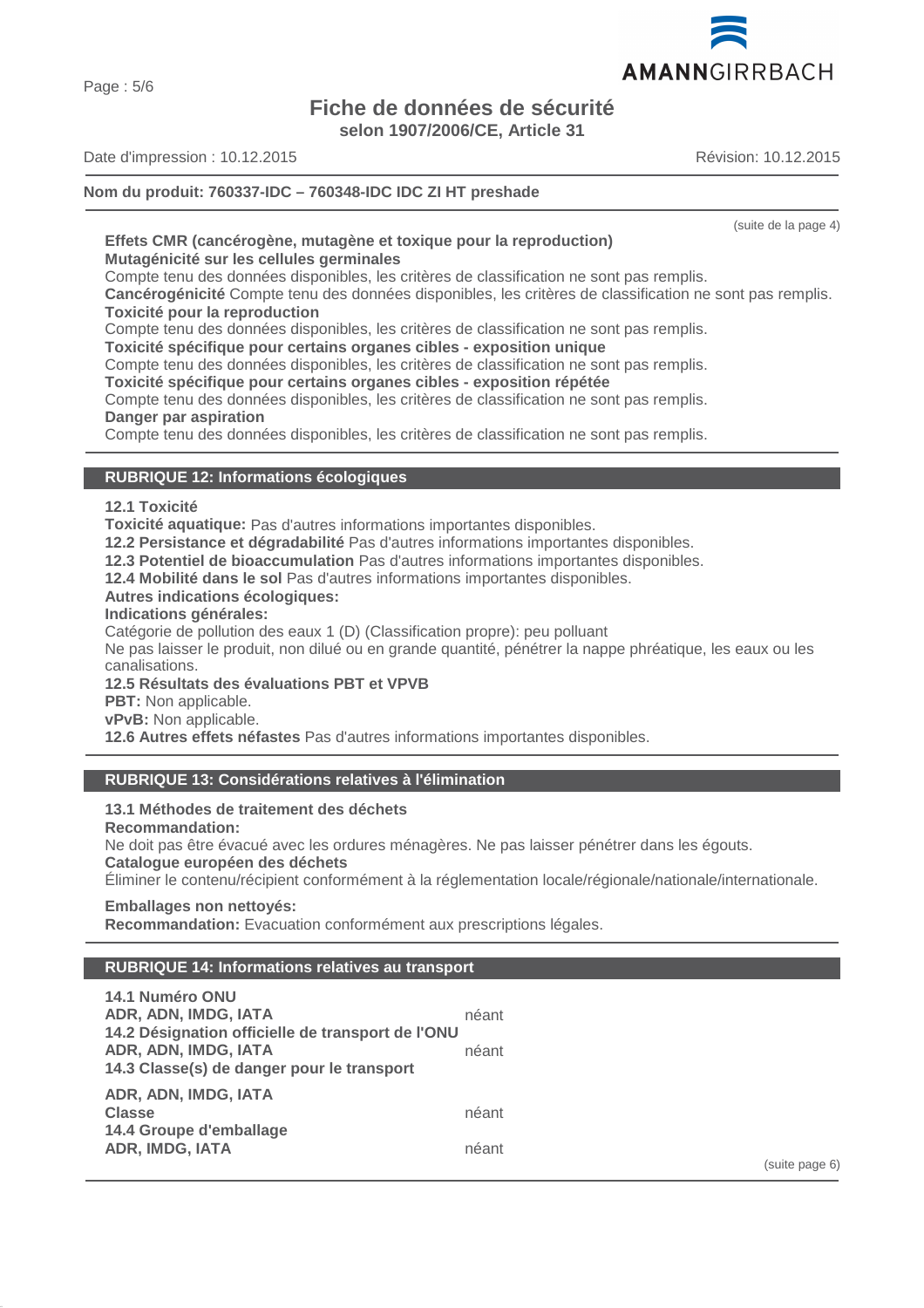**Nom du produit: 760337-IDC – 760348-IDC IDC ZI HT preshade**

(suite de la page 4)

**Effets CMR (cancérogène, mutagène et toxique pour la reproduction)**
**Mutagénicité sur les cellules germinales**
Compte tenu des données disponibles, les critères de classification ne sont pas remplis.
**Cancérogénicité** Compte tenu des données disponibles, les critères de classification ne sont pas remplis.
**Toxicité pour la reproduction**
Compte tenu des données disponibles, les critères de classification ne sont pas remplis.
**Toxicité spécifique pour certains organes cibles - exposition unique**
Compte tenu des données disponibles, les critères de classification ne sont pas remplis.
**Toxicité spécifique pour certains organes cibles - exposition répétée**
Compte tenu des données disponibles, les critères de classification ne sont pas remplis.
**Danger par aspiration**
Compte tenu des données disponibles, les critères de classification ne sont pas remplis.

## RUBRIQUE 12: Informations écologiques

**12.1 Toxicité**
**Toxicité aquatique:** Pas d'autres informations importantes disponibles.
**12.2 Persistance et dégradabilité** Pas d'autres informations importantes disponibles.
**12.3 Potentiel de bioaccumulation** Pas d'autres informations importantes disponibles.
**12.4 Mobilité dans le sol** Pas d'autres informations importantes disponibles.
**Autres indications écologiques:**
**Indications générales:**
Catégorie de pollution des eaux 1 (D) (Classification propre): peu polluant
Ne pas laisser le produit, non dilué ou en grande quantité, pénétrer la nappe phréatique, les eaux ou les canalisations.
**12.5 Résultats des évaluations PBT et VPVB**
**PBT:** Non applicable.
**vPvB:** Non applicable.
**12.6 Autres effets néfastes** Pas d'autres informations importantes disponibles.

## RUBRIQUE 13: Considérations relatives à l'élimination

**13.1 Méthodes de traitement des déchets**
**Recommandation:**
Ne doit pas être évacué avec les ordures ménagères. Ne pas laisser pénétrer dans les égouts.
**Catalogue européen des déchets**
Éliminer le contenu/récipient conformément à la réglementation locale/régionale/nationale/internationale.

**Emballages non nettoyés:**
**Recommandation:** Evacuation conformément aux prescriptions légales.

## RUBRIQUE 14: Informations relatives au transport

**14.1 Numéro ONU**
**ADR, ADN, IMDG, IATA** néant
**14.2 Désignation officielle de transport de l'ONU**
**ADR, ADN, IMDG, IATA** néant
**14.3 Classe(s) de danger pour le transport**

**ADR, ADN, IMDG, IATA**
**Classe** néant
**14.4 Groupe d'emballage**
**ADR, IMDG, IATA** néant

(suite page 6)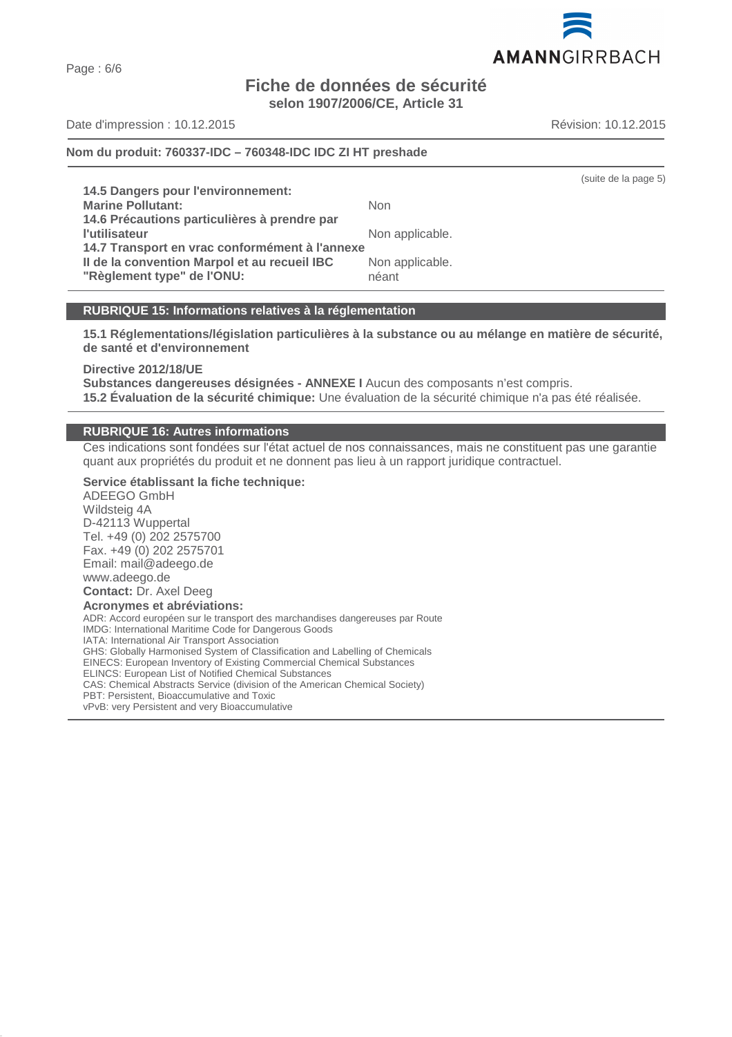(suite de la page 5)

| | |
|---|---|
| **14.5 Dangers pour l'environnement:** | |
| **Marine Pollutant:** | Non |
| **14.6 Précautions particulières à prendre par l'utilisateur** | Non applicable. |
| **14.7 Transport en vrac conformément à l'annexe II de la convention Marpol et au recueil IBC** | Non applicable. |
| **"Règlement type" de l'ONU:** | néant |

## RUBRIQUE 15: Informations relatives à la réglementation

**15.1 Réglementations/législation particulières à la substance ou au mélange en matière de sécurité, de santé et d'environnement**

**Directive 2012/18/UE**
**Substances dangereuses désignées - ANNEXE I** Aucun des composants n'est compris.
**15.2 Évaluation de la sécurité chimique:** Une évaluation de la sécurité chimique n'a pas été réalisée.

## RUBRIQUE 16: Autres informations

Ces indications sont fondées sur l'état actuel de nos connaissances, mais ne constituent pas une garantie quant aux propriétés du produit et ne donnent pas lieu à un rapport juridique contractuel.

**Service établissant la fiche technique:**
ADEEGO GmbH
Wildsteig 4A
D-42113 Wuppertal
Tel. +49 (0) 202 2575700
Fax. +49 (0) 202 2575701
Email: mail@adeego.de
www.adeego.de
**Contact:** Dr. Axel Deeg
**Acronymes et abréviations:**
ADR: Accord européen sur le transport des marchandises dangereuses par Route
IMDG: International Maritime Code for Dangerous Goods
IATA: International Air Transport Association
GHS: Globally Harmonised System of Classification and Labelling of Chemicals
EINECS: European Inventory of Existing Commercial Chemical Substances
ELINCS: European List of Notified Chemical Substances
CAS: Chemical Abstracts Service (division of the American Chemical Society)
PBT: Persistent, Bioaccumulative and Toxic
vPvB: very Persistent and very Bioaccumulative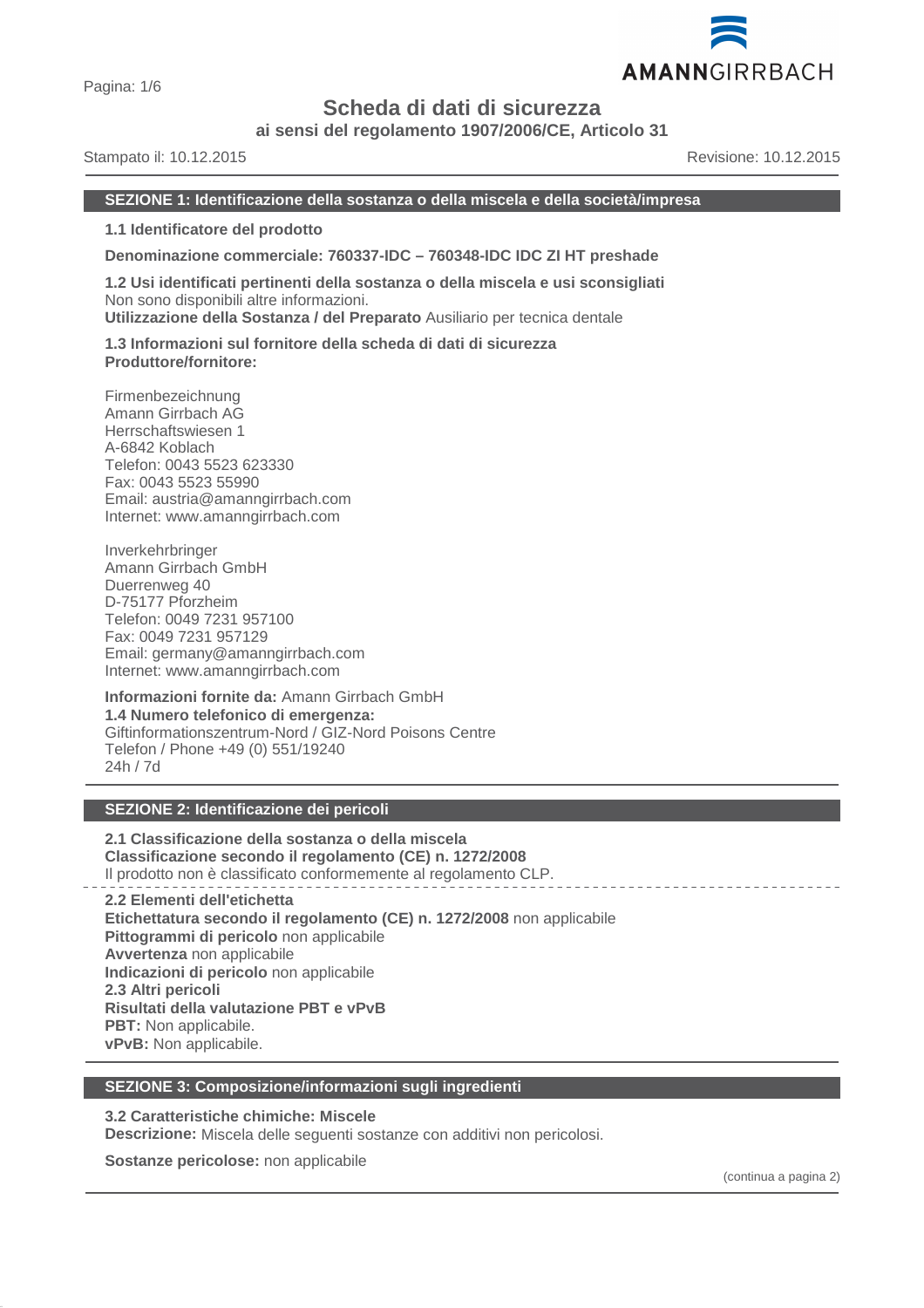# Scheda di dati di sicurezza

**ai sensi del regolamento 1907/2006/CE, Articolo 31**

Stampato il: 10.12.2015 Revisione: 10.12.2015

## SEZIONE 1: Identificazione della sostanza o della miscela e della società/impresa

**1.1 Identificatore del prodotto**

**Denominazione commerciale: 760337-IDC – 760348-IDC IDC ZI HT preshade**

**1.2 Usi identificati pertinenti della sostanza o della miscela e usi sconsigliati**
Non sono disponibili altre informazioni.
**Utilizzazione della Sostanza / del Preparato** Ausiliario per tecnica dentale

**1.3 Informazioni sul fornitore della scheda di dati di sicurezza**
**Produttore/fornitore:**

Firmenbezeichnung
Amann Girrbach AG
Herrschaftswiesen 1
A-6842 Koblach
Telefon: 0043 5523 623330
Fax: 0043 5523 55990
Email: austria@amanngirrbach.com
Internet: www.amanngirrbach.com

Inverkehrbringer
Amann Girrbach GmbH
Duerrenweg 40
D-75177 Pforzheim
Telefon: 0049 7231 957100
Fax: 0049 7231 957129
Email: germany@amanngirrbach.com
Internet: www.amanngirrbach.com

**Informazioni fornite da:** Amann Girrbach GmbH
**1.4 Numero telefonico di emergenza:**
Giftinformationszentrum-Nord / GIZ-Nord Poisons Centre
Telefon / Phone +49 (0) 551/19240
24h / 7d

## SEZIONE 2: Identificazione dei pericoli

**2.1 Classificazione della sostanza o della miscela**
**Classificazione secondo il regolamento (CE) n. 1272/2008**
Il prodotto non è classificato conformemente al regolamento CLP.

**2.2 Elementi dell'etichetta**
**Etichettatura secondo il regolamento (CE) n. 1272/2008** non applicabile
**Pittogrammi di pericolo** non applicabile
**Avvertenza** non applicabile
**Indicazioni di pericolo** non applicabile
**2.3 Altri pericoli**
**Risultati della valutazione PBT e vPvB**
**PBT:** Non applicabile.
**vPvB:** Non applicabile.

## SEZIONE 3: Composizione/informazioni sugli ingredienti

**3.2 Caratteristiche chimiche: Miscele**
**Descrizione:** Miscela delle seguenti sostanze con additivi non pericolosi.

**Sostanze pericolose:** non applicabile

(continua a pagina 2)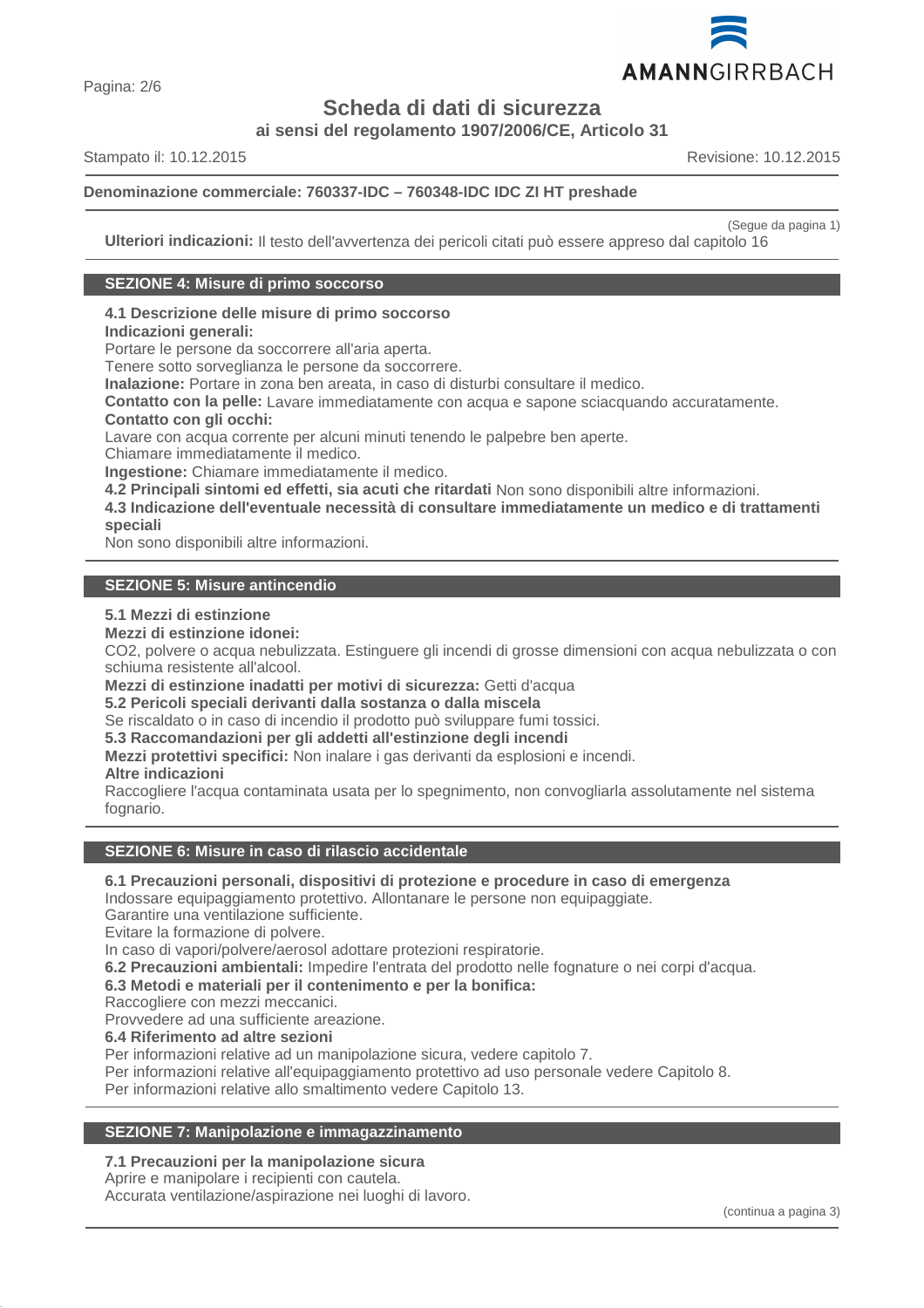**Denominazione commerciale: 760337-IDC – 760348-IDC IDC ZI HT preshade**

(Segue da pagina 1)

**Ulteriori indicazioni:** Il testo dell'avvertenza dei pericoli citati può essere appreso dal capitolo 16

## SEZIONE 4: Misure di primo soccorso

**4.1 Descrizione delle misure di primo soccorso**

**Indicazioni generali:**

Portare le persone da soccorrere all'aria aperta.

Tenere sotto sorveglianza le persone da soccorrere.

**Inalazione:** Portare in zona ben areata, in caso di disturbi consultare il medico.

**Contatto con la pelle:** Lavare immediatamente con acqua e sapone sciacquando accuratamente.

**Contatto con gli occhi:**

Lavare con acqua corrente per alcuni minuti tenendo le palpebre ben aperte.

Chiamare immediatamente il medico.

**Ingestione:** Chiamare immediatamente il medico.

**4.2 Principali sintomi ed effetti, sia acuti che ritardati** Non sono disponibili altre informazioni.

**4.3 Indicazione dell'eventuale necessità di consultare immediatamente un medico e di trattamenti speciali**

Non sono disponibili altre informazioni.

## SEZIONE 5: Misure antincendio

**5.1 Mezzi di estinzione**

**Mezzi di estinzione idonei:**

$CO_2$, polvere o acqua nebulizzata. Estinguere gli incendi di grosse dimensioni con acqua nebulizzata o con schiuma resistente all'alcool.

**Mezzi di estinzione inadatti per motivi di sicurezza:** Getti d'acqua

**5.2 Pericoli speciali derivanti dalla sostanza o dalla miscela**

Se riscaldato o in caso di incendio il prodotto può sviluppare fumi tossici.

**5.3 Raccomandazioni per gli addetti all'estinzione degli incendi**

**Mezzi protettivi specifici:** Non inalare i gas derivanti da esplosioni e incendi.

**Altre indicazioni**

Raccogliere l'acqua contaminata usata per lo spegnimento, non convogliarla assolutamente nel sistema fognario.

## SEZIONE 6: Misure in caso di rilascio accidentale

**6.1 Precauzioni personali, dispositivi di protezione e procedure in caso di emergenza**

Indossare equipaggiamento protettivo. Allontanare le persone non equipaggiate.

Garantire una ventilazione sufficiente.

Evitare la formazione di polvere.

In caso di vapori/polvere/aerosol adottare protezioni respiratorie.

**6.2 Precauzioni ambientali:** Impedire l'entrata del prodotto nelle fognature o nei corpi d'acqua.

**6.3 Metodi e materiali per il contenimento e per la bonifica:**

Raccogliere con mezzi meccanici.

Provvedere ad una sufficiente areazione.

**6.4 Riferimento ad altre sezioni**

Per informazioni relative ad un manipolazione sicura, vedere capitolo 7.

Per informazioni relative all'equipaggiamento protettivo ad uso personale vedere Capitolo 8.

Per informazioni relative allo smaltimento vedere Capitolo 13.

## SEZIONE 7: Manipolazione e immagazzinamento

**7.1 Precauzioni per la manipolazione sicura**

Aprire e manipolare i recipienti con cautela.

Accurata ventilazione/aspirazione nei luoghi di lavoro.

(continua a pagina 3)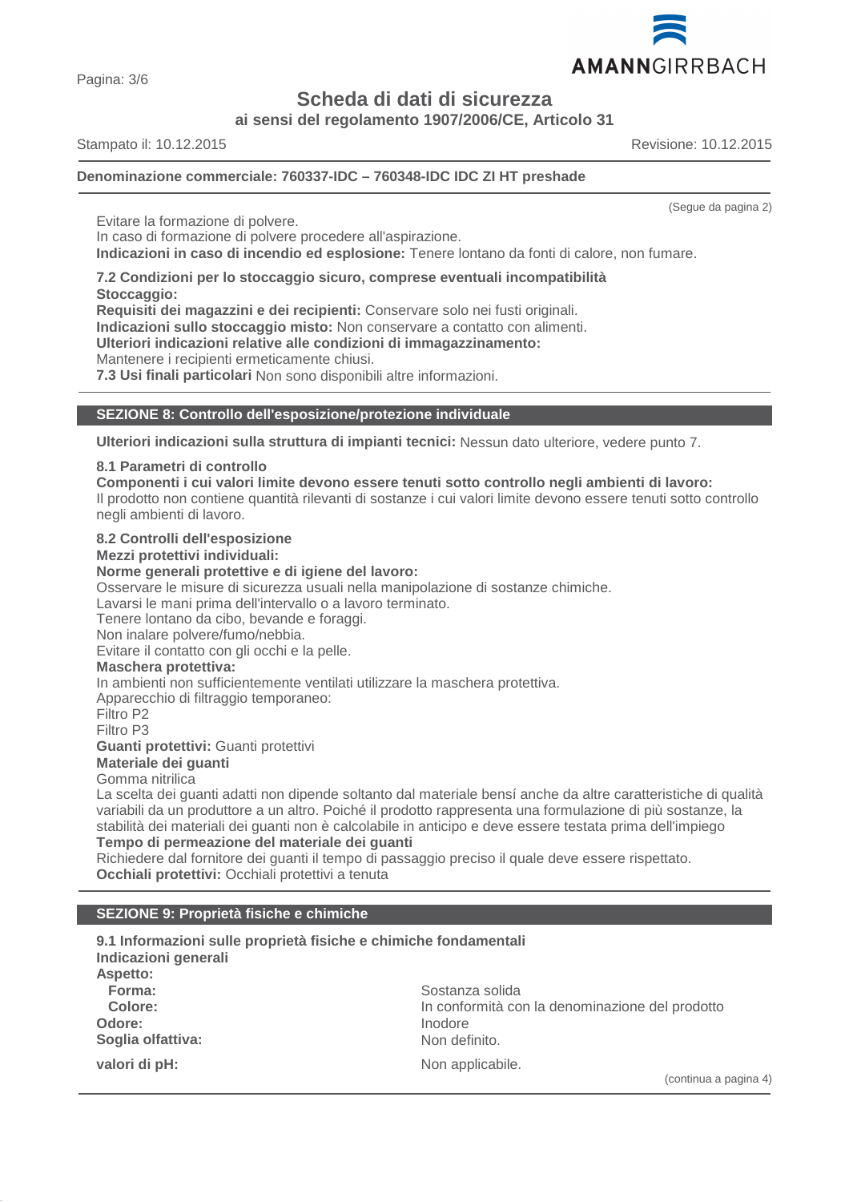(Segue da pagina 2)

Evitare la formazione di polvere.
In caso di formazione di polvere procedere all'aspirazione.
**Indicazioni in caso di incendio ed esplosione:** Tenere lontano da fonti di calore, non fumare.

**7.2 Condizioni per lo stoccaggio sicuro, comprese eventuali incompatibilità**
**Stoccaggio:**
**Requisiti dei magazzini e dei recipienti:** Conservare solo nei fusti originali.
**Indicazioni sullo stoccaggio misto:** Non conservare a contatto con alimenti.
**Ulteriori indicazioni relative alle condizioni di immagazzinamento:**
Mantenere i recipienti ermeticamente chiusi.
**7.3 Usi finali particolari** Non sono disponibili altre informazioni.

## SEZIONE 8: Controllo dell'esposizione/protezione individuale

**Ulteriori indicazioni sulla struttura di impianti tecnici:** Nessun dato ulteriore, vedere punto 7.

**8.1 Parametri di controllo**
**Componenti i cui valori limite devono essere tenuti sotto controllo negli ambienti di lavoro:**
Il prodotto non contiene quantità rilevanti di sostanze i cui valori limite devono essere tenuti sotto controllo negli ambienti di lavoro.

**8.2 Controlli dell'esposizione**
**Mezzi protettivi individuali:**
**Norme generali protettive e di igiene del lavoro:**
Osservare le misure di sicurezza usuali nella manipolazione di sostanze chimiche.
Lavarsi le mani prima dell'intervallo o a lavoro terminato.
Tenere lontano da cibo, bevande e foraggi.
Non inalare polvere/fumo/nebbia.
Evitare il contatto con gli occhi e la pelle.
**Maschera protettiva:**
In ambienti non sufficientemente ventilati utilizzare la maschera protettiva.
Apparecchio di filtraggio temporaneo:
Filtro P2
Filtro P3
**Guanti protettivi:** Guanti protettivi
**Materiale dei guanti**
Gomma nitrilica
La scelta dei guanti adatti non dipende soltanto dal materiale bensí anche da altre caratteristiche di qualità variabili da un produttore a un altro. Poiché il prodotto rappresenta una formulazione di più sostanze, la stabilità dei materiali dei guanti non è calcolabile in anticipo e deve essere testata prima dell'impiego
**Tempo di permeazione del materiale dei guanti**
Richiedere dal fornitore dei guanti il tempo di passaggio preciso il quale deve essere rispettato.
**Occhiali protettivi:** Occhiali protettivi a tenuta

## SEZIONE 9: Proprietà fisiche e chimiche

**9.1 Informazioni sulle proprietà fisiche e chimiche fondamentali**
**Indicazioni generali**

| | |
|---|---|
| **Aspetto:** | |
| **Forma:** | Sostanza solida |
| **Colore:** | In conformità con la denominazione del prodotto |
| **Odore:** | Inodore |
| **Soglia olfattiva:** | Non definito. |
| **valori di pH:** | Non applicabile. |

(continua a pagina 4)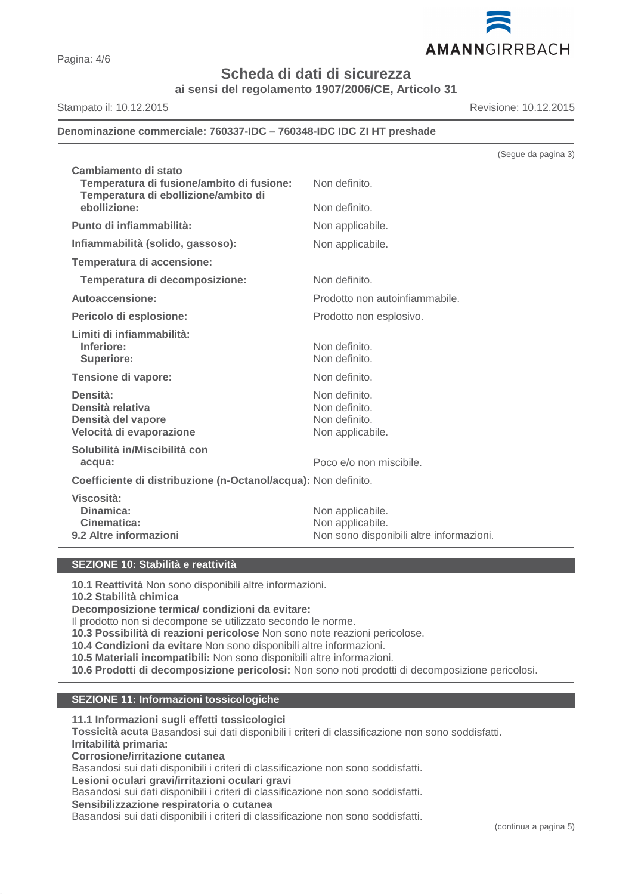**Denominazione commerciale: 760337-IDC – 760348-IDC IDC ZI HT preshade**

(Segue da pagina 3)

| | |
|---|---|
| **Cambiamento di stato** | |
| **Temperatura di fusione/ambito di fusione:** | Non definito. |
| **Temperatura di ebollizione/ambito di ebollizione:** | Non definito. |
| **Punto di infiammabilità:** | Non applicabile. |
| **Infiammabilità (solido, gassoso):** | Non applicabile. |
| **Temperatura di accensione:** | |
| **Temperatura di decomposizione:** | Non definito. |
| **Autoaccensione:** | Prodotto non autoinfiammabile. |
| **Pericolo di esplosione:** | Prodotto non esplosivo. |
| **Limiti di infiammabilità:** | |
| **Inferiore:** | Non definito. |
| **Superiore:** | Non definito. |
| **Tensione di vapore:** | Non definito. |
| **Densità:** | Non definito. |
| **Densità relativa** | Non definito. |
| **Densità del vapore** | Non definito. |
| **Velocità di evaporazione** | Non applicabile. |
| **Solubilità in/Miscibilità con acqua:** | Poco e/o non miscibile. |
| **Coefficiente di distribuzione (n-Octanol/acqua):** | Non definito. |
| **Viscosità:** | |
| **Dinamica:** | Non applicabile. |
| **Cinematica:** | Non applicabile. |
| **9.2 Altre informazioni** | Non sono disponibili altre informazioni. |

## SEZIONE 10: Stabilità e reattività

**10.1 Reattività** Non sono disponibili altre informazioni.
**10.2 Stabilità chimica**
**Decomposizione termica/ condizioni da evitare:**
Il prodotto non si decompone se utilizzato secondo le norme.
**10.3 Possibilità di reazioni pericolose** Non sono note reazioni pericolose.
**10.4 Condizioni da evitare** Non sono disponibili altre informazioni.
**10.5 Materiali incompatibili:** Non sono disponibili altre informazioni.
**10.6 Prodotti di decomposizione pericolosi:** Non sono noti prodotti di decomposizione pericolosi.

## SEZIONE 11: Informazioni tossicologiche

**11.1 Informazioni sugli effetti tossicologici**
**Tossicità acuta** Basandosi sui dati disponibili i criteri di classificazione non sono soddisfatti.
**Irritabilità primaria:**
**Corrosione/irritazione cutanea**
Basandosi sui dati disponibili i criteri di classificazione non sono soddisfatti.
**Lesioni oculari gravi/irritazioni oculari gravi**
Basandosi sui dati disponibili i criteri di classificazione non sono soddisfatti.
**Sensibilizzazione respiratoria o cutanea**
Basandosi sui dati disponibili i criteri di classificazione non sono soddisfatti.

(continua a pagina 5)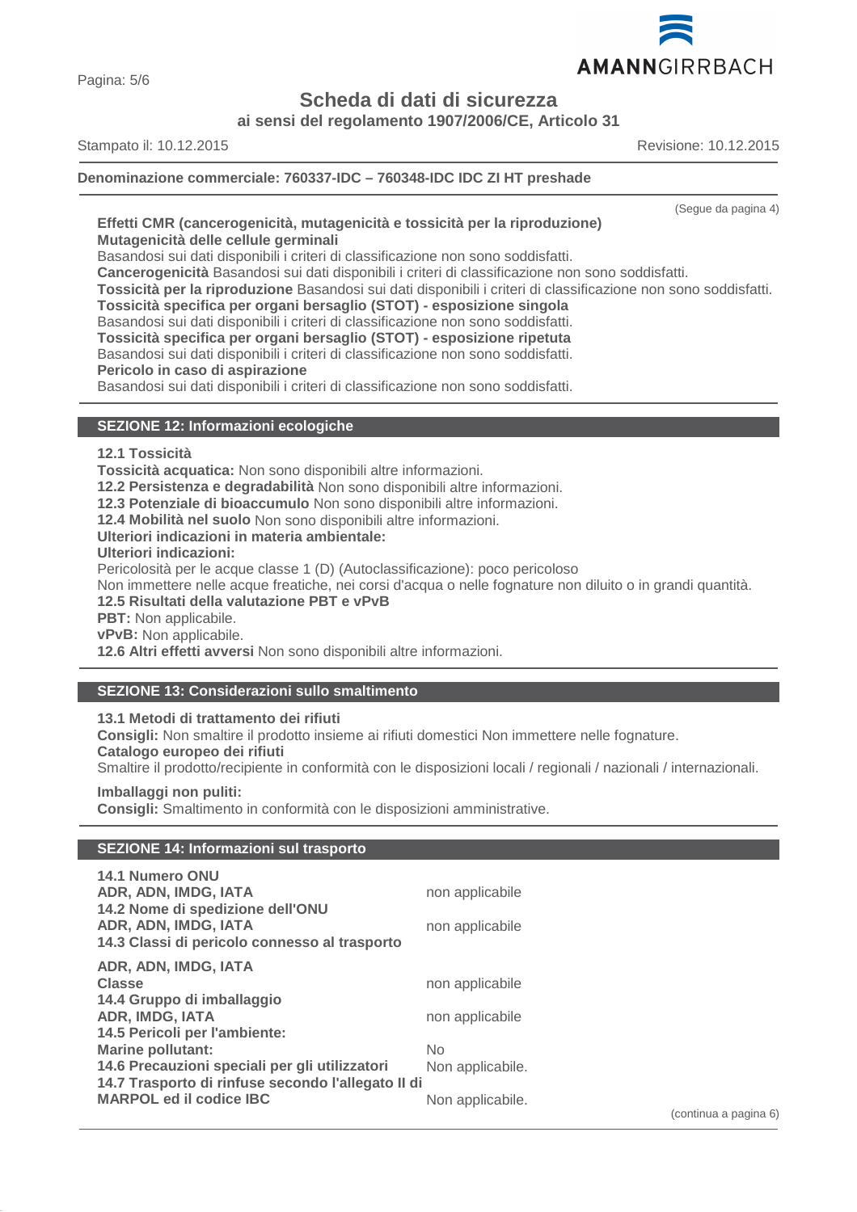(Segue da pagina 4)

**Effetti CMR (cancerogenicità, mutagenicità e tossicità per la riproduzione)**
**Mutagenicità delle cellule germinali**
Basandosi sui dati disponibili i criteri di classificazione non sono soddisfatti.
**Cancerogenicità** Basandosi sui dati disponibili i criteri di classificazione non sono soddisfatti.
**Tossicità per la riproduzione** Basandosi sui dati disponibili i criteri di classificazione non sono soddisfatti.
**Tossicità specifica per organi bersaglio (STOT) - esposizione singola**
Basandosi sui dati disponibili i criteri di classificazione non sono soddisfatti.
**Tossicità specifica per organi bersaglio (STOT) - esposizione ripetuta**
Basandosi sui dati disponibili i criteri di classificazione non sono soddisfatti.
**Pericolo in caso di aspirazione**
Basandosi sui dati disponibili i criteri di classificazione non sono soddisfatti.

## SEZIONE 12: Informazioni ecologiche

**12.1 Tossicità**
**Tossicità acquatica:** Non sono disponibili altre informazioni.
**12.2 Persistenza e degradabilità** Non sono disponibili altre informazioni.
**12.3 Potenziale di bioaccumulo** Non sono disponibili altre informazioni.
**12.4 Mobilità nel suolo** Non sono disponibili altre informazioni.
**Ulteriori indicazioni in materia ambientale:**
**Ulteriori indicazioni:**
Pericolosità per le acque classe 1 (D) (Autoclassificazione): poco pericoloso
Non immettere nelle acque freatiche, nei corsi d'acqua o nelle fognature non diluito o in grandi quantità.
**12.5 Risultati della valutazione PBT e vPvB**
**PBT:** Non applicabile.
**vPvB:** Non applicabile.
**12.6 Altri effetti avversi** Non sono disponibili altre informazioni.

## SEZIONE 13: Considerazioni sullo smaltimento

**13.1 Metodi di trattamento dei rifiuti**
**Consigli:** Non smaltire il prodotto insieme ai rifiuti domestici Non immettere nelle fognature.
**Catalogo europeo dei rifiuti**
Smaltire il prodotto/recipiente in conformità con le disposizioni locali / regionali / nazionali / internazionali.

**Imballaggi non puliti:**
**Consigli:** Smaltimento in conformità con le disposizioni amministrative.

## SEZIONE 14: Informazioni sul trasporto

| | |
|---|---|
| **14.1 Numero ONU** | |
| **ADR, ADN, IMDG, IATA** | non applicabile |
| **14.2 Nome di spedizione dell'ONU** | |
| **ADR, ADN, IMDG, IATA** | non applicabile |
| **14.3 Classi di pericolo connesso al trasporto** | |
| **ADR, ADN, IMDG, IATA** | |
| **Classe** | non applicabile |
| **14.4 Gruppo di imballaggio** | |
| **ADR, IMDG, IATA** | non applicabile |
| **14.5 Pericoli per l'ambiente:** | |
| **Marine pollutant:** | No |
| **14.6 Precauzioni speciali per gli utilizzatori** | Non applicabile. |
| **14.7 Trasporto di rinfuse secondo l'allegato II di MARPOL ed il codice IBC** | Non applicabile. |

(continua a pagina 6)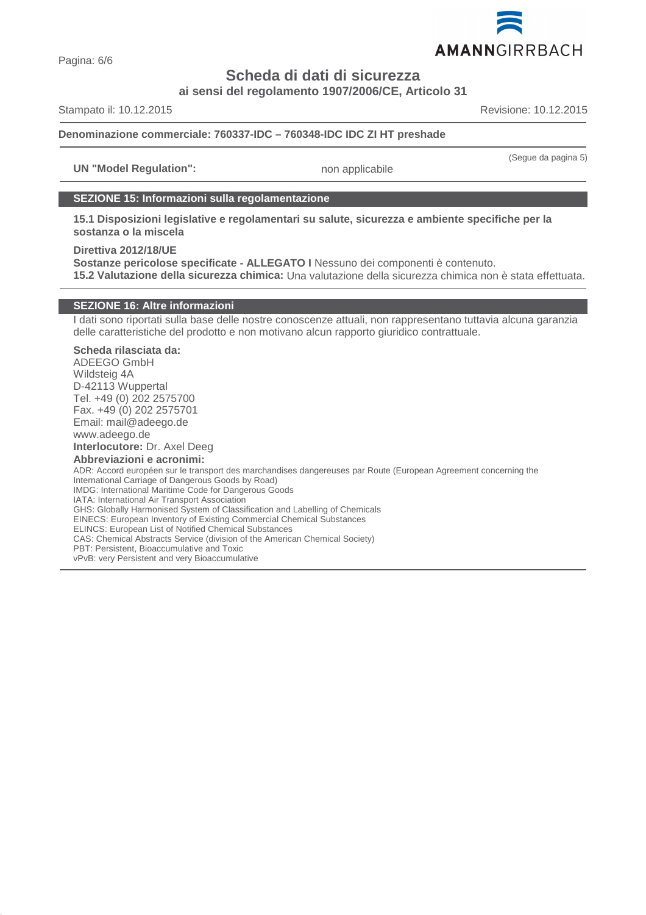(Segue da pagina 5)

**UN "Model Regulation":** non applicabile

## SEZIONE 15: Informazioni sulla regolamentazione

**15.1 Disposizioni legislative e regolamentari su salute, sicurezza e ambiente specifiche per la sostanza o la miscela**

**Direttiva 2012/18/UE**
**Sostanze pericolose specificate - ALLEGATO I** Nessuno dei componenti è contenuto.
**15.2 Valutazione della sicurezza chimica:** Una valutazione della sicurezza chimica non è stata effettuata.

## SEZIONE 16: Altre informazioni

I dati sono riportati sulla base delle nostre conoscenze attuali, non rappresentano tuttavia alcuna garanzia delle caratteristiche del prodotto e non motivano alcun rapporto giuridico contrattuale.

**Scheda rilasciata da:**
ADEEGO GmbH
Wildsteig 4A
D-42113 Wuppertal
Tel. +49 (0) 202 2575700
Fax. +49 (0) 202 2575701
Email: mail@adeego.de
www.adeego.de
**Interlocutore:** Dr. Axel Deeg
**Abbreviazioni e acronimi:**
ADR: Accord européen sur le transport des marchandises dangereuses par Route (European Agreement concerning the International Carriage of Dangerous Goods by Road)
IMDG: International Maritime Code for Dangerous Goods
IATA: International Air Transport Association
GHS: Globally Harmonised System of Classification and Labelling of Chemicals
EINECS: European Inventory of Existing Commercial Chemical Substances
ELINCS: European List of Notified Chemical Substances
CAS: Chemical Abstracts Service (division of the American Chemical Society)
PBT: Persistent, Bioaccumulative and Toxic
vPvB: very Persistent and very Bioaccumulative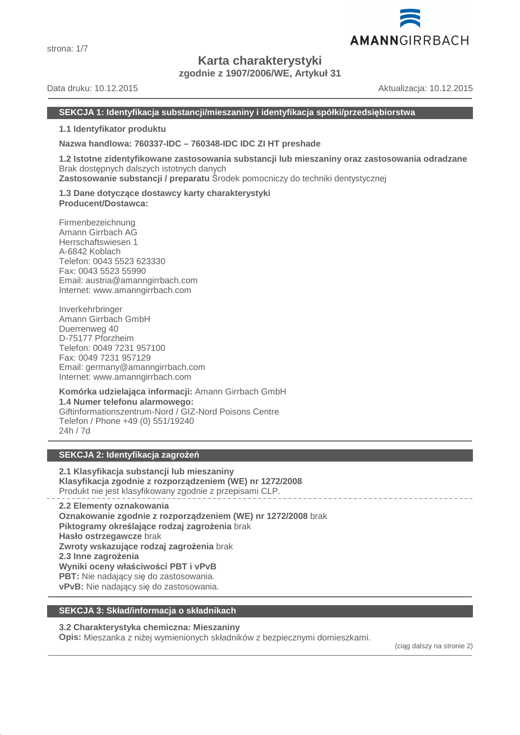# Karta charakterystyki

**zgodnie z 1907/2006/WE, Artykuł 31**

Data druku: 10.12.2015 Aktualizacja: 10.12.2015

## SEKCJA 1: Identyfikacja substancji/mieszaniny i identyfikacja spółki/przedsiębiorstwa

**1.1 Identyfikator produktu**

**Nazwa handlowa: 760337-IDC – 760348-IDC IDC ZI HT preshade**

**1.2 Istotne zidentyfikowane zastosowania substancji lub mieszaniny oraz zastosowania odradzane**
Brak dostępnych dalszych istotnych danych
**Zastosowanie substancji / preparatu** Środek pomocniczy do techniki dentystycznej

**1.3 Dane dotyczące dostawcy karty charakterystyki**
**Producent/Dostawca:**

Firmenbezeichnung
Amann Girrbach AG
Herrschaftswiesen 1
A-6842 Koblach
Telefon: 0043 5523 623330
Fax: 0043 5523 55990
Email: austria@amanngirrbach.com
Internet: www.amanngirrbach.com

Inverkehrbringer
Amann Girrbach GmbH
Duerrenweg 40
D-75177 Pforzheim
Telefon: 0049 7231 957100
Fax: 0049 7231 957129
Email: germany@amanngirrbach.com
Internet: www.amanngirrbach.com

**Komórka udzielająca informacji:** Amann Girrbach GmbH
**1.4 Numer telefonu alarmowego:**
Giftinformationszentrum-Nord / GIZ-Nord Poisons Centre
Telefon / Phone +49 (0) 551/19240
24h / 7d

## SEKCJA 2: Identyfikacja zagrożeń

**2.1 Klasyfikacja substancji lub mieszaniny**
**Klasyfikacja zgodnie z rozporządzeniem (WE) nr 1272/2008**
Produkt nie jest klasyfikowany zgodnie z przepisami CLP.

**2.2 Elementy oznakowania**
**Oznakowanie zgodnie z rozporządzeniem (WE) nr 1272/2008** brak
**Piktogramy określające rodzaj zagrożenia** brak
**Hasło ostrzegawcze** brak
**Zwroty wskazujące rodzaj zagrożenia** brak
**2.3 Inne zagrożenia**
**Wyniki oceny właściwości PBT i vPvB**
**PBT:** Nie nadający się do zastosowania.
**vPvB:** Nie nadający się do zastosowania.

## SEKCJA 3: Skład/informacja o składnikach

**3.2 Charakterystyka chemiczna: Mieszaniny**
**Opis:** Mieszanka z niżej wymienionych składników z bezpiecznymi domieszkami.

(ciąg dalszy na stronie 2)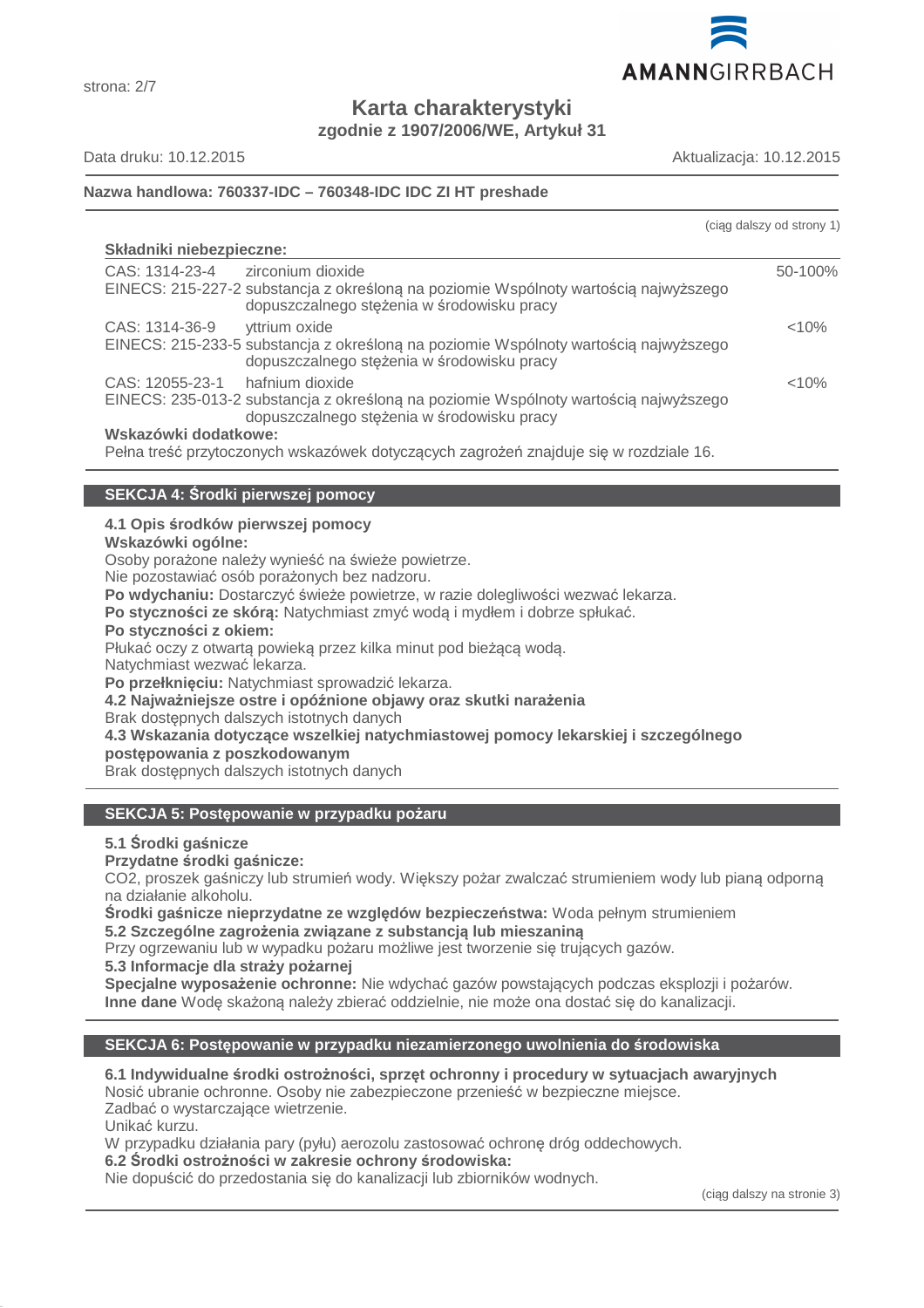**Karta charakterystyki**
**zgodnie z 1907/2006/WE, Artykuł 31**

Data druku: 10.12.2015 Aktualizacja: 10.12.2015

**Nazwa handlowa: 760337-IDC – 760348-IDC IDC ZI HT preshade**

(ciąg dalszy od strony 1)

**Składniki niebezpieczne:**

| | | |
|---|---|---|
| CAS: 1314-23-4<br>EINECS: 215-227-2 | zirconium dioxide<br>substancja z określoną na poziomie Wspólnoty wartością najwyższego dopuszczalnego stężenia w środowisku pracy | 50-100% |
| CAS: 1314-36-9<br>EINECS: 215-233-5 | yttrium oxide<br>substancja z określoną na poziomie Wspólnoty wartością najwyższego dopuszczalnego stężenia w środowisku pracy | <10% |
| CAS: 12055-23-1<br>EINECS: 235-013-2 | hafnium dioxide<br>substancja z określoną na poziomie Wspólnoty wartością najwyższego dopuszczalnego stężenia w środowisku pracy | <10% |

**Wskazówki dodatkowe:**
Pełna treść przytoczonych wskazówek dotyczących zagrożeń znajduje się w rozdziale 16.

## SEKCJA 4: Środki pierwszej pomocy

**4.1 Opis środków pierwszej pomocy**
**Wskazówki ogólne:**
Osoby porażone należy wynieść na świeże powietrze.
Nie pozostawiać osób porażonych bez nadzoru.
**Po wdychaniu:** Dostarczyć świeże powietrze, w razie dolegliwości wezwać lekarza.
**Po styczności ze skórą:** Natychmiast zmyć wodą i mydłem i dobrze spłukać.
**Po styczności z okiem:**
Płukać oczy z otwartą powieką przez kilka minut pod bieżącą wodą.
Natychmiast wezwać lekarza.
**Po przełknięciu:** Natychmiast sprowadzić lekarza.
**4.2 Najważniejsze ostre i opóźnione objawy oraz skutki narażenia**
Brak dostępnych dalszych istotnych danych
**4.3 Wskazania dotyczące wszelkiej natychmiastowej pomocy lekarskiej i szczególnego postępowania z poszkodowanym**
Brak dostępnych dalszych istotnych danych

## SEKCJA 5: Postępowanie w przypadku pożaru

**5.1 Środki gaśnicze**
**Przydatne środki gaśnicze:**
$CO_2$, proszek gaśniczy lub strumień wody. Większy pożar zwalczać strumieniem wody lub pianą odporną na działanie alkoholu.
**Środki gaśnicze nieprzydatne ze względów bezpieczeństwa:** Woda pełnym strumieniem
**5.2 Szczególne zagrożenia związane z substancją lub mieszaniną**
Przy ogrzewaniu lub w wypadku pożaru możliwe jest tworzenie się trujących gazów.
**5.3 Informacje dla straży pożarnej**
**Specjalne wyposażenie ochronne:** Nie wdychać gazów powstających podczas eksplozji i pożarów.
**Inne dane** Wodę skażoną należy zbierać oddzielnie, nie może ona dostać się do kanalizacji.

## SEKCJA 6: Postępowanie w przypadku niezamierzonego uwolnienia do środowiska

**6.1 Indywidualne środki ostrożności, sprzęt ochronny i procedury w sytuacjach awaryjnych**
Nosić ubranie ochronne. Osoby nie zabezpieczone przenieść w bezpieczne miejsce.
Zadbać o wystarczające wietrzenie.
Unikać kurzu.
W przypadku działania pary (pyłu) aerozolu zastosować ochronę dróg oddechowych.
**6.2 Środki ostrożności w zakresie ochrony środowiska:**
Nie dopuścić do przedostania się do kanalizacji lub zbiorników wodnych.

(ciąg dalszy na stronie 3)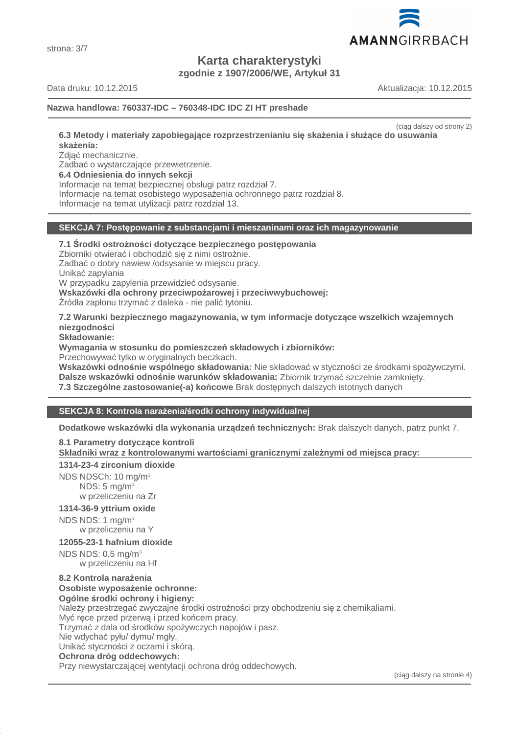**Karta charakterystyki**
**zgodnie z 1907/2006/WE, Artykuł 31**

Data druku: 10.12.2015 Aktualizacja: 10.12.2015

**Nazwa handlowa: 760337-IDC – 760348-IDC IDC ZI HT preshade**

(ciąg dalszy od strony 2)

**6.3 Metody i materiały zapobiegające rozprzestrzenianiu się skażenia i służące do usuwania skażenia:**
Zdjąć mechanicznie.
Zadbać o wystarczające przewietrzenie.
**6.4 Odniesienia do innych sekcji**
Informacje na temat bezpiecznej obsługi patrz rozdział 7.
Informacje na temat osobistego wyposażenia ochronnego patrz rozdział 8.
Informacje na temat utylizacji patrz rozdział 13.

## SEKCJA 7: Postępowanie z substancjami i mieszaninami oraz ich magazynowanie

**7.1 Środki ostrożności dotyczące bezpiecznego postępowania**
Zbiorniki otwierać i obchodzić się z nimi ostrożnie.
Zadbać o dobry nawiew /odsysanie w miejscu pracy.
Unikać zapylania
W przypadku zapylenia przewidzieć odsysanie.
**Wskazówki dla ochrony przeciwpożarowej i przeciwwybuchowej:**
Źródła zapłonu trzymać z daleka - nie palić tytoniu.

**7.2 Warunki bezpiecznego magazynowania, w tym informacje dotyczące wszelkich wzajemnych niezgodności**
**Składowanie:**
**Wymagania w stosunku do pomieszczeń składowych i zbiorników:**
Przechowywać tylko w oryginalnych beczkach.
**Wskazówki odnośnie wspólnego składowania:** Nie składować w styczności ze środkami spożywczymi.
**Dalsze wskazówki odnośnie warunków składowania:** Zbiornik trzymać szczelnie zamknięty.
**7.3 Szczególne zastosowanie(-a) końcowe** Brak dostępnych dalszych istotnych danych

## SEKCJA 8: Kontrola narażenia/środki ochrony indywidualnej

**Dodatkowe wskazówki dla wykonania urządzeń technicznych:** Brak dalszych danych, patrz punkt 7.

**8.1 Parametry dotyczące kontroli**
**Składniki wraz z kontrolowanymi wartościami granicznymi zależnymi od miejsca pracy:**

**1314-23-4 zirconium dioxide**
NDS NDSCh: 10 mg/m³
NDS: 5 mg/m³
w przeliczeniu na Zr

**1314-36-9 yttrium oxide**
NDS NDS: 1 mg/m³
w przeliczeniu na Y

**12055-23-1 hafnium dioxide**
NDS NDS: 0,5 mg/m³
w przeliczeniu na Hf

**8.2 Kontrola narażenia**
**Osobiste wyposażenie ochronne:**
**Ogólne środki ochrony i higieny:**
Należy przestrzegać zwyczajne środki ostrożności przy obchodzeniu się z chemikaliami.
Myć ręce przed przerwą i przed końcem pracy.
Trzymać z dala od środków spożywczych napojów i pasz.
Nie wdychać pyłu/ dymu/ mgły.
Unikać styczności z oczami i skórą.
**Ochrona dróg oddechowych:**
Przy niewystarczającej wentylacji ochrona dróg oddechowych.

(ciąg dalszy na stronie 4)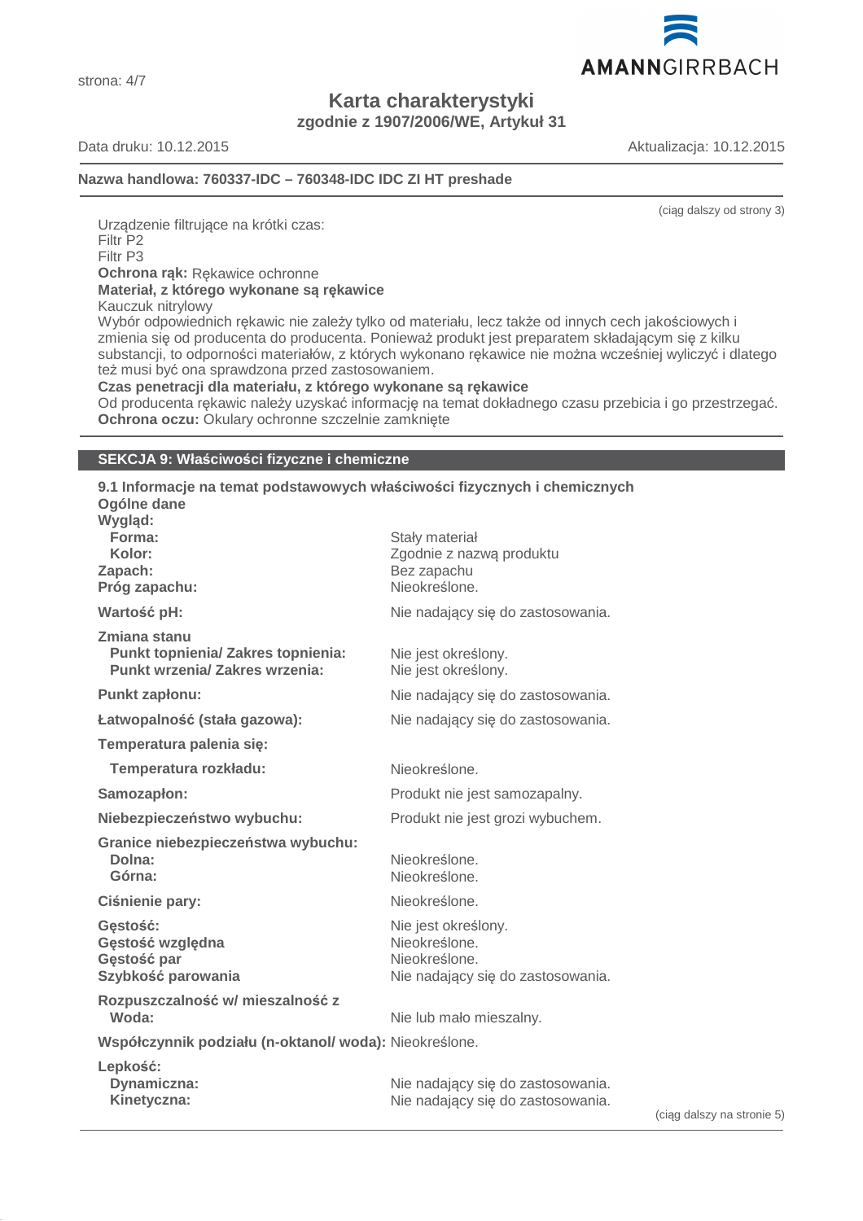# Karta charakterystyki

**zgodnie z 1907/2006/WE, Artykuł 31**

Data druku: 10.12.2015 Aktualizacja: 10.12.2015

**Nazwa handlowa: 760337-IDC – 760348-IDC IDC ZI HT preshade**

(ciąg dalszy od strony 3)

Urządzenie filtrujące na krótki czas:
Filtr P2
Filtr P3

**Ochrona rąk:** Rękawice ochronne

**Materiał, z którego wykonane są rękawice**

Kauczuk nitrylowy

Wybór odpowiednich rękawic nie zależy tylko od materiału, lecz także od innych cech jakościowych i zmienia się od producenta do producenta. Ponieważ produkt jest preparatem składającym się z kilku substancji, to odporności materiałów, z których wykonano rękawice nie można wcześniej wyliczyć i dlatego też musi być ona sprawdzona przed zastosowaniem.

**Czas penetracji dla materiału, z którego wykonane są rękawice**

Od producenta rękawic należy uzyskać informację na temat dokładnego czasu przebicia i go przestrzegać.

**Ochrona oczu:** Okulary ochronne szczelnie zamknięte

## SEKCJA 9: Właściwości fizyczne i chemiczne

**9.1 Informacje na temat podstawowych właściwości fizycznych i chemicznych**

**Ogólne dane**

**Wygląd:**

| | |
|---|---|
| **Forma:** | Stały materiał |
| **Kolor:** | Zgodnie z nazwą produktu |
| **Zapach:** | Bez zapachu |
| **Próg zapachu:** | Nieokreślone. |
| **Wartość pH:** | Nie nadający się do zastosowania. |
| **Zmiana stanu** | |
| **Punkt topnienia/ Zakres topnienia:** | Nie jest określony. |
| **Punkt wrzenia/ Zakres wrzenia:** | Nie jest określony. |
| **Punkt zapłonu:** | Nie nadający się do zastosowania. |
| **Łatwopalność (stała gazowa):** | Nie nadający się do zastosowania. |
| **Temperatura palenia się:** | |
| **Temperatura rozkładu:** | Nieokreślone. |
| **Samozapłon:** | Produkt nie jest samozapalny. |
| **Niebezpieczeństwo wybuchu:** | Produkt nie jest grozi wybuchem. |
| **Granice niebezpieczeństwa wybuchu:** | |
| **Dolna:** | Nieokreślone. |
| **Górna:** | Nieokreślone. |
| **Ciśnienie pary:** | Nieokreślone. |
| **Gęstość:** | Nie jest określony. |
| **Gęstość względna** | Nieokreślone. |
| **Gęstość par** | Nieokreślone. |
| **Szybkość parowania** | Nie nadający się do zastosowania. |
| **Rozpuszczalność w/ mieszalność z** | |
| **Woda:** | Nie lub mało mieszalny. |
| **Współczynnik podziału (n-oktanol/ woda):** | Nieokreślone. |
| **Lepkość:** | |
| **Dynamiczna:** | Nie nadający się do zastosowania. |
| **Kinetyczna:** | Nie nadający się do zastosowania. |

(ciąg dalszy na stronie 5)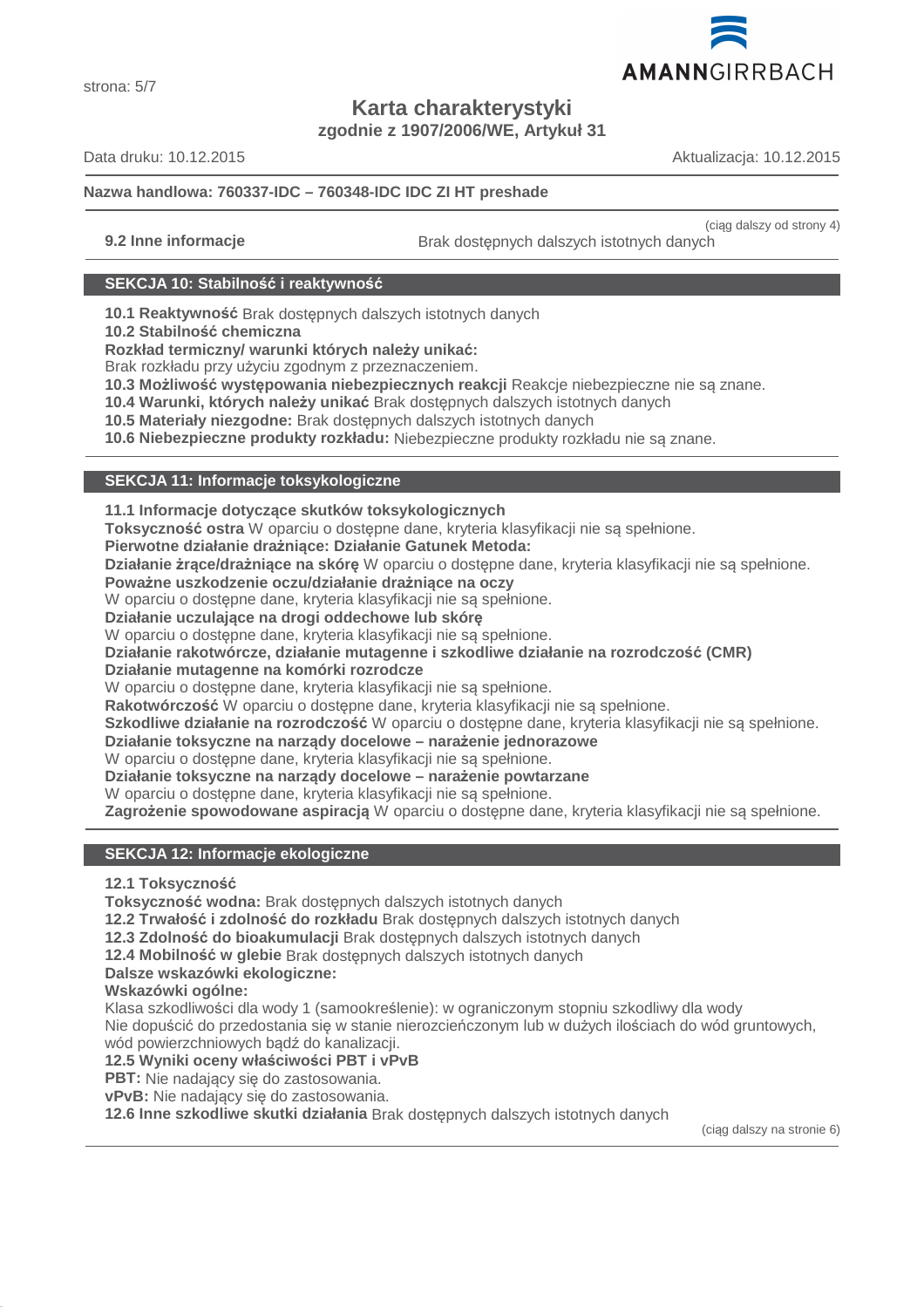**Nazwa handlowa: 760337-IDC – 760348-IDC IDC ZI HT preshade**

(ciąg dalszy od strony 4)

**9.2 Inne informacje** Brak dostępnych dalszych istotnych danych

## SEKCJA 10: Stabilność i reaktywność

**10.1 Reaktywność** Brak dostępnych dalszych istotnych danych
**10.2 Stabilność chemiczna**
**Rozkład termiczny/ warunki których należy unikać:**
Brak rozkładu przy użyciu zgodnym z przeznaczeniem.
**10.3 Możliwość występowania niebezpiecznych reakcji** Reakcje niebezpieczne nie są znane.
**10.4 Warunki, których należy unikać** Brak dostępnych dalszych istotnych danych
**10.5 Materiały niezgodne:** Brak dostępnych dalszych istotnych danych
**10.6 Niebezpieczne produkty rozkładu:** Niebezpieczne produkty rozkładu nie są znane.

## SEKCJA 11: Informacje toksykologiczne

**11.1 Informacje dotyczące skutków toksykologicznych**
**Toksyczność ostra** W oparciu o dostępne dane, kryteria klasyfikacji nie są spełnione.
**Pierwotne działanie drażniące: Działanie Gatunek Metoda:**
**Działanie żrące/drażniące na skórę** W oparciu o dostępne dane, kryteria klasyfikacji nie są spełnione.
**Poważne uszkodzenie oczu/działanie drażniące na oczy**
W oparciu o dostępne dane, kryteria klasyfikacji nie są spełnione.
**Działanie uczulające na drogi oddechowe lub skórę**
W oparciu o dostępne dane, kryteria klasyfikacji nie są spełnione.
**Działanie rakotwórcze, działanie mutagenne i szkodliwe działanie na rozrodczość (CMR)**
**Działanie mutagenne na komórki rozrodcze**
W oparciu o dostępne dane, kryteria klasyfikacji nie są spełnione.
**Rakotwórczość** W oparciu o dostępne dane, kryteria klasyfikacji nie są spełnione.
**Szkodliwe działanie na rozrodczość** W oparciu o dostępne dane, kryteria klasyfikacji nie są spełnione.
**Działanie toksyczne na narządy docelowe – narażenie jednorazowe**
W oparciu o dostępne dane, kryteria klasyfikacji nie są spełnione.
**Działanie toksyczne na narządy docelowe – narażenie powtarzane**
W oparciu o dostępne dane, kryteria klasyfikacji nie są spełnione.
**Zagrożenie spowodowane aspiracją** W oparciu o dostępne dane, kryteria klasyfikacji nie są spełnione.

## SEKCJA 12: Informacje ekologiczne

**12.1 Toksyczność**
**Toksyczność wodna:** Brak dostępnych dalszych istotnych danych
**12.2 Trwałość i zdolność do rozkładu** Brak dostępnych dalszych istotnych danych
**12.3 Zdolność do bioakumulacji** Brak dostępnych dalszych istotnych danych
**12.4 Mobilność w glebie** Brak dostępnych dalszych istotnych danych
**Dalsze wskazówki ekologiczne:**
**Wskazówki ogólne:**
Klasa szkodliwości dla wody 1 (samookreślenie): w ograniczonym stopniu szkodliwy dla wody
Nie dopuścić do przedostania się w stanie nierozcieńczonym lub w dużych ilościach do wód gruntowych, wód powierzchniowych bądź do kanalizacji.
**12.5 Wyniki oceny właściwości PBT i vPvB**
**PBT:** Nie nadający się do zastosowania.
**vPvB:** Nie nadający się do zastosowania.
**12.6 Inne szkodliwe skutki działania** Brak dostępnych dalszych istotnych danych

(ciąg dalszy na stronie 6)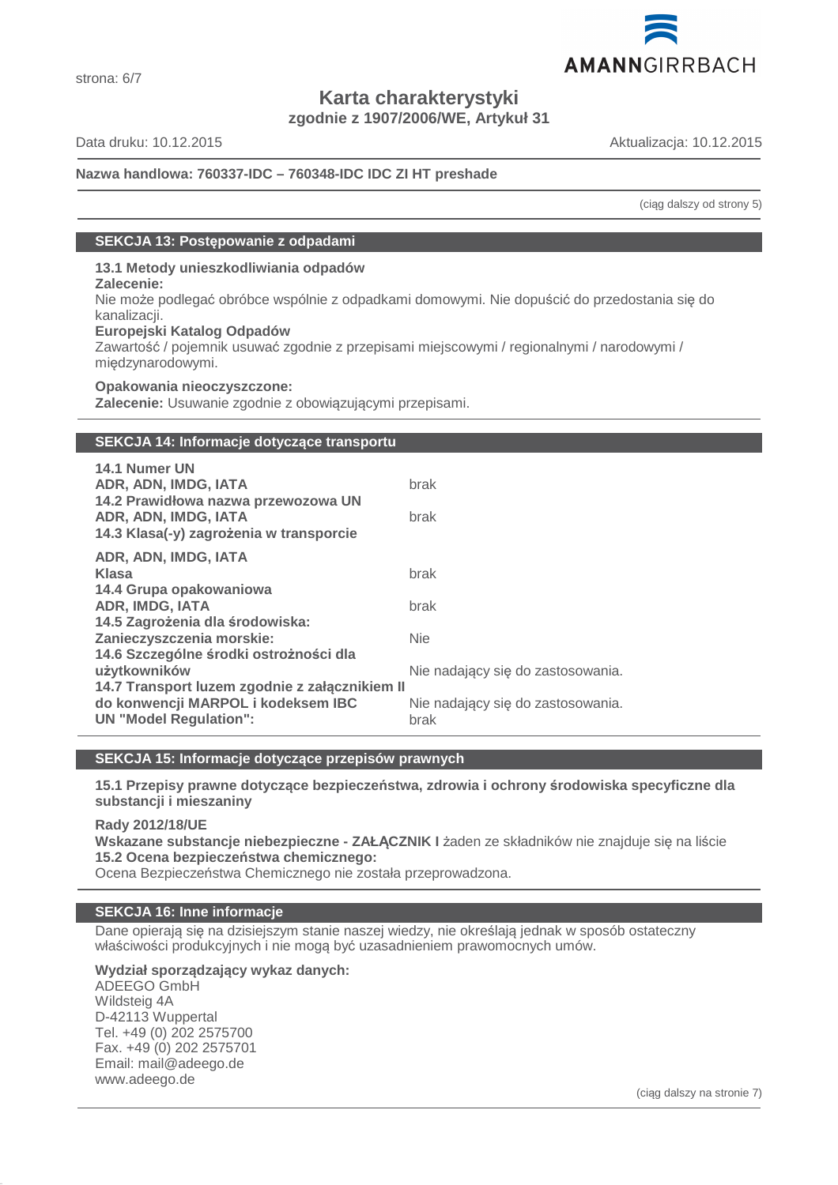**Karta charakterystyki**
**zgodnie z 1907/2006/WE, Artykuł 31**

Data druku: 10.12.2015 Aktualizacja: 10.12.2015

**Nazwa handlowa: 760337-IDC – 760348-IDC IDC ZI HT preshade**

(ciąg dalszy od strony 5)

## SEKCJA 13: Postępowanie z odpadami

**13.1 Metody unieszkodliwiania odpadów**
**Zalecenie:**
Nie może podlegać obróbce wspólnie z odpadkami domowymi. Nie dopuścić do przedostania się do kanalizacji.
**Europejski Katalog Odpadów**
Zawartość / pojemnik usuwać zgodnie z przepisami miejscowymi / regionalnymi / narodowymi / międzynarodowymi.

**Opakowania nieoczyszczone:**
**Zalecenie:** Usuwanie zgodnie z obowiązującymi przepisami.

## SEKCJA 14: Informacje dotyczące transportu

| | |
|---|---|
| **14.1 Numer UN** | |
| **ADR, ADN, IMDG, IATA** | brak |
| **14.2 Prawidłowa nazwa przewozowa UN** | |
| **ADR, ADN, IMDG, IATA** | brak |
| **14.3 Klasa(-y) zagrożenia w transporcie** | |
| **ADR, ADN, IMDG, IATA** | |
| **Klasa** | brak |
| **14.4 Grupa opakowaniowa** | |
| **ADR, IMDG, IATA** | brak |
| **14.5 Zagrożenia dla środowiska:** | |
| **Zanieczyszczenia morskie:** | Nie |
| **14.6 Szczególne środki ostrożności dla użytkowników** | Nie nadający się do zastosowania. |
| **14.7 Transport luzem zgodnie z załącznikiem II do konwencji MARPOL i kodeksem IBC** | Nie nadający się do zastosowania. |
| **UN "Model Regulation":** | brak |

## SEKCJA 15: Informacje dotyczące przepisów prawnych

**15.1 Przepisy prawne dotyczące bezpieczeństwa, zdrowia i ochrony środowiska specyficzne dla substancji i mieszaniny**

**Rady 2012/18/UE**
**Wskazane substancje niebezpieczne - ZAŁĄCZNIK I** żaden ze składników nie znajduje się na liście
**15.2 Ocena bezpieczeństwa chemicznego:**
Ocena Bezpieczeństwa Chemicznego nie została przeprowadzona.

## SEKCJA 16: Inne informacje

Dane opierają się na dzisiejszym stanie naszej wiedzy, nie określają jednak w sposób ostateczny właściwości produkcyjnych i nie mogą być uzasadnieniem prawomocnych umów.

**Wydział sporządzający wykaz danych:**
ADEEGO GmbH
Wildsteig 4A
D-42113 Wuppertal
Tel. +49 (0) 202 2575700
Fax. +49 (0) 202 2575701
Email: mail@adeego.de
www.adeego.de

(ciąg dalszy na stronie 7)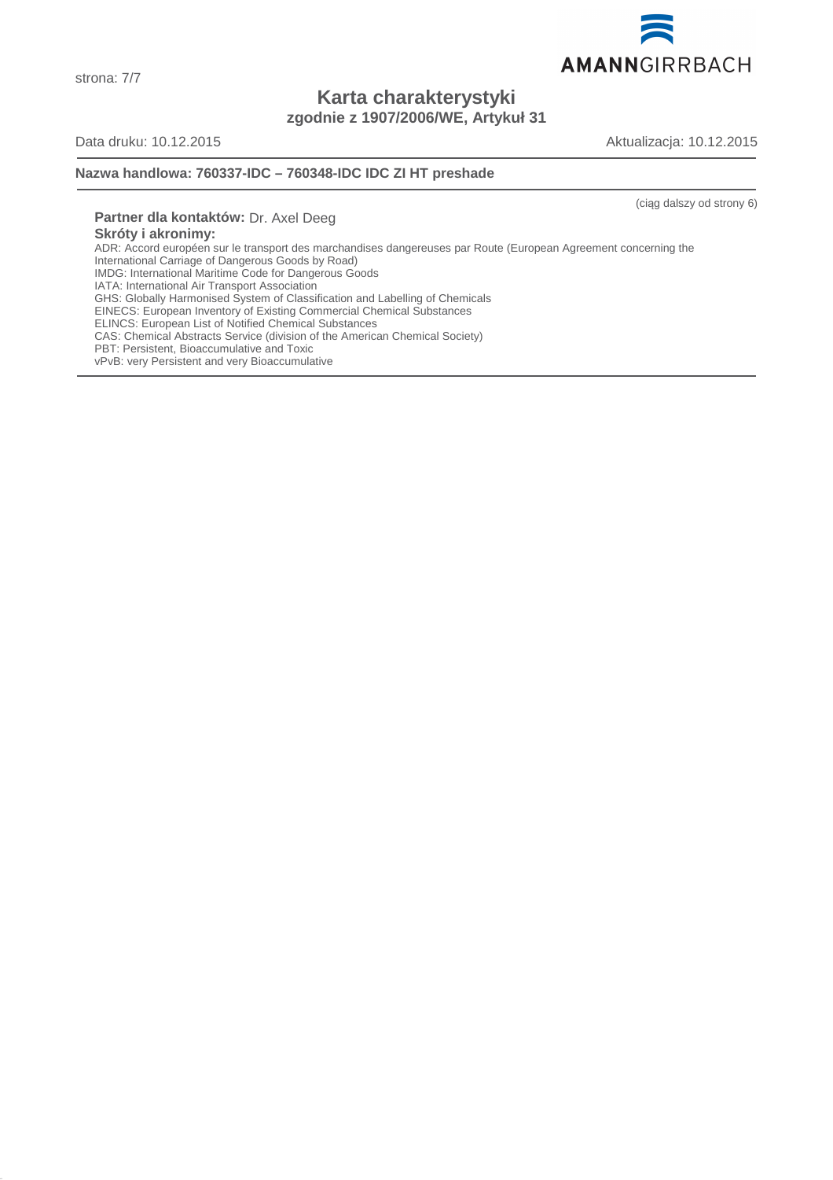(ciąg dalszy od strony 6)

**Partner dla kontaktów:** Dr. Axel Deeg

**Skróty i akronimy:**

ADR: Accord européen sur le transport des marchandises dangereuses par Route (European Agreement concerning the International Carriage of Dangerous Goods by Road)
IMDG: International Maritime Code for Dangerous Goods
IATA: International Air Transport Association
GHS: Globally Harmonised System of Classification and Labelling of Chemicals
EINECS: European Inventory of Existing Commercial Chemical Substances
ELINCS: European List of Notified Chemical Substances
CAS: Chemical Abstracts Service (division of the American Chemical Society)
PBT: Persistent, Bioaccumulative and Toxic
vPvB: very Persistent and very Bioaccumulative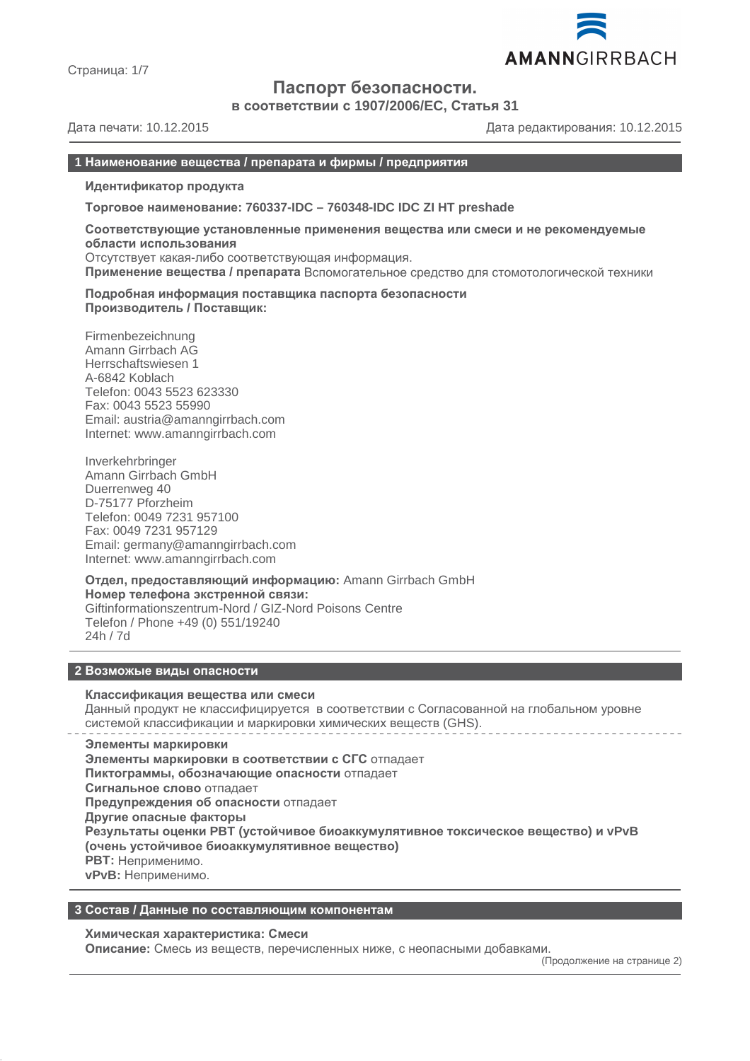# Паспорт безопасности.

**в соответствии с 1907/2006/ЕС, Статья 31**

Дата печати: 10.12.2015 Дата редактирования: 10.12.2015

## 1 Наименование вещества / препарата и фирмы / предприятия

**Идентификатор продукта**

**Торговое наименование: 760337-IDC – 760348-IDC IDC ZI HT preshade**

**Соответствующие установленные применения вещества или смеси и не рекомендуемые области использования**
Отсутствует какая-либо соответствующая информация.
**Применение вещества / препарата** Вспомогательное средство для стомотологической техники

**Подробная информация поставщика паспорта безопасности**
**Производитель / Поставщик:**

Firmenbezeichnung
Amann Girrbach AG
Herrschaftswiesen 1
A-6842 Koblach
Telefon: 0043 5523 623330
Fax: 0043 5523 55990
Email: austria@amanngirrbach.com
Internet: www.amanngirrbach.com

Inverkehrbringer
Amann Girrbach GmbH
Duerrenweg 40
D-75177 Pforzheim
Telefon: 0049 7231 957100
Fax: 0049 7231 957129
Email: germany@amanngirrbach.com
Internet: www.amanngirrbach.com

**Отдел, предоставляющий информацию:** Amann Girrbach GmbH
**Номер телефона экстренной связи:**
Giftinformationszentrum-Nord / GIZ-Nord Poisons Centre
Telefon / Phone +49 (0) 551/19240
24h / 7d

## 2 Возможые виды опасности

**Классификация вещества или смеси**
Данный продукт не классифицируется в соответствии с Согласованной на глобальном уровне системой классификации и маркировки химических веществ (GHS).

**Элементы маркировки**
**Элементы маркировки в соответствии с СГС** отпадает
**Пиктограммы, обозначающие опасности** отпадает
**Сигнальное слово** отпадает
**Предупреждения об опасности** отпадает
**Другие опасные факторы**
**Результаты оценки PBT (устойчивое биоаккумулятивное токсическое вещество) и vPvB (очень устойчивое биоаккумулятивное вещество)**
**PBT:** Неприменимо.
**vPvB:** Неприменимо.

## 3 Состав / Данные по составляющим компонентам

**Химическая характеристика: Смеси**
**Описание:** Смесь из веществ, перечисленных ниже, с неопасными добавками.

(Продолжение на странице 2)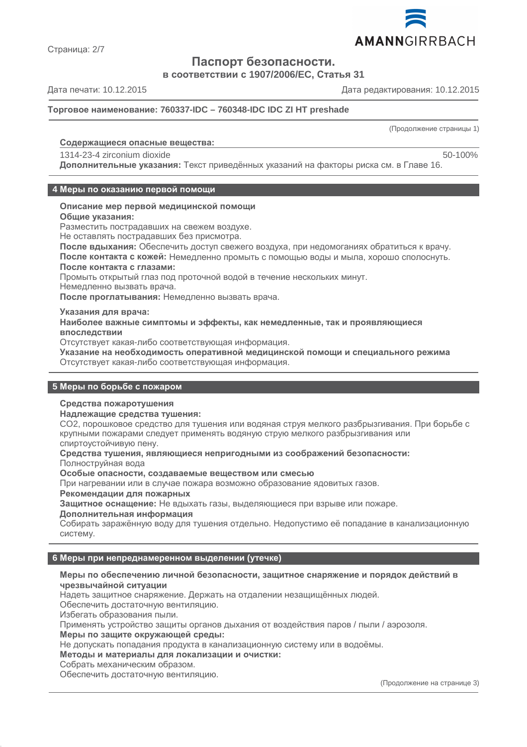# Паспорт безопасности.

**в соответствии с 1907/2006/ЕС, Статья 31**

Дата печати: 10.12.2015 Дата редактирования: 10.12.2015

**Торговое наименование: 760337-IDC – 760348-IDC IDC ZI HT preshade**

(Продолжение страницы 1)

**Содержащиеся опасные вещества:**

1314-23-4 zirconium dioxide 50-100%

**Дополнительные указания:** Текст приведённых указаний на факторы риска см. в Главе 16.

## 4 Меры по оказанию первой помощи

**Описание мер первой медицинской помощи**

**Общие указания:**

Разместить пострадавших на свежем воздухе.

Не оставлять пострадавших без присмотра.

**После вдыхания:** Обеспечить доступ свежего воздуха, при недомоганиях обратиться к врачу.

**После контакта с кожей:** Немедленно промыть с помощью воды и мыла, хорошо сполоснуть.

**После контакта с глазами:**

Промыть открытый глаз под проточной водой в течение нескольких минут.

Немедленно вызвать врача.

**После проглатывания:** Немедленно вызвать врача.

**Указания для врача:**

**Наиболее важные симптомы и эффекты, как немедленные, так и проявляющиеся впоследствии**

Отсутствует какая-либо соответствующая информация.

**Указание на необходимость оперативной медицинской помощи и специального режима**

Отсутствует какая-либо соответствующая информация.

## 5 Меры по борьбе с пожаром

**Средства пожаротушения**

**Надлежащие средства тушения:**

$CO_2$, порошковое средство для тушения или водяная струя мелкого разбрызгивания. При борьбе с крупными пожарами следует применять водяную струю мелкого разбрызгивания или спиртоустойчивую пену.

**Средства тушения, являющиеся непригодными из соображений безопасности:**

Полноструйная вода

**Особые опасности, создаваемые веществом или смесью**

При нагревании или в случае пожара возможно образование ядовитых газов.

**Рекомендации для пожарных**

**Защитное оснащение:** Не вдыхать газы, выделяющиеся при взрыве или пожаре.

**Дополнительная информация**

Собирать заражённую воду для тушения отдельно. Недопустимо её попадание в канализационную систему.

## 6 Меры при непреднамеренном выделении (утечке)

**Меры по обеспечению личной безопасности, защитное снаряжение и порядок действий в чрезвычайной ситуации**

Надеть защитное снаряжение. Держать на отдалении незащищённых людей.

Обеспечить достаточную вентиляцию.

Избегать образования пыли.

Применять устройство защиты органов дыхания от воздействия паров / пыли / аэрозоля.

**Меры по защите окружающей среды:**

Не допускать попадания продукта в канализационную систему или в водоёмы.

**Методы и материалы для локализации и очистки:**

Собрать механическим образом.

Обеспечить достаточную вентиляцию.

(Продолжение на странице 3)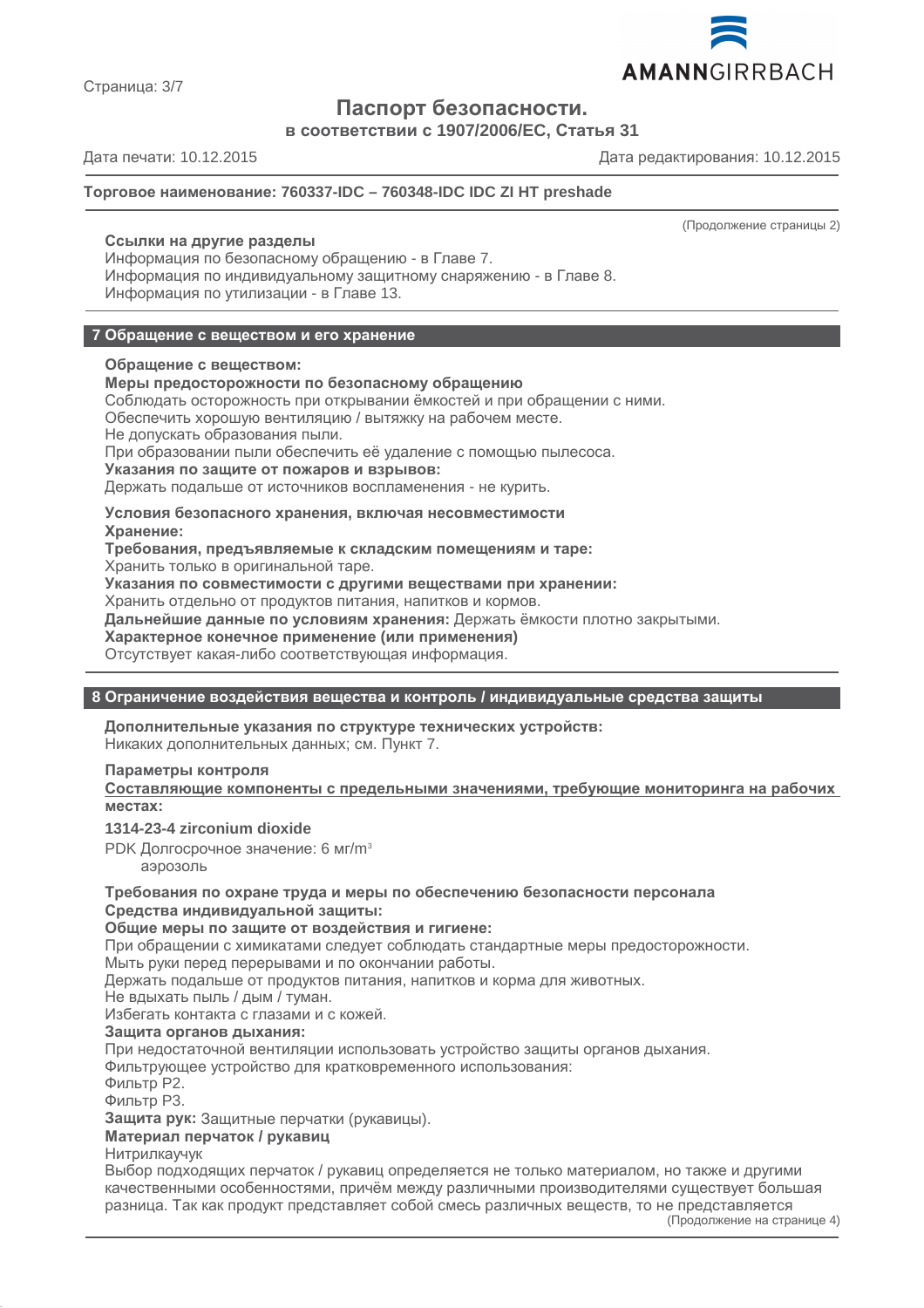# Паспорт безопасности.

**в соответствии с 1907/2006/ЕС, Статья 31**

Дата печати: 10.12.2015 Дата редактирования: 10.12.2015

**Торговое наименование: 760337-IDC – 760348-IDC IDC ZI HT preshade**

(Продолжение страницы 2)

**Ссылки на другие разделы**
Информация по безопасному обращению - в Главе 7.
Информация по индивидуальному защитному снаряжению - в Главе 8.
Информация по утилизации - в Главе 13.

## 7 Обращение с веществом и его хранение

**Обращение с веществом:**
**Меры предосторожности по безопасному обращению**
Соблюдать осторожность при открывании ёмкостей и при обращении с ними.
Обеспечить хорошую вентиляцию / вытяжку на рабочем месте.
Не допускать образования пыли.
При образовании пыли обеспечить её удаление с помощью пылесоса.
**Указания по защите от пожаров и взрывов:**
Держать подальше от источников воспламенения - не курить.

**Условия безопасного хранения, включая несовместимости**
**Хранение:**
**Требования, предъявляемые к складским помещениям и таре:**
Хранить только в оригинальной таре.
**Указания по совместимости с другими веществами при хранении:**
Хранить отдельно от продуктов питания, напитков и кормов.
**Дальнейшие данные по условиям хранения:** Держать ёмкости плотно закрытыми.
**Характерное конечное применение (или применения)**
Отсутствует какая-либо соответствующая информация.

## 8 Ограничение воздействия вещества и контроль / индивидуальные средства защиты

**Дополнительные указания по структуре технических устройств:**
Никаких дополнительных данных; см. Пункт 7.

**Параметры контроля**
**Составляющие компоненты с предельными значениями, требующие мониторинга на рабочих местах:**

**1314-23-4 zirconium dioxide**
PDK Долгосрочное значение: 6 мг/м$^3$
аэрозоль

**Требования по охране труда и меры по обеспечению безопасности персонала**
**Средства индивидуальной защиты:**
**Общие меры по защите от воздействия и гигиене:**
При обращении с химикатами следует соблюдать стандартные меры предосторожности.
Мыть руки перед перерывами и по окончании работы.
Держать подальше от продуктов питания, напитков и корма для животных.
Не вдыхать пыль / дым / туман.
Избегать контакта с глазами и с кожей.
**Защита органов дыхания:**
При недостаточной вентиляции использовать устройство защиты органов дыхания.
Фильтрующее устройство для кратковременного использования:
Фильтр P2.
Фильтр P3.
**Защита рук:** Защитные перчатки (рукавицы).
**Материал перчаток / рукавиц**
Нитрилкаучук
Выбор подходящих перчаток / рукавиц определяется не только материалом, но также и другими качественными особенностями, причём между различными производителями существует большая разница. Так как продукт представляет собой смесь различных веществ, то не представляется

(Продолжение на странице 4)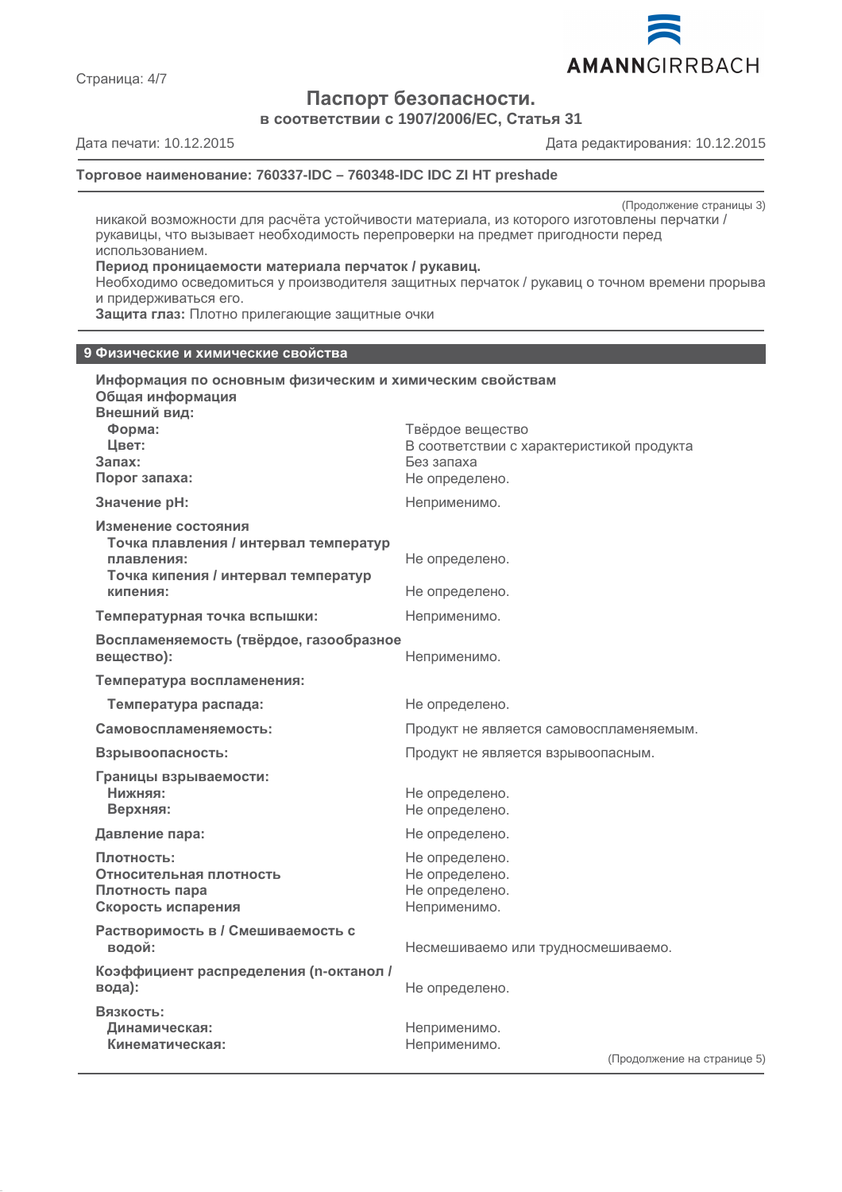(Продолжение страницы 3)

никакой возможности для расчёта устойчивости материала, из которого изготовлены перчатки / рукавицы, что вызывает необходимость перепроверки на предмет пригодности перед использованием.

**Период проницаемости материала перчаток / рукавиц.**

Необходимо осведомиться у производителя защитных перчаток / рукавиц о точном времени прорыва и придерживаться его.

**Защита глаз:** Плотно прилегающие защитные очки

## 9 Физические и химические свойства

**Информация по основным физическим и химическим свойствам**

**Общая информация**

**Внешний вид:**

| | |
|---|---|
| **Форма:** | Твёрдое вещество |
| **Цвет:** | В соответствии с характеристикой продукта |
| **Запах:** | Без запаха |
| **Порог запаха:** | Не определено. |
| **Значение pH:** | Неприменимо. |
| **Изменение состояния** | |
| **Точка плавления / интервал температур плавления:** | Не определено. |
| **Точка кипения / интервал температур кипения:** | Не определено. |
| **Температурная точка вспышки:** | Неприменимо. |
| **Воспламеняемость (твёрдое, газообразное вещество):** | Неприменимо. |
| **Температура воспламенения:** | |
| **Температура распада:** | Не определено. |
| **Самовоспламеняемость:** | Продукт не является самовоспламеняемым. |
| **Взрывоопасность:** | Продукт не является взрывоопасным. |
| **Границы взрываемости:** | |
| **Нижняя:** | Не определено. |
| **Верхняя:** | Не определено. |
| **Давление пара:** | Не определено. |
| **Плотность:** | Не определено. |
| **Относительная плотность** | Не определено. |
| **Плотность пара** | Не определено. |
| **Скорость испарения** | Неприменимо. |
| **Растворимость в / Смешиваемость с водой:** | Несмешиваемо или трудносмешиваемо. |
| **Коэффициент распределения (n-октанол / вода):** | Не определено. |
| **Вязкость:** | |
| **Динамическая:** | Неприменимо. |
| **Кинематическая:** | Неприменимо. |

(Продолжение на странице 5)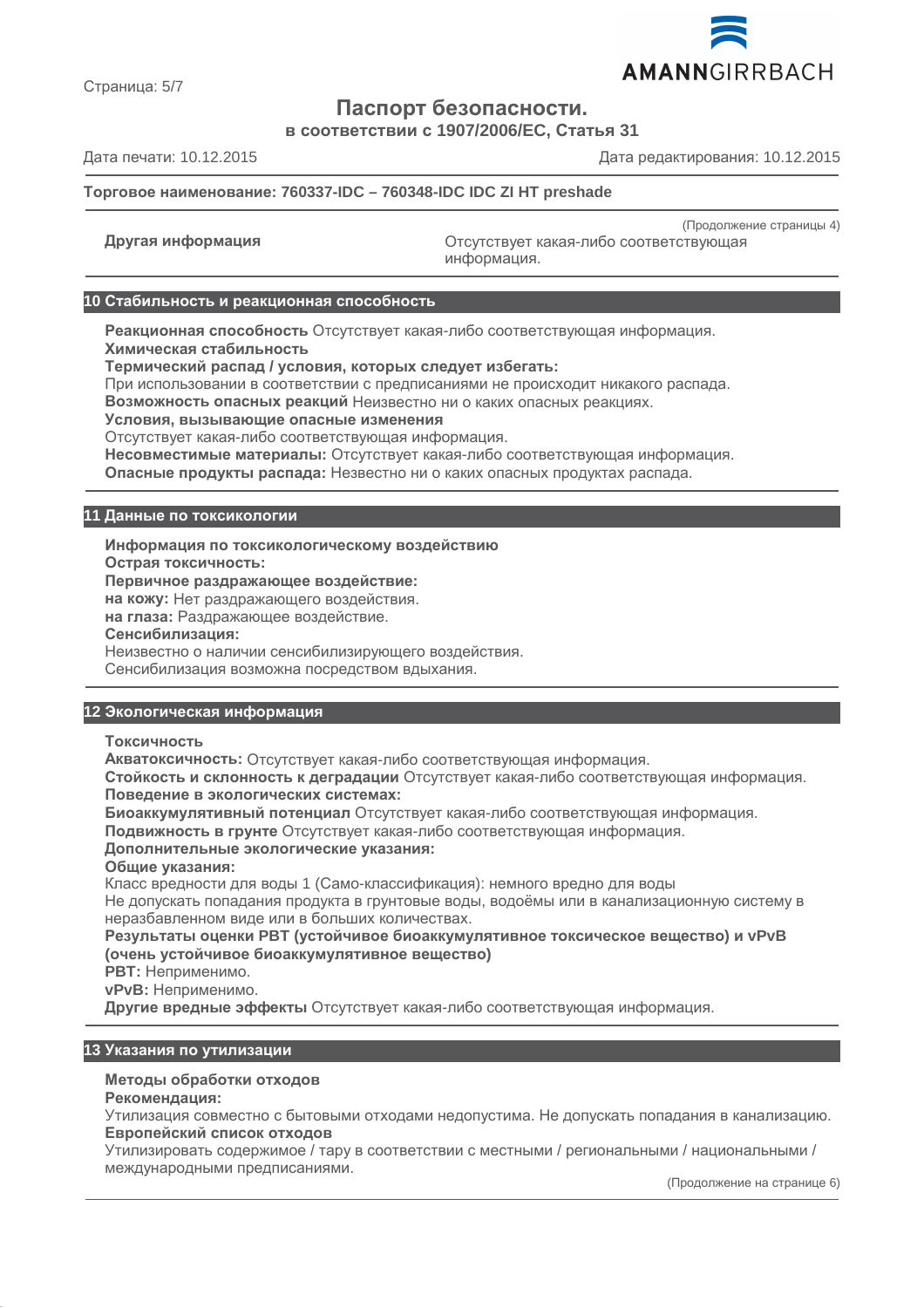# Паспорт безопасности.

**в соответствии с 1907/2006/ЕС, Статья 31**

Дата печати: 10.12.2015 Дата редактирования: 10.12.2015

**Торговое наименование: 760337-IDC – 760348-IDC IDC ZI HT preshade**

(Продолжение страницы 4)

**Другая информация** Отсутствует какая-либо соответствующая информация.

## 10 Стабильность и реакционная способность

**Реакционная способность** Отсутствует какая-либо соответствующая информация.
**Химическая стабильность**
**Термический распад / условия, которых следует избегать:**
При использовании в соответствии с предписаниями не происходит никакого распада.
**Возможность опасных реакций** Неизвестно ни о каких опасных реакциях.
**Условия, вызывающие опасные изменения**
Отсутствует какая-либо соответствующая информация.
**Несовместимые материалы:** Отсутствует какая-либо соответствующая информация.
**Опасные продукты распада:** Незвестно ни о каких опасных продуктах распада.

## 11 Данные по токсикологии

**Информация по токсикологическому воздействию**
**Острая токсичность:**
**Первичное раздражающее воздействие:**
**на кожу:** Нет раздражающего воздействия.
**на глаза:** Раздражающее воздействие.
**Сенсибилизация:**
Неизвестно о наличии сенсибилизирующего воздействия.
Сенсибилизация возможна посредством вдыхания.

## 12 Экологическая информация

**Токсичность**
**Акватоксичность:** Отсутствует какая-либо соответствующая информация.
**Стойкость и склонность к деградации** Отсутствует какая-либо соответствующая информация.
**Поведение в экологических системах:**
**Биоаккумулятивный потенциал** Отсутствует какая-либо соответствующая информация.
**Подвижность в грунте** Отсутствует какая-либо соответствующая информация.
**Дополнительные экологические указания:**
**Общие указания:**
Класс вредности для воды 1 (Само-классификация): немного вредно для воды
Не допускать попадания продукта в грунтовые воды, водоёмы или в канализационную систему в неразбавленном виде или в больших количествах.
**Результаты оценки PBT (устойчивое биоаккумулятивное токсическое вещество) и vPvB (очень устойчивое биоаккумулятивное вещество)**
**PBT:** Неприменимо.
**vPvB:** Неприменимо.
**Другие вредные эффекты** Отсутствует какая-либо соответствующая информация.

## 13 Указания по утилизации

**Методы обработки отходов**
**Рекомендация:**
Утилизация совместно с бытовыми отходами недопустима. Не допускать попадания в канализацию.
**Европейский список отходов**
Утилизировать содержимое / тару в соответствии с местными / региональными / национальными / международными предписаниями.

(Продолжение на странице 6)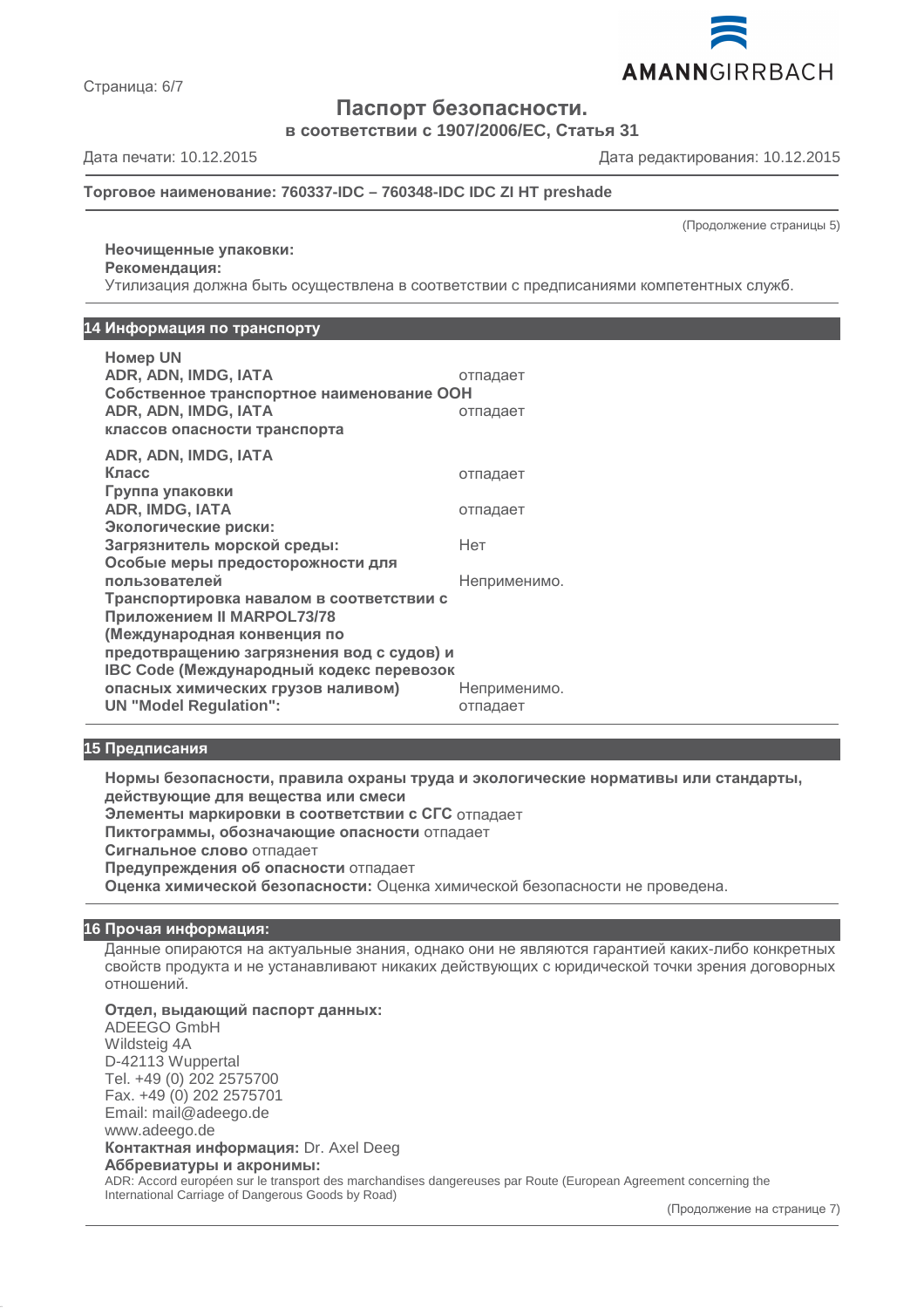(Продолжение страницы 5)

**Неочищенные упаковки:**
**Рекомендация:**
Утилизация должна быть осуществлена в соответствии с предписаниями компетентных служб.

## 14 Информация по транспорту

| | |
|---|---|
| **Номер UN** | |
| **ADR, ADN, IMDG, IATA** | отпадает |
| **Собственное транспортное наименование ООН** | |
| **ADR, ADN, IMDG, IATA** | отпадает |
| **классов опасности транспорта** | |
| **ADR, ADN, IMDG, IATA** | |
| **Класс** | отпадает |
| **Группа упаковки** | |
| **ADR, IMDG, IATA** | отпадает |
| **Экологические риски:** | |
| **Загрязнитель морской среды:** | Нет |
| **Особые меры предосторожности для пользователей** | Неприменимо. |
| **Транспортировка навалом в соответствии с Приложением II MARPOL73/78 (Международная конвенция по предотвращению загрязнения вод с судов) и IBC Code (Международный кодекс перевозок опасных химических грузов наливом)** | Неприменимо. |
| **UN "Model Regulation":** | отпадает |

## 15 Предписания

**Нормы безопасности, правила охраны труда и экологические нормативы или стандарты, действующие для вещества или смеси**
**Элементы маркировки в соответствии с СГС** отпадает
**Пиктограммы, обозначающие опасности** отпадает
**Сигнальное слово** отпадает
**Предупреждения об опасности** отпадает
**Оценка химической безопасности:** Оценка химической безопасности не проведена.

## 16 Прочая информация:

Данные опираются на актуальные знания, однако они не являются гарантией каких-либо конкретных свойств продукта и не устанавливают никаких действующих с юридической точки зрения договорных отношений.

**Отдел, выдающий паспорт данных:**
ADEEGO GmbH
Wildsteig 4A
D-42113 Wuppertal
Tel. +49 (0) 202 2575700
Fax. +49 (0) 202 2575701
Email: mail@adeego.de
www.adeego.de
**Контактная информация:** Dr. Axel Deeg
**Аббревиатуры и акронимы:**
ADR: Accord européen sur le transport des marchandises dangereuses par Route (European Agreement concerning the International Carriage of Dangerous Goods by Road)

(Продолжение на странице 7)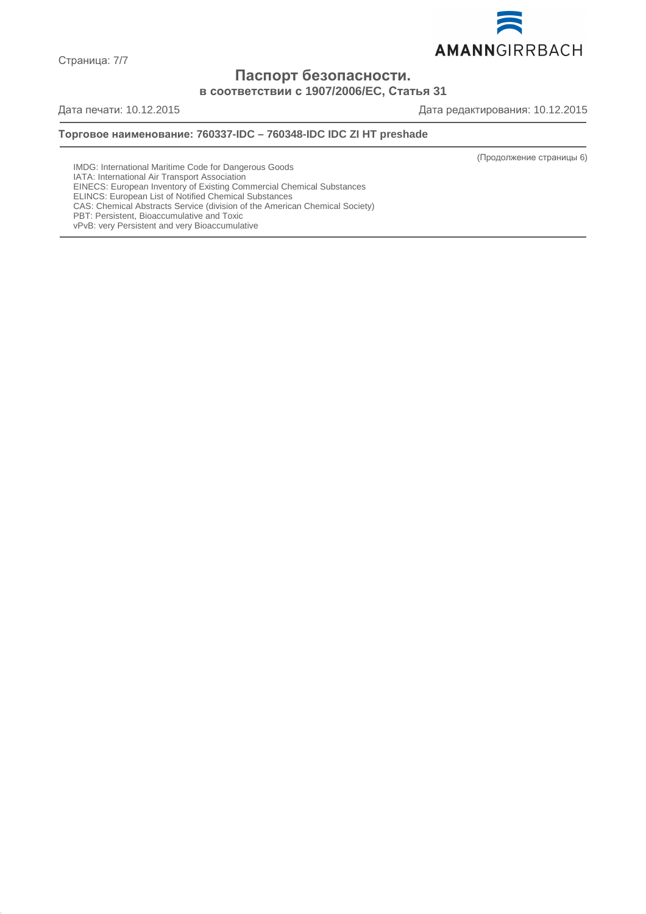(Продолжение страницы 6)

IMDG: International Maritime Code for Dangerous Goods
IATA: International Air Transport Association
EINECS: European Inventory of Existing Commercial Chemical Substances
ELINCS: European List of Notified Chemical Substances
CAS: Chemical Abstracts Service (division of the American Chemical Society)
PBT: Persistent, Bioaccumulative and Toxic
vPvB: very Persistent and very Bioaccumulative